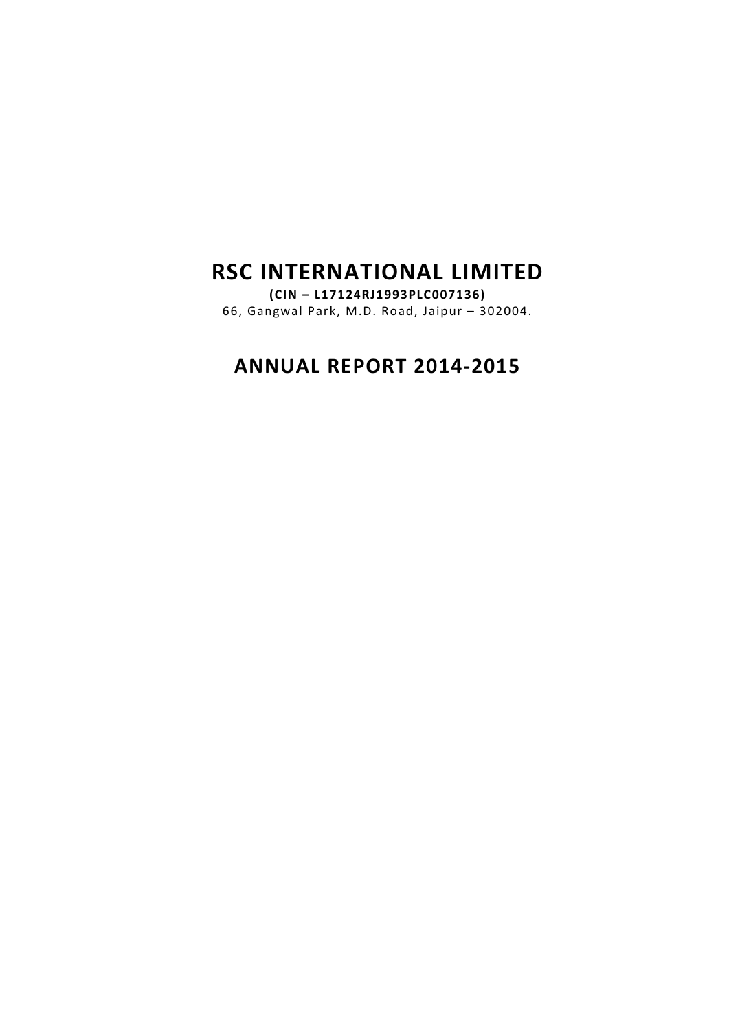# RSC INTERNATIONAL LIMITED

**(CIN – L17124RJ1993PLC007136)**

66, Gangwal Park, M.D. Road, Jaipur – 302004.

## ANNUAL REPORT 2014-2015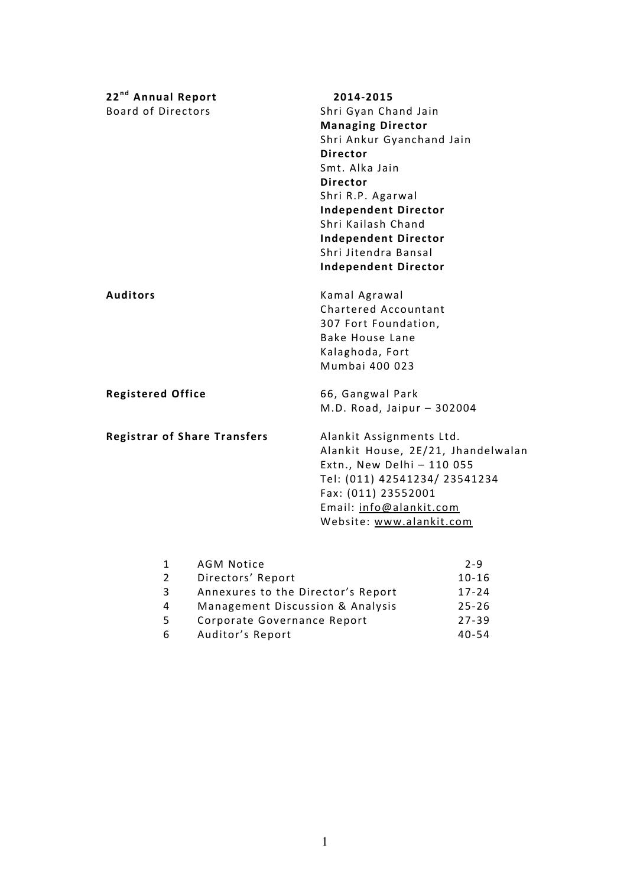**22[nd] Annual Report** **2014-2015**

| | |
|---|---|
| Board of Directors | Shri Gyan Chand Jain<br>**Managing Director**<br>Shri Ankur Gyanchand Jain<br>**Director**<br>Smt. Alka Jain<br>**Director**<br>Shri R.P. Agarwal<br>**Independent Director**<br>Shri Kailash Chand<br>**Independent Director**<br>Shri Jitendra Bansal<br>**Independent Director** |
| **Auditors** | Kamal Agrawal<br>Chartered Accountant<br>307 Fort Foundation,<br>Bake House Lane<br>Kalaghoda, Fort<br>Mumbai 400 023 |
| **Registered Office** | 66, Gangwal Park<br>M.D. Road, Jaipur – 302004 |
| **Registrar of Share Transfers** | Alankit Assignments Ltd.<br>Alankit House, 2E/21, Jhandelwalan<br>Extn., New Delhi – 110 055<br>Tel: (011) 42541234/ 23541234<br>Fax: (011) 23552001<br>Email: info@alankit.com<br>Website: www.alankit.com |

| | | |
|---|---|---|
| 1 | AGM Notice | 2-9 |
| 2 | Directors' Report | 10-16 |
| 3 | Annexures to the Director's Report | 17-24 |
| 4 | Management Discussion & Analysis | 25-26 |
| 5 | Corporate Governance Report | 27-39 |
| 6 | Auditor's Report | 40-54 |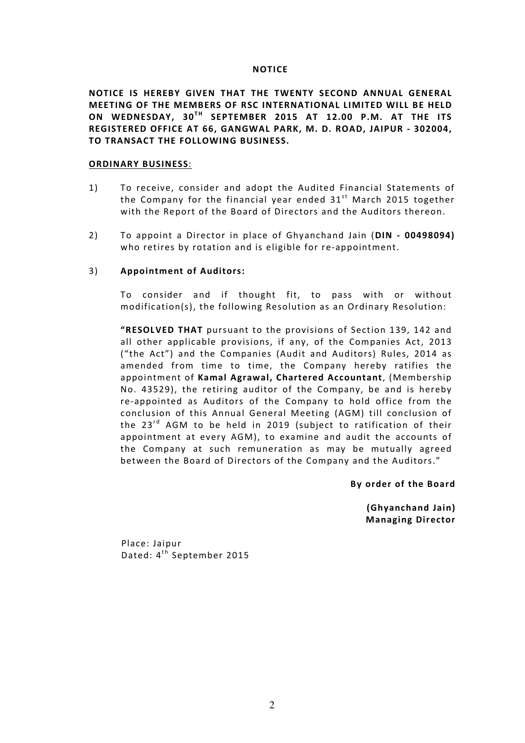# NOTICE

**NOTICE IS HEREBY GIVEN THAT THE TWENTY SECOND ANNUAL GENERAL MEETING OF THE MEMBERS OF RSC INTERNATIONAL LIMITED WILL BE HELD ON WEDNESDAY, 30$^{TH}$ SEPTEMBER 2015 AT 12.00 P.M. AT THE ITS REGISTERED OFFICE AT 66, GANGWAL PARK, M. D. ROAD, JAIPUR - 302004, TO TRANSACT THE FOLLOWING BUSINESS.**

## ORDINARY BUSINESS:

1) To receive, consider and adopt the Audited Financial Statements of the Company for the financial year ended 31$^{st}$ March 2015 together with the Report of the Board of Directors and the Auditors thereon.

2) To appoint a Director in place of Ghyanchand Jain (**DIN - 00498094)** who retires by rotation and is eligible for re-appointment.

3) **Appointment of Auditors:**

   To consider and if thought fit, to pass with or without modification(s), the following Resolution as an Ordinary Resolution:

   **"RESOLVED THAT** pursuant to the provisions of Section 139, 142 and all other applicable provisions, if any, of the Companies Act, 2013 ("the Act") and the Companies (Audit and Auditors) Rules, 2014 as amended from time to time, the Company hereby ratifies the appointment of **Kamal Agrawal, Chartered Accountant**, (Membership No. 43529), the retiring auditor of the Company, be and is hereby re-appointed as Auditors of the Company to hold office from the conclusion of this Annual General Meeting (AGM) till conclusion of the 23$^{rd}$ AGM to be held in 2019 (subject to ratification of their appointment at every AGM), to examine and audit the accounts of the Company at such remuneration as may be mutually agreed between the Board of Directors of the Company and the Auditors."

**By order of the Board**

**(Ghyanchand Jain)**
**Managing Director**

Place: Jaipur
Dated: 4$^{th}$ September 2015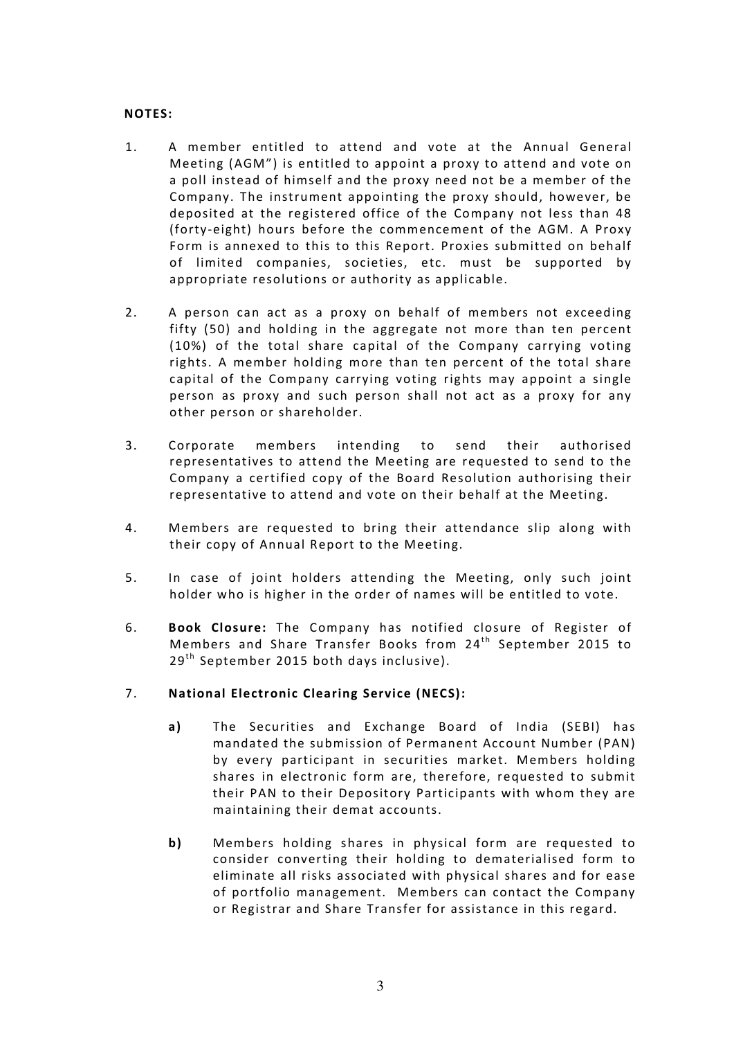**NOTES:**

1. A member entitled to attend and vote at the Annual General Meeting (AGM") is entitled to appoint a proxy to attend and vote on a poll instead of himself and the proxy need not be a member of the Company. The instrument appointing the proxy should, however, be deposited at the registered office of the Company not less than 48 (forty-eight) hours before the commencement of the AGM. A Proxy Form is annexed to this to this Report. Proxies submitted on behalf of limited companies, societies, etc. must be supported by appropriate resolutions or authority as applicable.

2. A person can act as a proxy on behalf of members not exceeding fifty (50) and holding in the aggregate not more than ten percent (10%) of the total share capital of the Company carrying voting rights. A member holding more than ten percent of the total share capital of the Company carrying voting rights may appoint a single person as proxy and such person shall not act as a proxy for any other person or shareholder.

3. Corporate members intending to send their authorised representatives to attend the Meeting are requested to send to the Company a certified copy of the Board Resolution authorising their representative to attend and vote on their behalf at the Meeting.

4. Members are requested to bring their attendance slip along with their copy of Annual Report to the Meeting.

5. In case of joint holders attending the Meeting, only such joint holder who is higher in the order of names will be entitled to vote.

6. **Book Closure:** The Company has notified closure of Register of Members and Share Transfer Books from 24th September 2015 to 29th September 2015 both days inclusive).

7. **National Electronic Clearing Service (NECS):**

   **a)** The Securities and Exchange Board of India (SEBI) has mandated the submission of Permanent Account Number (PAN) by every participant in securities market. Members holding shares in electronic form are, therefore, requested to submit their PAN to their Depository Participants with whom they are maintaining their demat accounts.

   **b)** Members holding shares in physical form are requested to consider converting their holding to dematerialised form to eliminate all risks associated with physical shares and for ease of portfolio management. Members can contact the Company or Registrar and Share Transfer for assistance in this regard.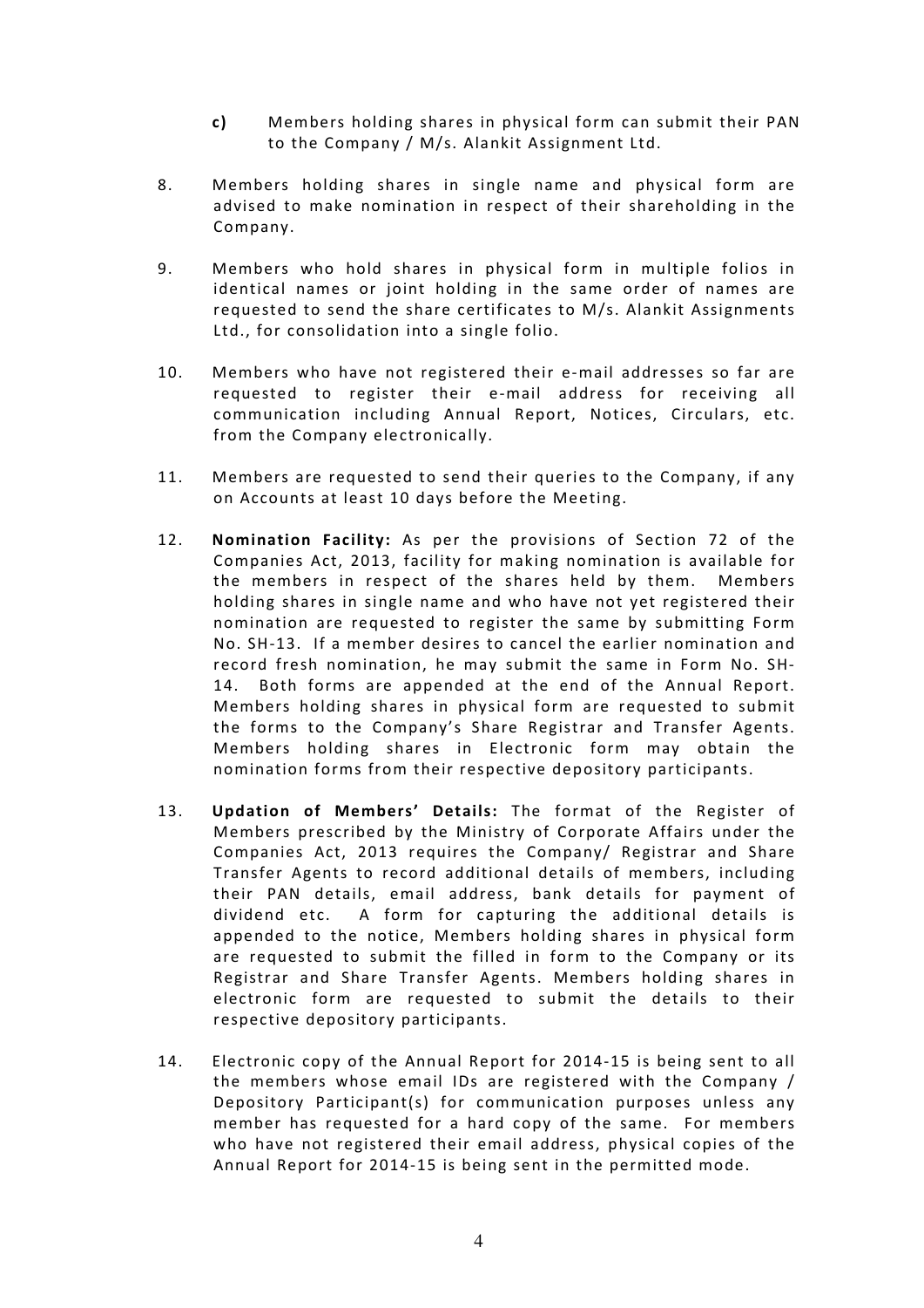**c)** Members holding shares in physical form can submit their PAN to the Company / M/s. Alankit Assignment Ltd.

8. Members holding shares in single name and physical form are advised to make nomination in respect of their shareholding in the Company.

9. Members who hold shares in physical form in multiple folios in identical names or joint holding in the same order of names are requested to send the share certificates to M/s. Alankit Assignments Ltd., for consolidation into a single folio.

10. Members who have not registered their e-mail addresses so far are requested to register their e-mail address for receiving all communication including Annual Report, Notices, Circulars, etc. from the Company electronically.

11. Members are requested to send their queries to the Company, if any on Accounts at least 10 days before the Meeting.

12. **Nomination Facility:** As per the provisions of Section 72 of the Companies Act, 2013, facility for making nomination is available for the members in respect of the shares held by them. Members holding shares in single name and who have not yet registered their nomination are requested to register the same by submitting Form No. SH-13. If a member desires to cancel the earlier nomination and record fresh nomination, he may submit the same in Form No. SH-14. Both forms are appended at the end of the Annual Report. Members holding shares in physical form are requested to submit the forms to the Company's Share Registrar and Transfer Agents. Members holding shares in Electronic form may obtain the nomination forms from their respective depository participants.

13. **Updation of Members' Details:** The format of the Register of Members prescribed by the Ministry of Corporate Affairs under the Companies Act, 2013 requires the Company/ Registrar and Share Transfer Agents to record additional details of members, including their PAN details, email address, bank details for payment of dividend etc. A form for capturing the additional details is appended to the notice, Members holding shares in physical form are requested to submit the filled in form to the Company or its Registrar and Share Transfer Agents. Members holding shares in electronic form are requested to submit the details to their respective depository participants.

14. Electronic copy of the Annual Report for 2014-15 is being sent to all the members whose email IDs are registered with the Company / Depository Participant(s) for communication purposes unless any member has requested for a hard copy of the same. For members who have not registered their email address, physical copies of the Annual Report for 2014-15 is being sent in the permitted mode.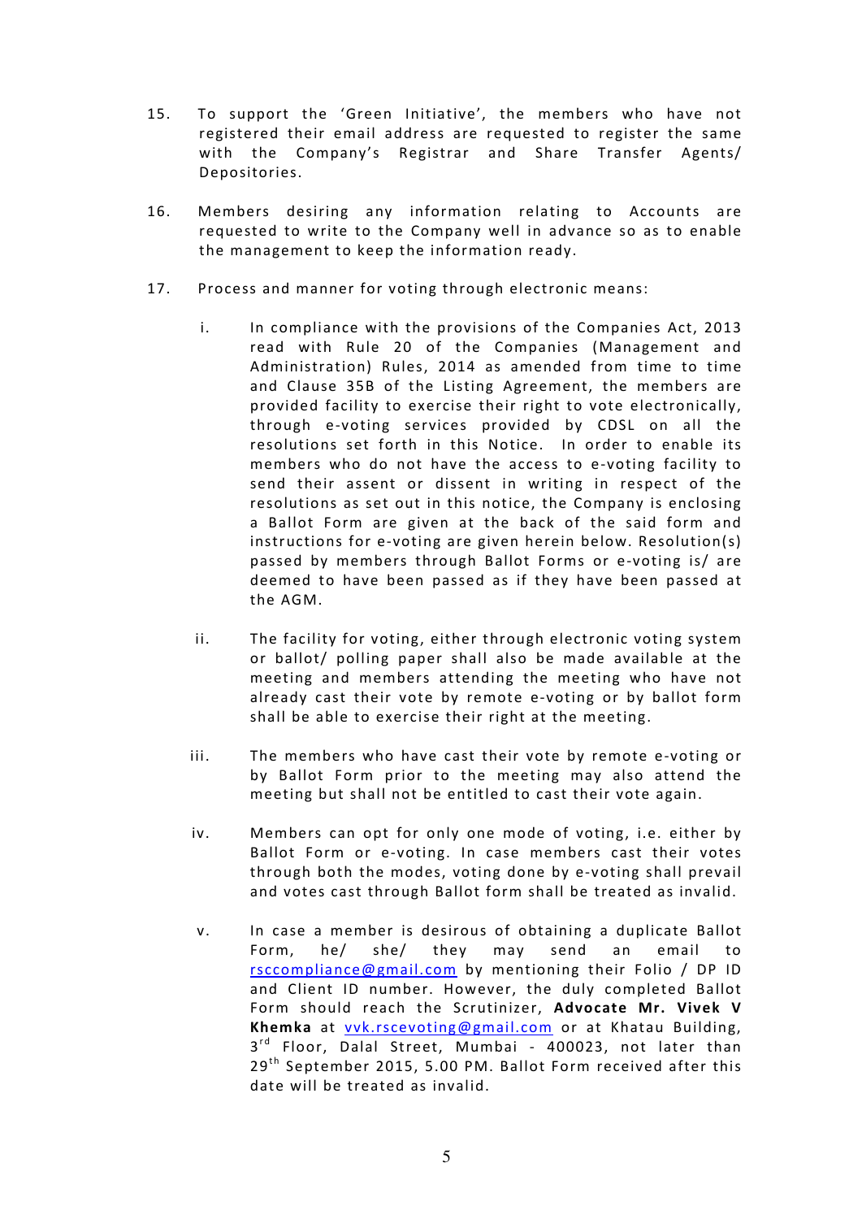15. To support the 'Green Initiative', the members who have not registered their email address are requested to register the same with the Company's Registrar and Share Transfer Agents/ Depositories.

16. Members desiring any information relating to Accounts are requested to write to the Company well in advance so as to enable the management to keep the information ready.

17. Process and manner for voting through electronic means:

    i. In compliance with the provisions of the Companies Act, 2013 read with Rule 20 of the Companies (Management and Administration) Rules, 2014 as amended from time to time and Clause 35B of the Listing Agreement, the members are provided facility to exercise their right to vote electronically, through e-voting services provided by CDSL on all the resolutions set forth in this Notice. In order to enable its members who do not have the access to e-voting facility to send their assent or dissent in writing in respect of the resolutions as set out in this notice, the Company is enclosing a Ballot Form are given at the back of the said form and instructions for e-voting are given herein below. Resolution(s) passed by members through Ballot Forms or e-voting is/ are deemed to have been passed as if they have been passed at the AGM.

    ii. The facility for voting, either through electronic voting system or ballot/ polling paper shall also be made available at the meeting and members attending the meeting who have not already cast their vote by remote e-voting or by ballot form shall be able to exercise their right at the meeting.

    iii. The members who have cast their vote by remote e-voting or by Ballot Form prior to the meeting may also attend the meeting but shall not be entitled to cast their vote again.

    iv. Members can opt for only one mode of voting, i.e. either by Ballot Form or e-voting. In case members cast their votes through both the modes, voting done by e-voting shall prevail and votes cast through Ballot form shall be treated as invalid.

    v. In case a member is desirous of obtaining a duplicate Ballot Form, he/ she/ they may send an email to rsccompliance@gmail.com by mentioning their Folio / DP ID and Client ID number. However, the duly completed Ballot Form should reach the Scrutinizer, **Advocate Mr. Vivek V Khemka** at vvk.rscevoting@gmail.com or at Khatau Building, 3rd Floor, Dalal Street, Mumbai - 400023, not later than 29th September 2015, 5.00 PM. Ballot Form received after this date will be treated as invalid.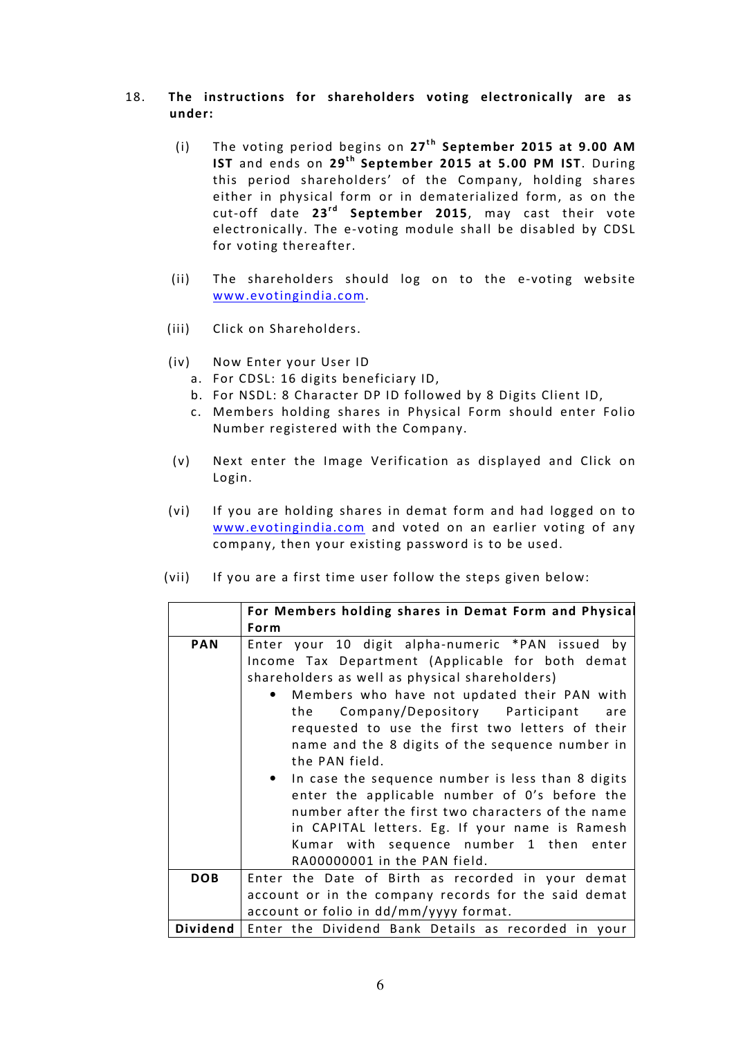18. **The instructions for shareholders voting electronically are as under:**

(i) The voting period begins on **27th September 2015 at 9.00 AM IST** and ends on **29th September 2015 at 5.00 PM IST**. During this period shareholders' of the Company, holding shares either in physical form or in dematerialized form, as on the cut-off date **23rd September 2015**, may cast their vote electronically. The e-voting module shall be disabled by CDSL for voting thereafter.

(ii) The shareholders should log on to the e-voting website www.evotingindia.com.

(iii) Click on Shareholders.

(iv) Now Enter your User ID

a. For CDSL: 16 digits beneficiary ID,
b. For NSDL: 8 Character DP ID followed by 8 Digits Client ID,
c. Members holding shares in Physical Form should enter Folio Number registered with the Company.

(v) Next enter the Image Verification as displayed and Click on Login.

(vi) If you are holding shares in demat form and had logged on to www.evotingindia.com and voted on an earlier voting of any company, then your existing password is to be used.

(vii) If you are a first time user follow the steps given below:

| | **For Members holding shares in Demat Form and Physical Form** |
|---|---|
| **PAN** | Enter your 10 digit alpha-numeric *PAN issued by Income Tax Department (Applicable for both demat shareholders as well as physical shareholders)<br>• Members who have not updated their PAN with the Company/Depository Participant are requested to use the first two letters of their name and the 8 digits of the sequence number in the PAN field.<br>• In case the sequence number is less than 8 digits enter the applicable number of 0's before the number after the first two characters of the name in CAPITAL letters. Eg. If your name is Ramesh Kumar with sequence number 1 then enter RA00000001 in the PAN field. |
| **DOB** | Enter the Date of Birth as recorded in your demat account or in the company records for the said demat account or folio in dd/mm/yyyy format. |
| **Dividend** | Enter the Dividend Bank Details as recorded in your |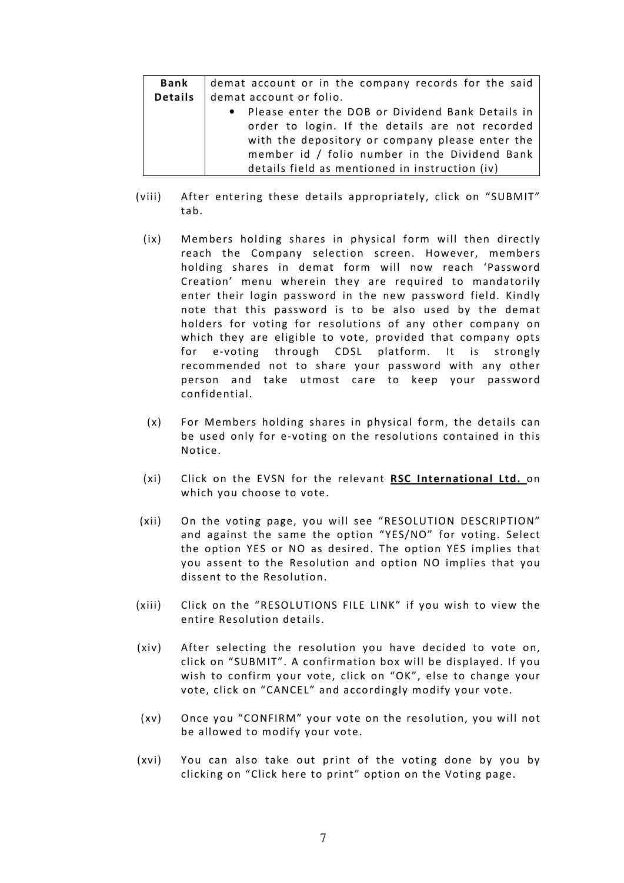| **Bank Details** | demat account or in the company records for the said demat account or folio.<br>• Please enter the DOB or Dividend Bank Details in order to login. If the details are not recorded with the depository or company please enter the member id / folio number in the Dividend Bank details field as mentioned in instruction (iv) |
|---|---|

(viii) After entering these details appropriately, click on "SUBMIT" tab.

(ix) Members holding shares in physical form will then directly reach the Company selection screen. However, members holding shares in demat form will now reach 'Password Creation' menu wherein they are required to mandatorily enter their login password in the new password field. Kindly note that this password is to be also used by the demat holders for voting for resolutions of any other company on which they are eligible to vote, provided that company opts for e-voting through CDSL platform. It is strongly recommended not to share your password with any other person and take utmost care to keep your password confidential.

(x) For Members holding shares in physical form, the details can be used only for e-voting on the resolutions contained in this Notice.

(xi) Click on the EVSN for the relevant **RSC International Ltd.** on which you choose to vote.

(xii) On the voting page, you will see "RESOLUTION DESCRIPTION" and against the same the option "YES/NO" for voting. Select the option YES or NO as desired. The option YES implies that you assent to the Resolution and option NO implies that you dissent to the Resolution.

(xiii) Click on the "RESOLUTIONS FILE LINK" if you wish to view the entire Resolution details.

(xiv) After selecting the resolution you have decided to vote on, click on "SUBMIT". A confirmation box will be displayed. If you wish to confirm your vote, click on "OK", else to change your vote, click on "CANCEL" and accordingly modify your vote.

(xv) Once you "CONFIRM" your vote on the resolution, you will not be allowed to modify your vote.

(xvi) You can also take out print of the voting done by you by clicking on "Click here to print" option on the Voting page.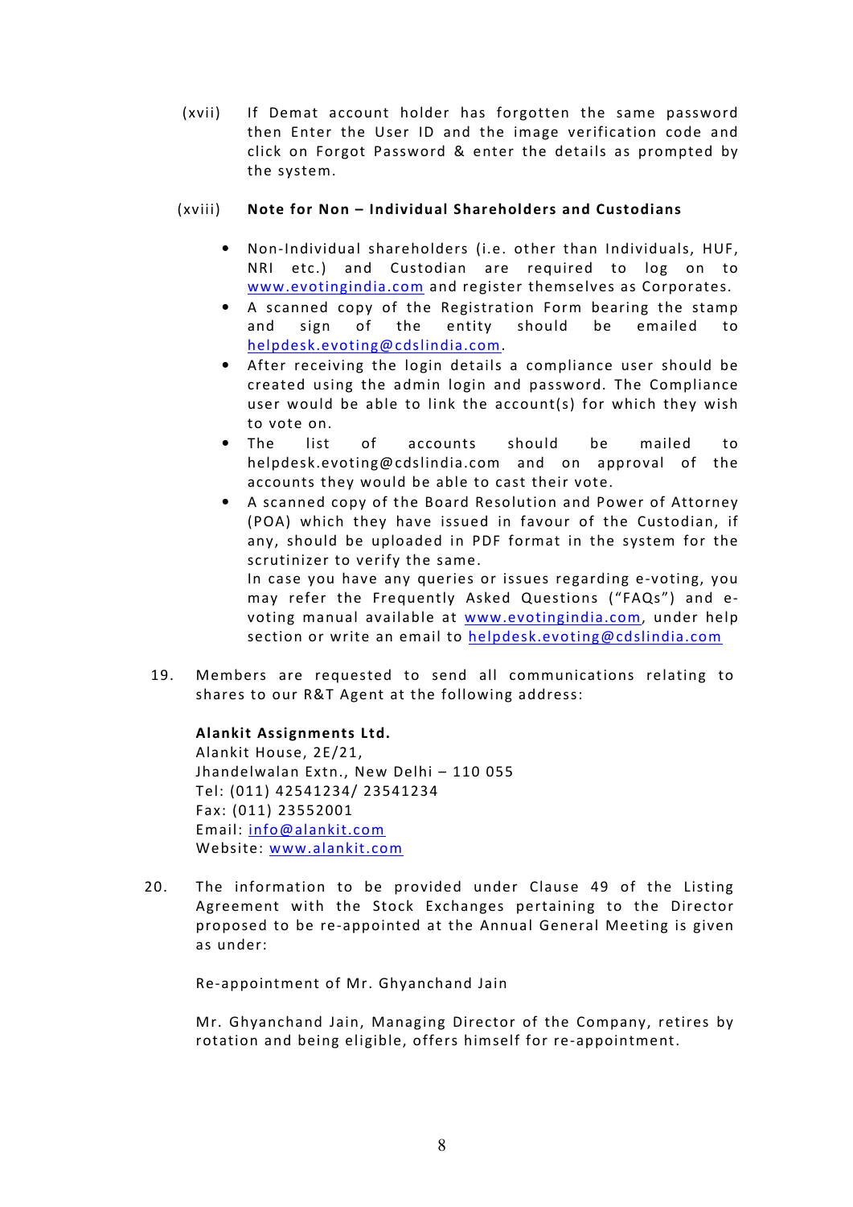(xvii) If Demat account holder has forgotten the same password then Enter the User ID and the image verification code and click on Forgot Password & enter the details as prompted by the system.

(xviii) **Note for Non – Individual Shareholders and Custodians**

- Non-Individual shareholders (i.e. other than Individuals, HUF, NRI etc.) and Custodian are required to log on to www.evotingindia.com and register themselves as Corporates.
- A scanned copy of the Registration Form bearing the stamp and sign of the entity should be emailed to helpdesk.evoting@cdslindia.com.
- After receiving the login details a compliance user should be created using the admin login and password. The Compliance user would be able to link the account(s) for which they wish to vote on.
- The list of accounts should be mailed to helpdesk.evoting@cdslindia.com and on approval of the accounts they would be able to cast their vote.
- A scanned copy of the Board Resolution and Power of Attorney (POA) which they have issued in favour of the Custodian, if any, should be uploaded in PDF format in the system for the scrutinizer to verify the same.

  In case you have any queries or issues regarding e-voting, you may refer the Frequently Asked Questions ("FAQs") and e-voting manual available at www.evotingindia.com, under help section or write an email to helpdesk.evoting@cdslindia.com

19. Members are requested to send all communications relating to shares to our R&T Agent at the following address:

    **Alankit Assignments Ltd.**
    Alankit House, 2E/21,
    Jhandelwalan Extn., New Delhi – 110 055
    Tel: (011) 42541234/ 23541234
    Fax: (011) 23552001
    Email: info@alankit.com
    Website: www.alankit.com

20. The information to be provided under Clause 49 of the Listing Agreement with the Stock Exchanges pertaining to the Director proposed to be re-appointed at the Annual General Meeting is given as under:

    Re-appointment of Mr. Ghyanchand Jain

    Mr. Ghyanchand Jain, Managing Director of the Company, retires by rotation and being eligible, offers himself for re-appointment.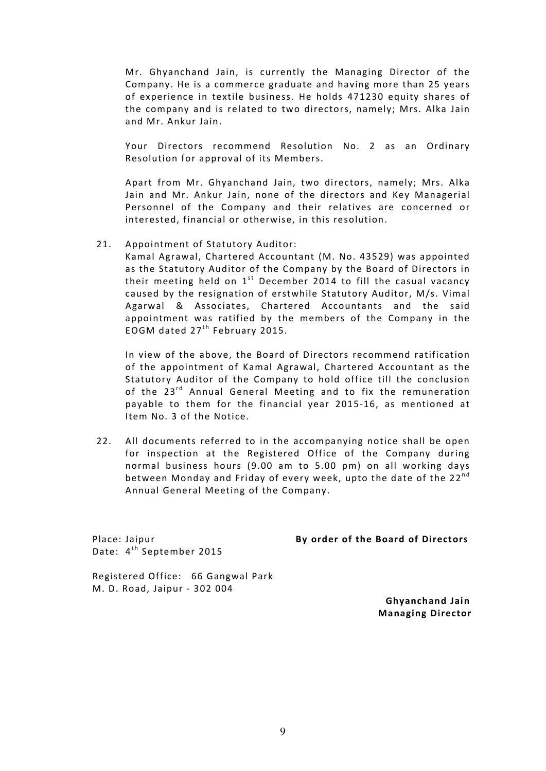Mr. Ghyanchand Jain, is currently the Managing Director of the Company. He is a commerce graduate and having more than 25 years of experience in textile business. He holds 471230 equity shares of the company and is related to two directors, namely; Mrs. Alka Jain and Mr. Ankur Jain.

Your Directors recommend Resolution No. 2 as an Ordinary Resolution for approval of its Members.

Apart from Mr. Ghyanchand Jain, two directors, namely; Mrs. Alka Jain and Mr. Ankur Jain, none of the directors and Key Managerial Personnel of the Company and their relatives are concerned or interested, financial or otherwise, in this resolution.

21. Appointment of Statutory Auditor:
Kamal Agrawal, Chartered Accountant (M. No. 43529) was appointed as the Statutory Auditor of the Company by the Board of Directors in their meeting held on 1st December 2014 to fill the casual vacancy caused by the resignation of erstwhile Statutory Auditor, M/s. Vimal Agarwal & Associates, Chartered Accountants and the said appointment was ratified by the members of the Company in the EOGM dated 27th February 2015.

    In view of the above, the Board of Directors recommend ratification of the appointment of Kamal Agrawal, Chartered Accountant as the Statutory Auditor of the Company to hold office till the conclusion of the 23rd Annual General Meeting and to fix the remuneration payable to them for the financial year 2015-16, as mentioned at Item No. 3 of the Notice.

22. All documents referred to in the accompanying notice shall be open for inspection at the Registered Office of the Company during normal business hours (9.00 am to 5.00 pm) on all working days between Monday and Friday of every week, upto the date of the 22nd Annual General Meeting of the Company.

Place: Jaipur
Date: 4th September 2015

**By order of the Board of Directors**

Registered Office: 66 Gangwal Park
M. D. Road, Jaipur - 302 004

**Ghyanchand Jain**
**Managing Director**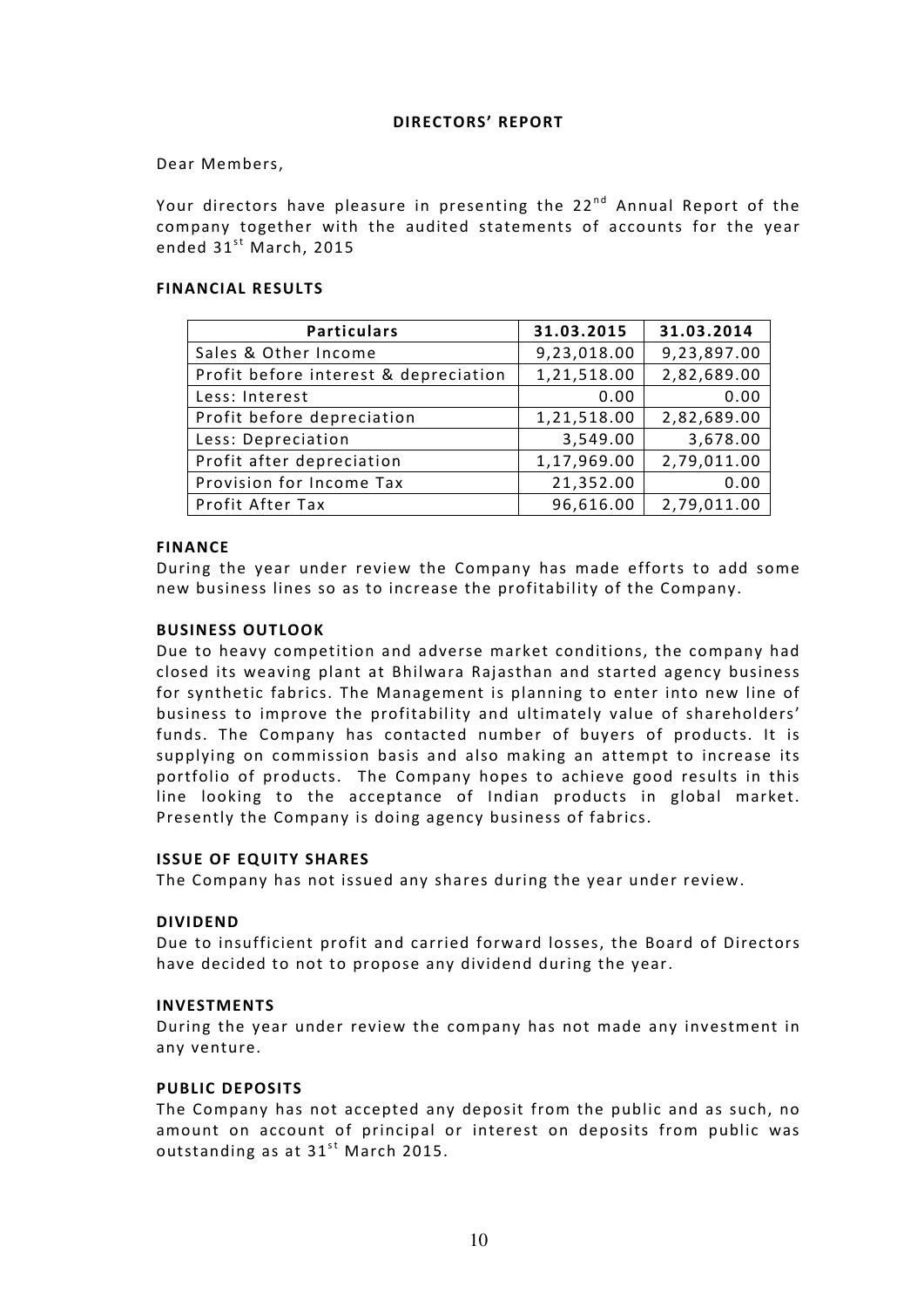# DIRECTORS' REPORT

Dear Members,

Your directors have pleasure in presenting the 22nd Annual Report of the company together with the audited statements of accounts for the year ended 31st March, 2015

## FINANCIAL RESULTS

| Particulars | 31.03.2015 | 31.03.2014 |
|---|---|---|
| Sales & Other Income | 9,23,018.00 | 9,23,897.00 |
| Profit before interest & depreciation | 1,21,518.00 | 2,82,689.00 |
| Less: Interest | 0.00 | 0.00 |
| Profit before depreciation | 1,21,518.00 | 2,82,689.00 |
| Less: Depreciation | 3,549.00 | 3,678.00 |
| Profit after depreciation | 1,17,969.00 | 2,79,011.00 |
| Provision for Income Tax | 21,352.00 | 0.00 |
| Profit After Tax | 96,616.00 | 2,79,011.00 |

## FINANCE

During the year under review the Company has made efforts to add some new business lines so as to increase the profitability of the Company.

## BUSINESS OUTLOOK

Due to heavy competition and adverse market conditions, the company had closed its weaving plant at Bhilwara Rajasthan and started agency business for synthetic fabrics. The Management is planning to enter into new line of business to improve the profitability and ultimately value of shareholders' funds. The Company has contacted number of buyers of products. It is supplying on commission basis and also making an attempt to increase its portfolio of products. The Company hopes to achieve good results in this line looking to the acceptance of Indian products in global market. Presently the Company is doing agency business of fabrics.

## ISSUE OF EQUITY SHARES

The Company has not issued any shares during the year under review.

## DIVIDEND

Due to insufficient profit and carried forward losses, the Board of Directors have decided to not to propose any dividend during the year.

## INVESTMENTS

During the year under review the company has not made any investment in any venture.

## PUBLIC DEPOSITS

The Company has not accepted any deposit from the public and as such, no amount on account of principal or interest on deposits from public was outstanding as at 31st March 2015.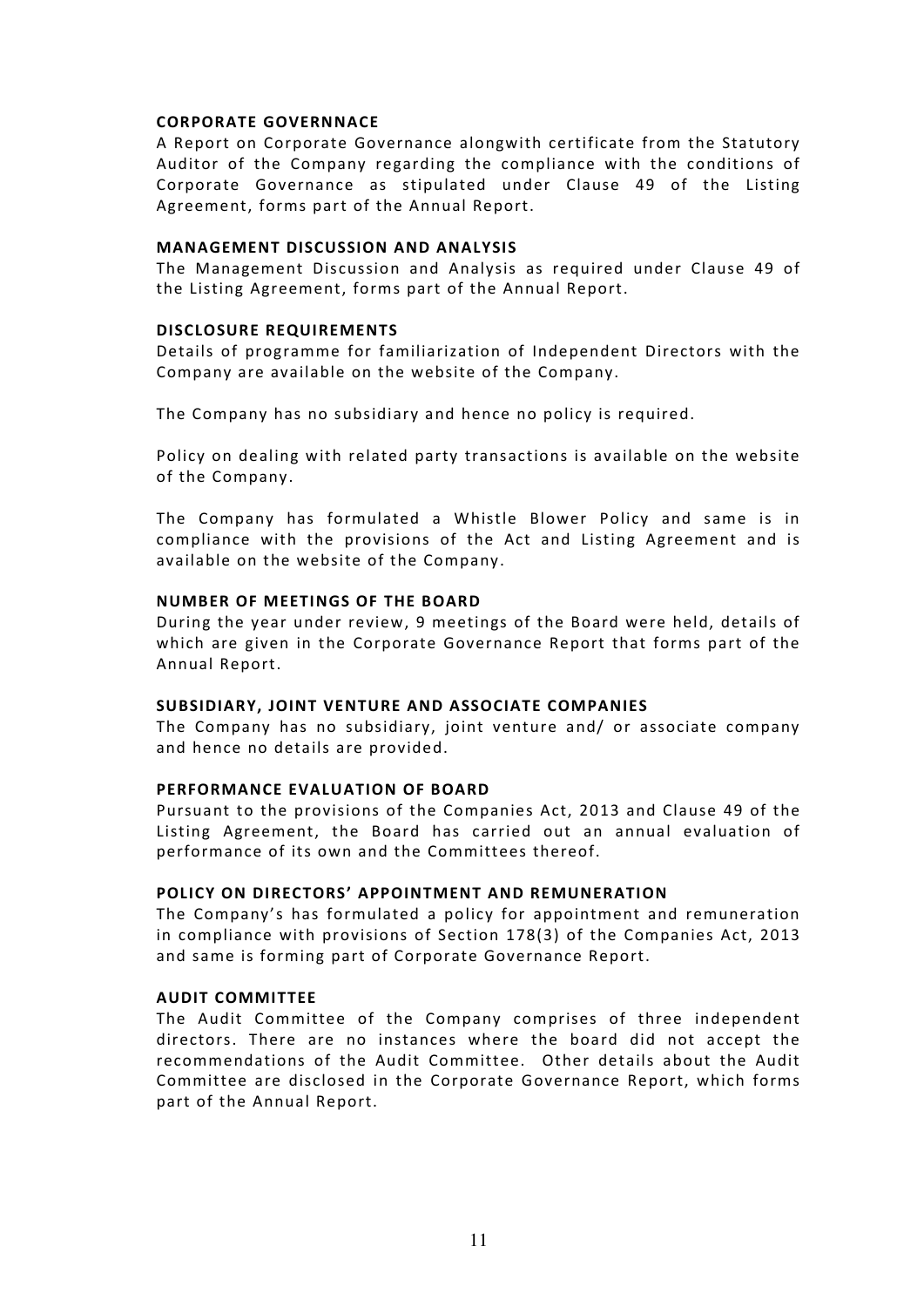**CORPORATE GOVERNNACE**

A Report on Corporate Governance alongwith certificate from the Statutory Auditor of the Company regarding the compliance with the conditions of Corporate Governance as stipulated under Clause 49 of the Listing Agreement, forms part of the Annual Report.

**MANAGEMENT DISCUSSION AND ANALYSIS**

The Management Discussion and Analysis as required under Clause 49 of the Listing Agreement, forms part of the Annual Report.

**DISCLOSURE REQUIREMENTS**

Details of programme for familiarization of Independent Directors with the Company are available on the website of the Company.

The Company has no subsidiary and hence no policy is required.

Policy on dealing with related party transactions is available on the website of the Company.

The Company has formulated a Whistle Blower Policy and same is in compliance with the provisions of the Act and Listing Agreement and is available on the website of the Company.

**NUMBER OF MEETINGS OF THE BOARD**

During the year under review, 9 meetings of the Board were held, details of which are given in the Corporate Governance Report that forms part of the Annual Report.

**SUBSIDIARY, JOINT VENTURE AND ASSOCIATE COMPANIES**

The Company has no subsidiary, joint venture and/ or associate company and hence no details are provided.

**PERFORMANCE EVALUATION OF BOARD**

Pursuant to the provisions of the Companies Act, 2013 and Clause 49 of the Listing Agreement, the Board has carried out an annual evaluation of performance of its own and the Committees thereof.

**POLICY ON DIRECTORS' APPOINTMENT AND REMUNERATION**

The Company's has formulated a policy for appointment and remuneration in compliance with provisions of Section 178(3) of the Companies Act, 2013 and same is forming part of Corporate Governance Report.

**AUDIT COMMITTEE**

The Audit Committee of the Company comprises of three independent directors. There are no instances where the board did not accept the recommendations of the Audit Committee. Other details about the Audit Committee are disclosed in the Corporate Governance Report, which forms part of the Annual Report.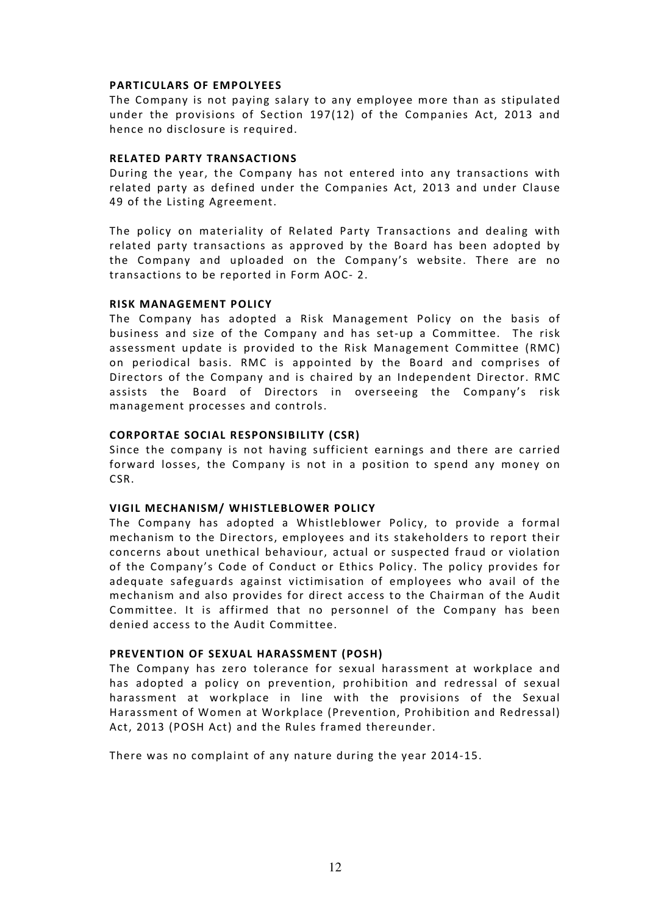**PARTICULARS OF EMPOLYEES**

The Company is not paying salary to any employee more than as stipulated under the provisions of Section 197(12) of the Companies Act, 2013 and hence no disclosure is required.

**RELATED PARTY TRANSACTIONS**

During the year, the Company has not entered into any transactions with related party as defined under the Companies Act, 2013 and under Clause 49 of the Listing Agreement.

The policy on materiality of Related Party Transactions and dealing with related party transactions as approved by the Board has been adopted by the Company and uploaded on the Company's website. There are no transactions to be reported in Form AOC- 2.

**RISK MANAGEMENT POLICY**

The Company has adopted a Risk Management Policy on the basis of business and size of the Company and has set-up a Committee. The risk assessment update is provided to the Risk Management Committee (RMC) on periodical basis. RMC is appointed by the Board and comprises of Directors of the Company and is chaired by an Independent Director. RMC assists the Board of Directors in overseeing the Company's risk management processes and controls.

**CORPORTAE SOCIAL RESPONSIBILITY (CSR)**

Since the company is not having sufficient earnings and there are carried forward losses, the Company is not in a position to spend any money on CSR.

**VIGIL MECHANISM/ WHISTLEBLOWER POLICY**

The Company has adopted a Whistleblower Policy, to provide a formal mechanism to the Directors, employees and its stakeholders to report their concerns about unethical behaviour, actual or suspected fraud or violation of the Company's Code of Conduct or Ethics Policy. The policy provides for adequate safeguards against victimisation of employees who avail of the mechanism and also provides for direct access to the Chairman of the Audit Committee. It is affirmed that no personnel of the Company has been denied access to the Audit Committee.

**PREVENTION OF SEXUAL HARASSMENT (POSH)**

The Company has zero tolerance for sexual harassment at workplace and has adopted a policy on prevention, prohibition and redressal of sexual harassment at workplace in line with the provisions of the Sexual Harassment of Women at Workplace (Prevention, Prohibition and Redressal) Act, 2013 (POSH Act) and the Rules framed thereunder.

There was no complaint of any nature during the year 2014-15.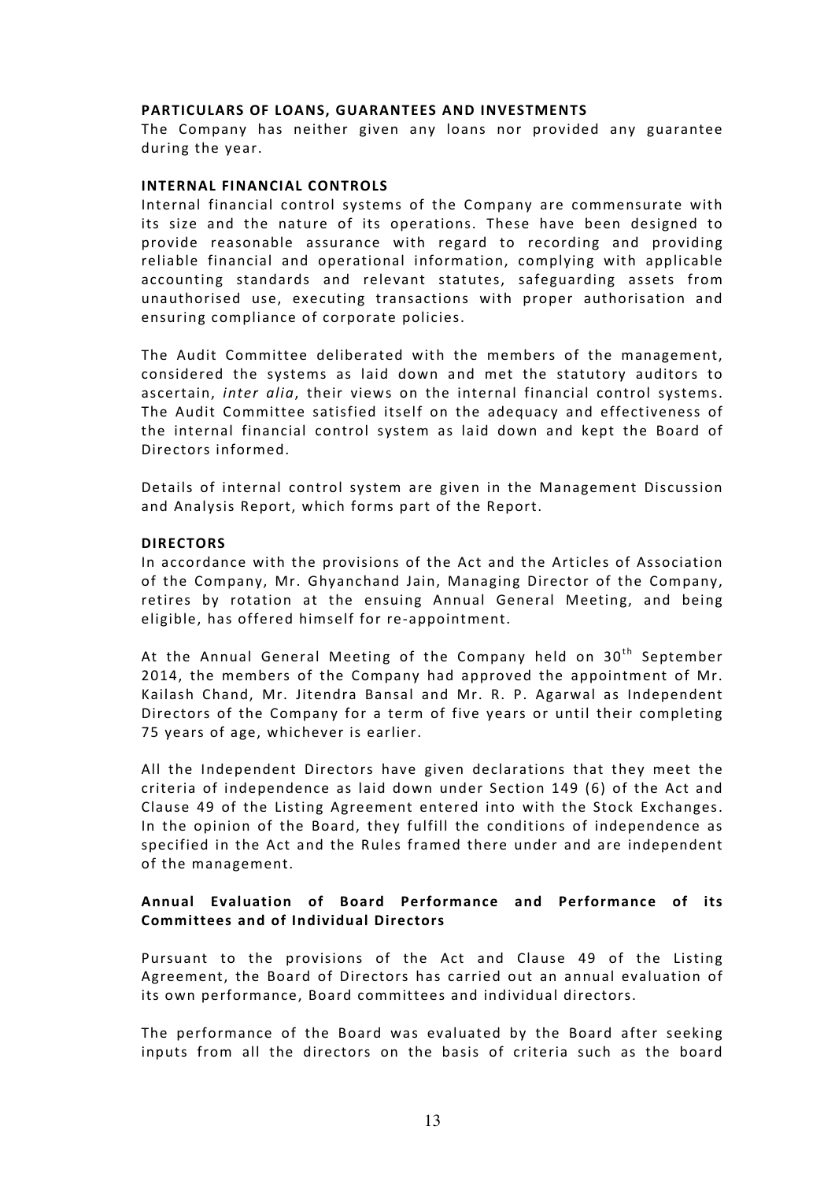**PARTICULARS OF LOANS, GUARANTEES AND INVESTMENTS**

The Company has neither given any loans nor provided any guarantee during the year.

**INTERNAL FINANCIAL CONTROLS**

Internal financial control systems of the Company are commensurate with its size and the nature of its operations. These have been designed to provide reasonable assurance with regard to recording and providing reliable financial and operational information, complying with applicable accounting standards and relevant statutes, safeguarding assets from unauthorised use, executing transactions with proper authorisation and ensuring compliance of corporate policies.

The Audit Committee deliberated with the members of the management, considered the systems as laid down and met the statutory auditors to ascertain, *inter alia*, their views on the internal financial control systems. The Audit Committee satisfied itself on the adequacy and effectiveness of the internal financial control system as laid down and kept the Board of Directors informed.

Details of internal control system are given in the Management Discussion and Analysis Report, which forms part of the Report.

**DIRECTORS**

In accordance with the provisions of the Act and the Articles of Association of the Company, Mr. Ghyanchand Jain, Managing Director of the Company, retires by rotation at the ensuing Annual General Meeting, and being eligible, has offered himself for re-appointment.

At the Annual General Meeting of the Company held on 30th September 2014, the members of the Company had approved the appointment of Mr. Kailash Chand, Mr. Jitendra Bansal and Mr. R. P. Agarwal as Independent Directors of the Company for a term of five years or until their completing 75 years of age, whichever is earlier.

All the Independent Directors have given declarations that they meet the criteria of independence as laid down under Section 149 (6) of the Act and Clause 49 of the Listing Agreement entered into with the Stock Exchanges. In the opinion of the Board, they fulfill the conditions of independence as specified in the Act and the Rules framed there under and are independent of the management.

**Annual Evaluation of Board Performance and Performance of its Committees and of Individual Directors**

Pursuant to the provisions of the Act and Clause 49 of the Listing Agreement, the Board of Directors has carried out an annual evaluation of its own performance, Board committees and individual directors.

The performance of the Board was evaluated by the Board after seeking inputs from all the directors on the basis of criteria such as the board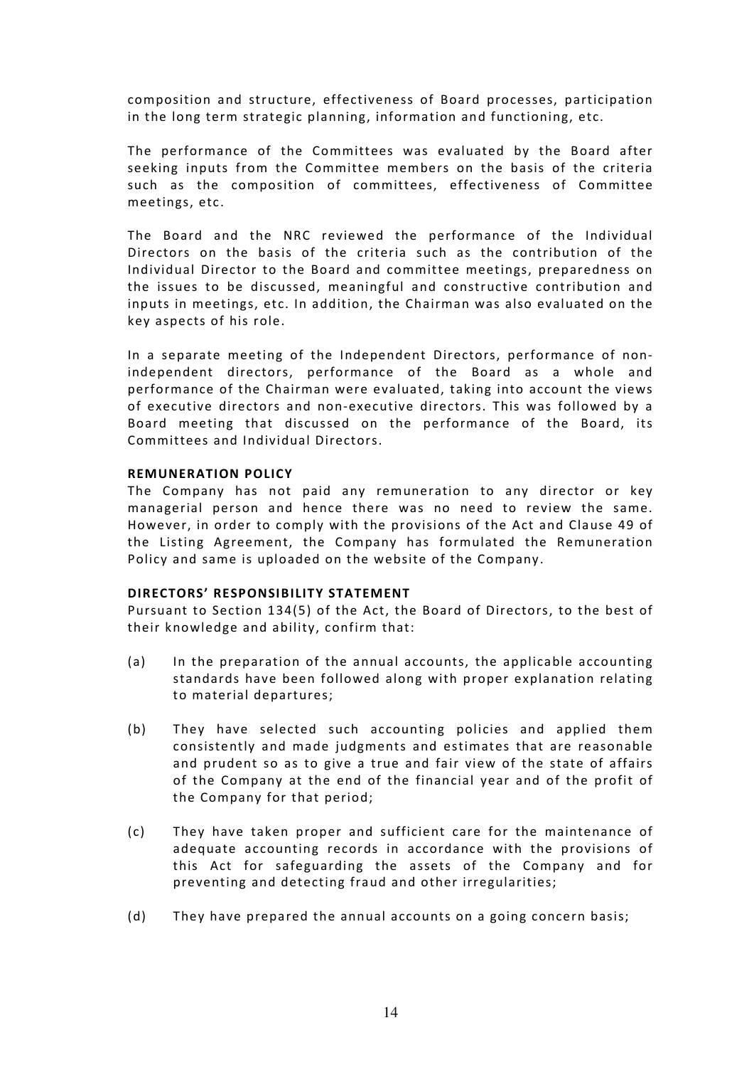composition and structure, effectiveness of Board processes, participation in the long term strategic planning, information and functioning, etc.

The performance of the Committees was evaluated by the Board after seeking inputs from the Committee members on the basis of the criteria such as the composition of committees, effectiveness of Committee meetings, etc.

The Board and the NRC reviewed the performance of the Individual Directors on the basis of the criteria such as the contribution of the Individual Director to the Board and committee meetings, preparedness on the issues to be discussed, meaningful and constructive contribution and inputs in meetings, etc. In addition, the Chairman was also evaluated on the key aspects of his role.

In a separate meeting of the Independent Directors, performance of non-independent directors, performance of the Board as a whole and performance of the Chairman were evaluated, taking into account the views of executive directors and non-executive directors. This was followed by a Board meeting that discussed on the performance of the Board, its Committees and Individual Directors.

**REMUNERATION POLICY**

The Company has not paid any remuneration to any director or key managerial person and hence there was no need to review the same. However, in order to comply with the provisions of the Act and Clause 49 of the Listing Agreement, the Company has formulated the Remuneration Policy and same is uploaded on the website of the Company.

**DIRECTORS' RESPONSIBILITY STATEMENT**

Pursuant to Section 134(5) of the Act, the Board of Directors, to the best of their knowledge and ability, confirm that:

(a) In the preparation of the annual accounts, the applicable accounting standards have been followed along with proper explanation relating to material departures;

(b) They have selected such accounting policies and applied them consistently and made judgments and estimates that are reasonable and prudent so as to give a true and fair view of the state of affairs of the Company at the end of the financial year and of the profit of the Company for that period;

(c) They have taken proper and sufficient care for the maintenance of adequate accounting records in accordance with the provisions of this Act for safeguarding the assets of the Company and for preventing and detecting fraud and other irregularities;

(d) They have prepared the annual accounts on a going concern basis;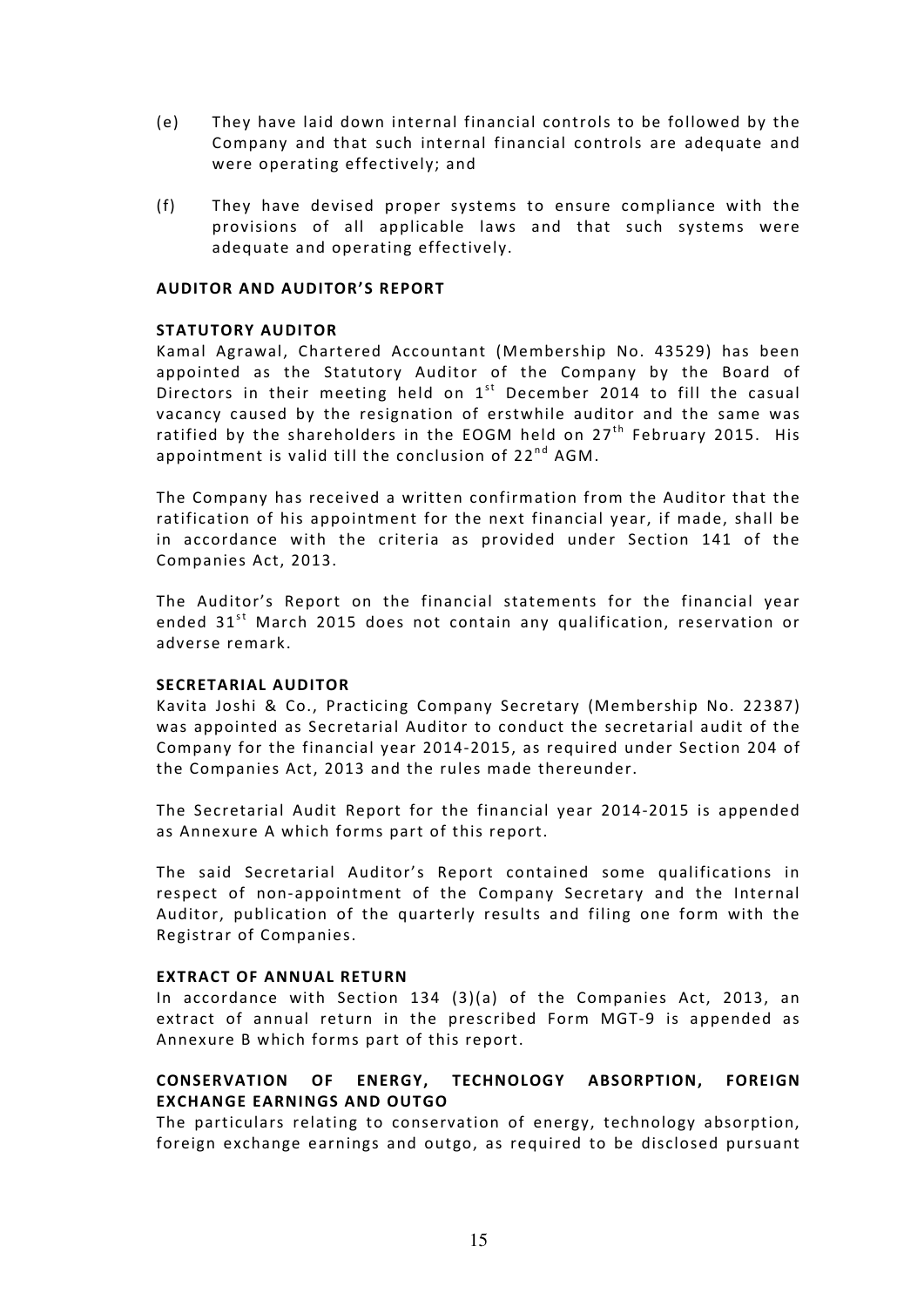(e) They have laid down internal financial controls to be followed by the Company and that such internal financial controls are adequate and were operating effectively; and

(f) They have devised proper systems to ensure compliance with the provisions of all applicable laws and that such systems were adequate and operating effectively.

**AUDITOR AND AUDITOR'S REPORT**

**STATUTORY AUDITOR**

Kamal Agrawal, Chartered Accountant (Membership No. 43529) has been appointed as the Statutory Auditor of the Company by the Board of Directors in their meeting held on 1st December 2014 to fill the casual vacancy caused by the resignation of erstwhile auditor and the same was ratified by the shareholders in the EOGM held on 27th February 2015. His appointment is valid till the conclusion of 22nd AGM.

The Company has received a written confirmation from the Auditor that the ratification of his appointment for the next financial year, if made, shall be in accordance with the criteria as provided under Section 141 of the Companies Act, 2013.

The Auditor's Report on the financial statements for the financial year ended 31st March 2015 does not contain any qualification, reservation or adverse remark.

**SECRETARIAL AUDITOR**

Kavita Joshi & Co., Practicing Company Secretary (Membership No. 22387) was appointed as Secretarial Auditor to conduct the secretarial audit of the Company for the financial year 2014-2015, as required under Section 204 of the Companies Act, 2013 and the rules made thereunder.

The Secretarial Audit Report for the financial year 2014-2015 is appended as Annexure A which forms part of this report.

The said Secretarial Auditor's Report contained some qualifications in respect of non-appointment of the Company Secretary and the Internal Auditor, publication of the quarterly results and filing one form with the Registrar of Companies.

**EXTRACT OF ANNUAL RETURN**

In accordance with Section 134 (3)(a) of the Companies Act, 2013, an extract of annual return in the prescribed Form MGT-9 is appended as Annexure B which forms part of this report.

**CONSERVATION OF ENERGY, TECHNOLOGY ABSORPTION, FOREIGN EXCHANGE EARNINGS AND OUTGO**

The particulars relating to conservation of energy, technology absorption, foreign exchange earnings and outgo, as required to be disclosed pursuant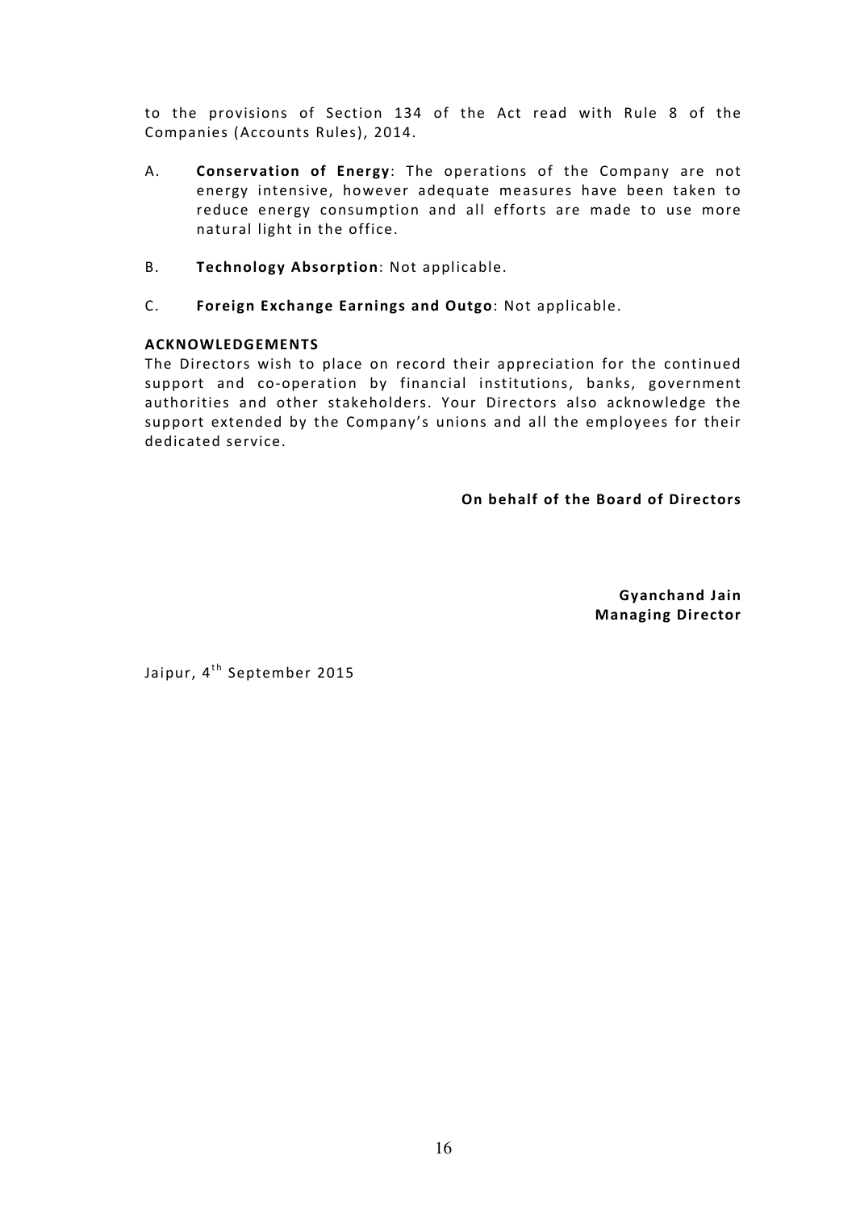to the provisions of Section 134 of the Act read with Rule 8 of the Companies (Accounts Rules), 2014.

A. **Conservation of Energy**: The operations of the Company are not energy intensive, however adequate measures have been taken to reduce energy consumption and all efforts are made to use more natural light in the office.

B. **Technology Absorption**: Not applicable.

C. **Foreign Exchange Earnings and Outgo**: Not applicable.

**ACKNOWLEDGEMENTS**

The Directors wish to place on record their appreciation for the continued support and co-operation by financial institutions, banks, government authorities and other stakeholders. Your Directors also acknowledge the support extended by the Company's unions and all the employees for their dedicated service.

**On behalf of the Board of Directors**

**Gyanchand Jain**
**Managing Director**

Jaipur, 4th September 2015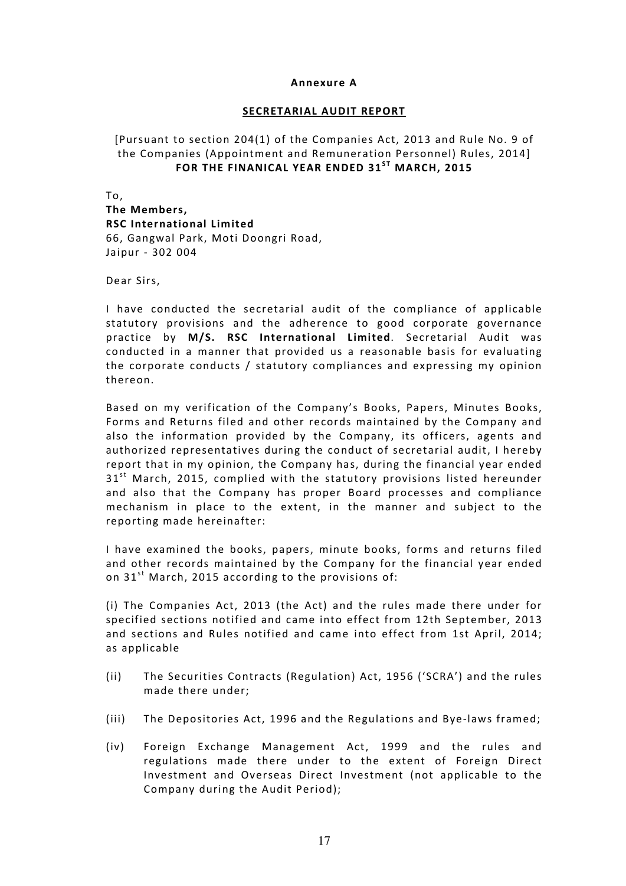**Annexure A**

**SECRETARIAL AUDIT REPORT**

[Pursuant to section 204(1) of the Companies Act, 2013 and Rule No. 9 of the Companies (Appointment and Remuneration Personnel) Rules, 2014]
**FOR THE FINANICAL YEAR ENDED 31ST MARCH, 2015**

To,
**The Members,**
**RSC International Limited**
66, Gangwal Park, Moti Doongri Road,
Jaipur - 302 004

Dear Sirs,

I have conducted the secretarial audit of the compliance of applicable statutory provisions and the adherence to good corporate governance practice by **M/S. RSC International Limited**. Secretarial Audit was conducted in a manner that provided us a reasonable basis for evaluating the corporate conducts / statutory compliances and expressing my opinion thereon.

Based on my verification of the Company's Books, Papers, Minutes Books, Forms and Returns filed and other records maintained by the Company and also the information provided by the Company, its officers, agents and authorized representatives during the conduct of secretarial audit, I hereby report that in my opinion, the Company has, during the financial year ended 31st March, 2015, complied with the statutory provisions listed hereunder and also that the Company has proper Board processes and compliance mechanism in place to the extent, in the manner and subject to the reporting made hereinafter:

I have examined the books, papers, minute books, forms and returns filed and other records maintained by the Company for the financial year ended on 31st March, 2015 according to the provisions of:

(i) The Companies Act, 2013 (the Act) and the rules made there under for specified sections notified and came into effect from 12th September, 2013 and sections and Rules notified and came into effect from 1st April, 2014; as applicable

(ii) The Securities Contracts (Regulation) Act, 1956 ('SCRA') and the rules made there under;

(iii) The Depositories Act, 1996 and the Regulations and Bye-laws framed;

(iv) Foreign Exchange Management Act, 1999 and the rules and regulations made there under to the extent of Foreign Direct Investment and Overseas Direct Investment (not applicable to the Company during the Audit Period);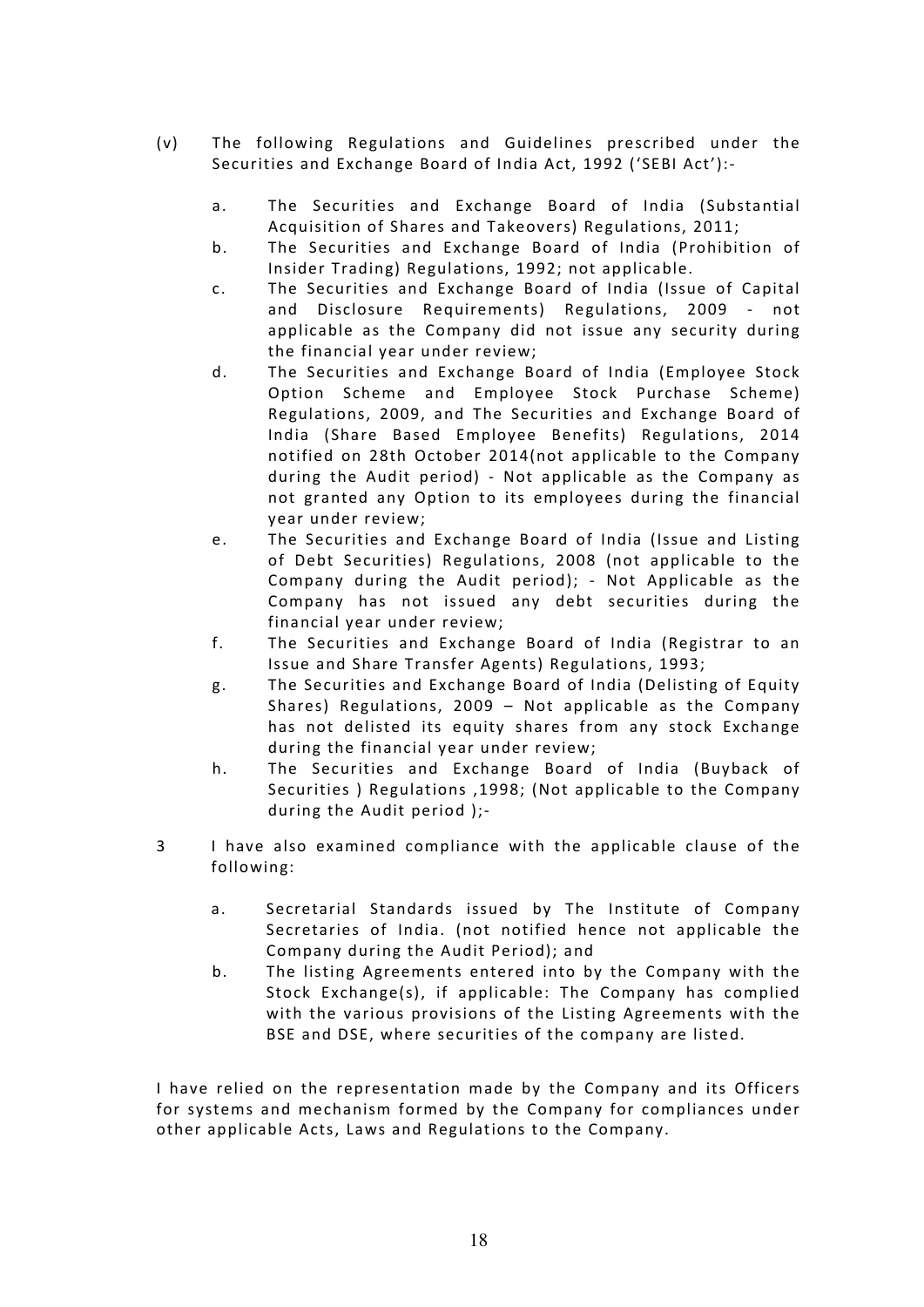(v) The following Regulations and Guidelines prescribed under the Securities and Exchange Board of India Act, 1992 ('SEBI Act'):-

   a. The Securities and Exchange Board of India (Substantial Acquisition of Shares and Takeovers) Regulations, 2011;
   b. The Securities and Exchange Board of India (Prohibition of Insider Trading) Regulations, 1992; not applicable.
   c. The Securities and Exchange Board of India (Issue of Capital and Disclosure Requirements) Regulations, 2009 - not applicable as the Company did not issue any security during the financial year under review;
   d. The Securities and Exchange Board of India (Employee Stock Option Scheme and Employee Stock Purchase Scheme) Regulations, 2009, and The Securities and Exchange Board of India (Share Based Employee Benefits) Regulations, 2014 notified on 28th October 2014(not applicable to the Company during the Audit period) - Not applicable as the Company as not granted any Option to its employees during the financial year under review;
   e. The Securities and Exchange Board of India (Issue and Listing of Debt Securities) Regulations, 2008 (not applicable to the Company during the Audit period); - Not Applicable as the Company has not issued any debt securities during the financial year under review;
   f. The Securities and Exchange Board of India (Registrar to an Issue and Share Transfer Agents) Regulations, 1993;
   g. The Securities and Exchange Board of India (Delisting of Equity Shares) Regulations, 2009 – Not applicable as the Company has not delisted its equity shares from any stock Exchange during the financial year under review;
   h. The Securities and Exchange Board of India (Buyback of Securities ) Regulations ,1998; (Not applicable to the Company during the Audit period );-

3 I have also examined compliance with the applicable clause of the following:

   a. Secretarial Standards issued by The Institute of Company Secretaries of India. (not notified hence not applicable the Company during the Audit Period); and
   b. The listing Agreements entered into by the Company with the Stock Exchange(s), if applicable: The Company has complied with the various provisions of the Listing Agreements with the BSE and DSE, where securities of the company are listed.

I have relied on the representation made by the Company and its Officers for systems and mechanism formed by the Company for compliances under other applicable Acts, Laws and Regulations to the Company.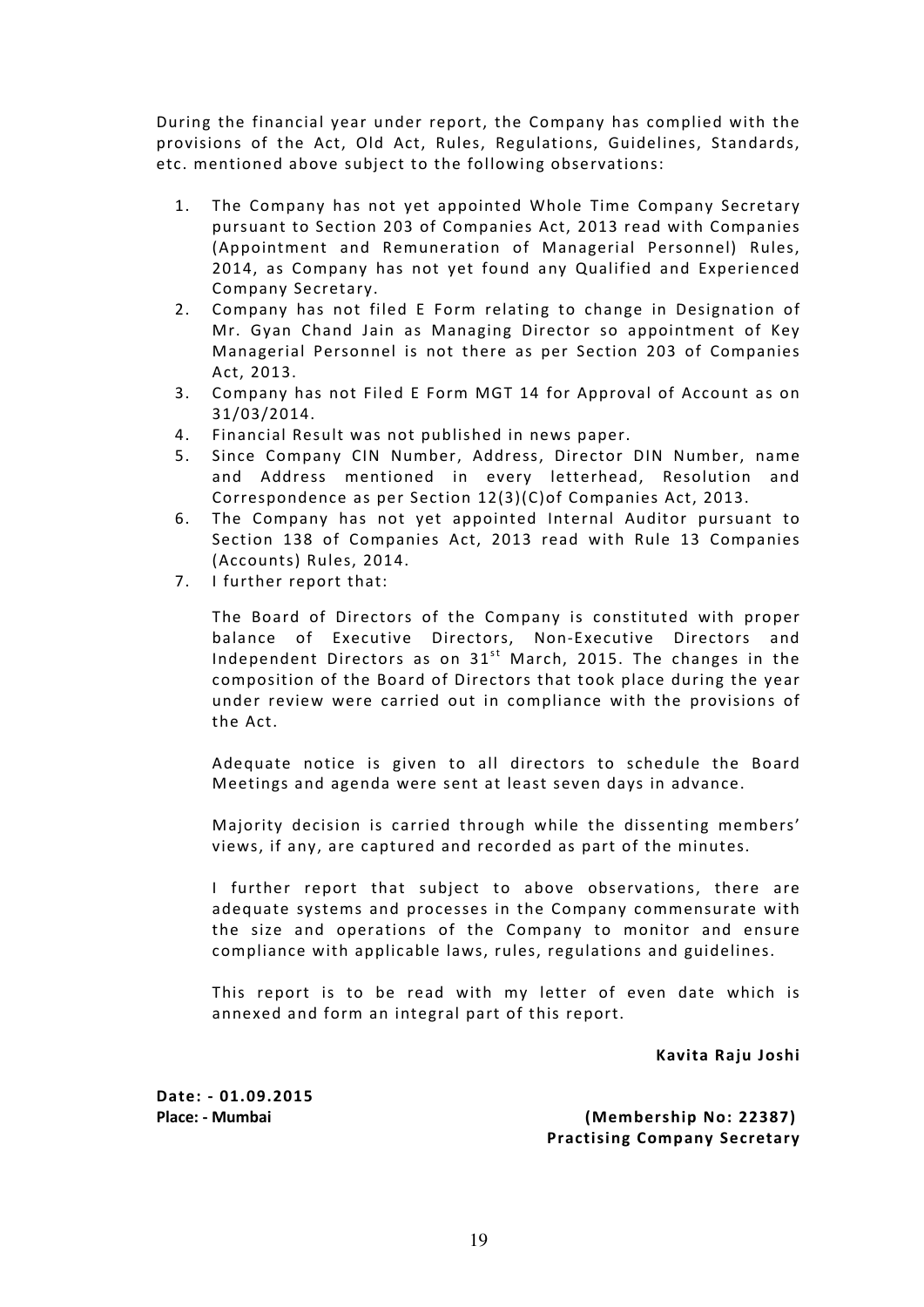During the financial year under report, the Company has complied with the provisions of the Act, Old Act, Rules, Regulations, Guidelines, Standards, etc. mentioned above subject to the following observations:

1. The Company has not yet appointed Whole Time Company Secretary pursuant to Section 203 of Companies Act, 2013 read with Companies (Appointment and Remuneration of Managerial Personnel) Rules, 2014, as Company has not yet found any Qualified and Experienced Company Secretary.
2. Company has not filed E Form relating to change in Designation of Mr. Gyan Chand Jain as Managing Director so appointment of Key Managerial Personnel is not there as per Section 203 of Companies Act, 2013.
3. Company has not Filed E Form MGT 14 for Approval of Account as on 31/03/2014.
4. Financial Result was not published in news paper.
5. Since Company CIN Number, Address, Director DIN Number, name and Address mentioned in every letterhead, Resolution and Correspondence as per Section 12(3)(C)of Companies Act, 2013.
6. The Company has not yet appointed Internal Auditor pursuant to Section 138 of Companies Act, 2013 read with Rule 13 Companies (Accounts) Rules, 2014.
7. I further report that:

   The Board of Directors of the Company is constituted with proper balance of Executive Directors, Non-Executive Directors and Independent Directors as on 31st March, 2015. The changes in the composition of the Board of Directors that took place during the year under review were carried out in compliance with the provisions of the Act.

   Adequate notice is given to all directors to schedule the Board Meetings and agenda were sent at least seven days in advance.

   Majority decision is carried through while the dissenting members' views, if any, are captured and recorded as part of the minutes.

   I further report that subject to above observations, there are adequate systems and processes in the Company commensurate with the size and operations of the Company to monitor and ensure compliance with applicable laws, rules, regulations and guidelines.

   This report is to be read with my letter of even date which is annexed and form an integral part of this report.

**Kavita Raju Joshi**

**Date: - 01.09.2015**
**Place: - Mumbai**

**(Membership No: 22387)**
**Practising Company Secretary**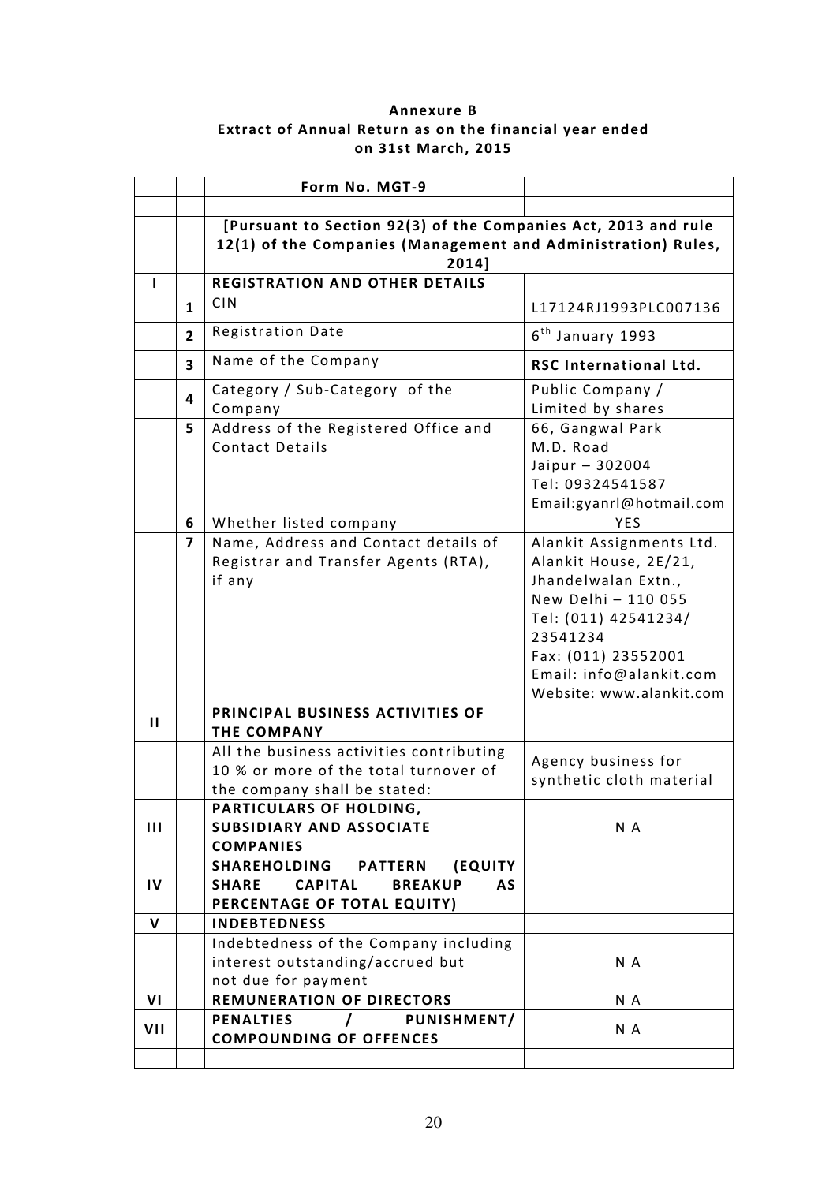**Annexure B**
**Extract of Annual Return as on the financial year ended on 31st March, 2015**

| | | | |
|---|---|---|---|
| | | **Form No. MGT-9** | |
| | | | |
| | | **[Pursuant to Section 92(3) of the Companies Act, 2013 and rule 12(1) of the Companies (Management and Administration) Rules, 2014]** | |
| **I** | | **REGISTRATION AND OTHER DETAILS** | |
| | **1** | CIN | L17124RJ1993PLC007136 |
| | **2** | Registration Date | 6th January 1993 |
| | **3** | Name of the Company | **RSC International Ltd.** |
| | **4** | Category / Sub-Category of the Company | Public Company / Limited by shares |
| | **5** | Address of the Registered Office and Contact Details | 66, Gangwal Park M.D. Road Jaipur – 302004 Tel: 09324541587 Email:gyanrl@hotmail.com |
| | **6** | Whether listed company | YES |
| | **7** | Name, Address and Contact details of Registrar and Transfer Agents (RTA), if any | Alankit Assignments Ltd. Alankit House, 2E/21, Jhandelwalan Extn., New Delhi – 110 055 Tel: (011) 42541234/ 23541234 Fax: (011) 23552001 Email: info@alankit.com Website: www.alankit.com |
| **II** | | **PRINCIPAL BUSINESS ACTIVITIES OF THE COMPANY** | |
| | | All the business activities contributing 10 % or more of the total turnover of the company shall be stated: | Agency business for synthetic cloth material |
| **III** | | **PARTICULARS OF HOLDING, SUBSIDIARY AND ASSOCIATE COMPANIES** | N A |
| **IV** | | **SHAREHOLDING PATTERN (EQUITY SHARE CAPITAL BREAKUP AS PERCENTAGE OF TOTAL EQUITY)** | |
| **V** | | **INDEBTEDNESS** | |
| | | Indebtedness of the Company including interest outstanding/accrued but not due for payment | N A |
| **VI** | | **REMUNERATION OF DIRECTORS** | N A |
| **VII** | | **PENALTIES / PUNISHMENT/ COMPOUNDING OF OFFENCES** | N A |
| | | | |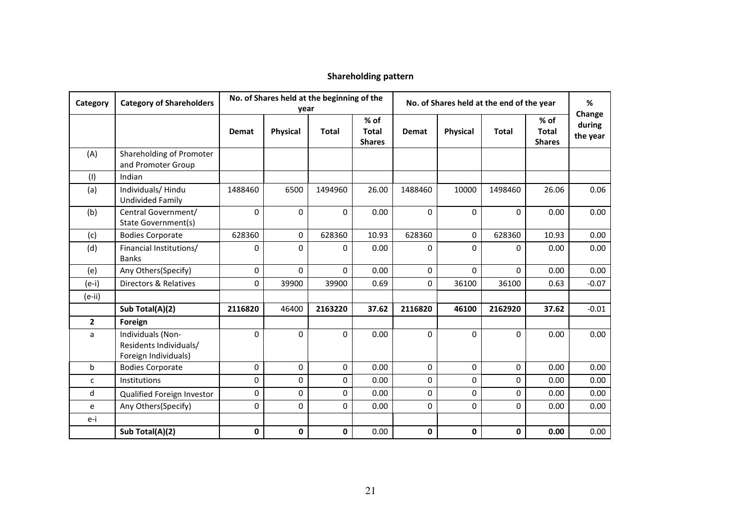## Shareholding pattern

| Category | Category of Shareholders | No. of Shares held at the beginning of the year | | | | No. of Shares held at the end of the year | | | | % Change during the year |
|---|---|---|---|---|---|---|---|---|---|---|
| | | Demat | Physical | Total | % of Total Shares | Demat | Physical | Total | % of Total Shares | |
| (A) | Shareholding of Promoter and Promoter Group | | | | | | | | | |
| (I) | Indian | | | | | | | | | |
| (a) | Individuals/ Hindu Undivided Family | 1488460 | 6500 | 1494960 | 26.00 | 1488460 | 10000 | 1498460 | 26.06 | 0.06 |
| (b) | Central Government/ State Government(s) | 0 | 0 | 0 | 0.00 | 0 | 0 | 0 | 0.00 | 0.00 |
| (c) | Bodies Corporate | 628360 | 0 | 628360 | 10.93 | 628360 | 0 | 628360 | 10.93 | 0.00 |
| (d) | Financial Institutions/ Banks | 0 | 0 | 0 | 0.00 | 0 | 0 | 0 | 0.00 | 0.00 |
| (e) | Any Others(Specify) | 0 | 0 | 0 | 0.00 | 0 | 0 | 0 | 0.00 | 0.00 |
| (e-i) | Directors & Relatives | 0 | 39900 | 39900 | 0.69 | 0 | 36100 | 36100 | 0.63 | -0.07 |
| (e-ii) | | | | | | | | | | |
| | **Sub Total(A)(2)** | **2116820** | 46400 | **2163220** | **37.62** | **2116820** | **46100** | **2162920** | **37.62** | -0.01 |
| **2** | **Foreign** | | | | | | | | | |
| a | Individuals (Non-Residents Individuals/ Foreign Individuals) | 0 | 0 | 0 | 0.00 | 0 | 0 | 0 | 0.00 | 0.00 |
| b | Bodies Corporate | 0 | 0 | 0 | 0.00 | 0 | 0 | 0 | 0.00 | 0.00 |
| c | Institutions | 0 | 0 | 0 | 0.00 | 0 | 0 | 0 | 0.00 | 0.00 |
| d | Qualified Foreign Investor | 0 | 0 | 0 | 0.00 | 0 | 0 | 0 | 0.00 | 0.00 |
| e | Any Others(Specify) | 0 | 0 | 0 | 0.00 | 0 | 0 | 0 | 0.00 | 0.00 |
| e-i | | | | | | | | | | |
| | **Sub Total(A)(2)** | **0** | **0** | **0** | 0.00 | **0** | **0** | **0** | **0.00** | 0.00 |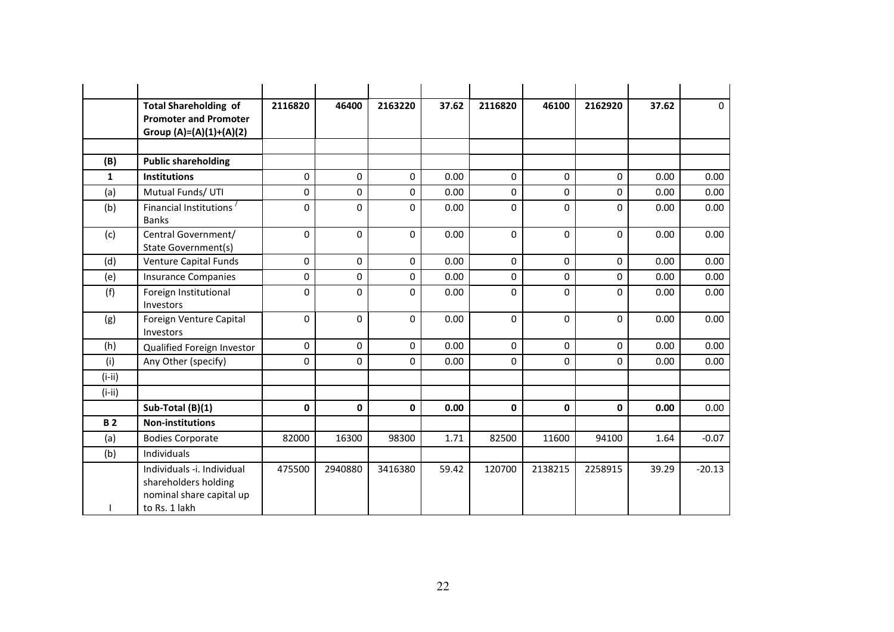| | | | | | | | | | | |
|---|---|---|---|---|---|---|---|---|---|---|
| | **Total Shareholding of Promoter and Promoter Group (A)=(A)(1)+(A)(2)** | **2116820** | **46400** | **2163220** | **37.62** | **2116820** | **46100** | **2162920** | **37.62** | 0 |
| | | | | | | | | | | |
| **(B)** | **Public shareholding** | | | | | | | | | |
| **1** | **Institutions** | 0 | 0 | 0 | 0.00 | 0 | 0 | 0 | 0.00 | 0.00 |
| (a) | Mutual Funds/ UTI | 0 | 0 | 0 | 0.00 | 0 | 0 | 0 | 0.00 | 0.00 |
| (b) | Financial Institutions / Banks | 0 | 0 | 0 | 0.00 | 0 | 0 | 0 | 0.00 | 0.00 |
| (c) | Central Government/ State Government(s) | 0 | 0 | 0 | 0.00 | 0 | 0 | 0 | 0.00 | 0.00 |
| (d) | Venture Capital Funds | 0 | 0 | 0 | 0.00 | 0 | 0 | 0 | 0.00 | 0.00 |
| (e) | Insurance Companies | 0 | 0 | 0 | 0.00 | 0 | 0 | 0 | 0.00 | 0.00 |
| (f) | Foreign Institutional Investors | 0 | 0 | 0 | 0.00 | 0 | 0 | 0 | 0.00 | 0.00 |
| (g) | Foreign Venture Capital Investors | 0 | 0 | 0 | 0.00 | 0 | 0 | 0 | 0.00 | 0.00 |
| (h) | Qualified Foreign Investor | 0 | 0 | 0 | 0.00 | 0 | 0 | 0 | 0.00 | 0.00 |
| (i) | Any Other (specify) | 0 | 0 | 0 | 0.00 | 0 | 0 | 0 | 0.00 | 0.00 |
| (i-ii) | | | | | | | | | | |
| (i-ii) | | | | | | | | | | |
| | **Sub-Total (B)(1)** | **0** | **0** | **0** | **0.00** | **0** | **0** | **0** | **0.00** | 0.00 |
| **B 2** | **Non-institutions** | | | | | | | | | |
| (a) | Bodies Corporate | 82000 | 16300 | 98300 | 1.71 | 82500 | 11600 | 94100 | 1.64 | -0.07 |
| (b) | Individuals | | | | | | | | | |
| I | Individuals -i. Individual shareholders holding nominal share capital up to Rs. 1 lakh | 475500 | 2940880 | 3416380 | 59.42 | 120700 | 2138215 | 2258915 | 39.29 | -20.13 |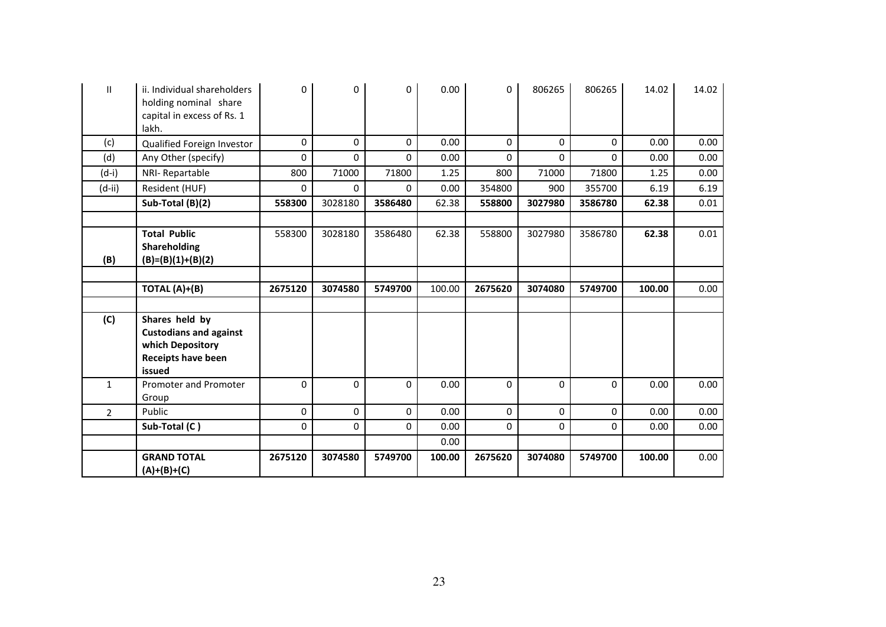| II | ii. Individual shareholders holding nominal share capital in excess of Rs. 1 lakh. | 0 | 0 | 0 | 0.00 | 0 | 806265 | 806265 | 14.02 | 14.02 |
|---|---|---|---|---|---|---|---|---|---|---|
| (c) | Qualified Foreign Investor | 0 | 0 | 0 | 0.00 | 0 | 0 | 0 | 0.00 | 0.00 |
| (d) | Any Other (specify) | 0 | 0 | 0 | 0.00 | 0 | 0 | 0 | 0.00 | 0.00 |
| (d-i) | NRI- Repartable | 800 | 71000 | 71800 | 1.25 | 800 | 71000 | 71800 | 1.25 | 0.00 |
| (d-ii) | Resident (HUF) | 0 | 0 | 0 | 0.00 | 354800 | 900 | 355700 | 6.19 | 6.19 |
| | **Sub-Total (B)(2)** | **558300** | 3028180 | **3586480** | 62.38 | **558800** | **3027980** | **3586780** | **62.38** | 0.01 |
| | | | | | | | | | | |
| **(B)** | **Total Public Shareholding (B)=(B)(1)+(B)(2)** | 558300 | 3028180 | 3586480 | 62.38 | 558800 | 3027980 | 3586780 | **62.38** | 0.01 |
| | | | | | | | | | | |
| | **TOTAL (A)+(B)** | **2675120** | **3074580** | **5749700** | 100.00 | **2675620** | **3074080** | **5749700** | **100.00** | 0.00 |
| | | | | | | | | | | |
| **(C)** | **Shares held by Custodians and against which Depository Receipts have been issued** | | | | | | | | | |
| 1 | Promoter and Promoter Group | 0 | 0 | 0 | 0.00 | 0 | 0 | 0 | 0.00 | 0.00 |
| 2 | Public | 0 | 0 | 0 | 0.00 | 0 | 0 | 0 | 0.00 | 0.00 |
| | **Sub-Total (C )** | 0 | 0 | 0 | 0.00 | 0 | 0 | 0 | 0.00 | 0.00 |
| | | | | | 0.00 | | | | | |
| | **GRAND TOTAL (A)+(B)+(C)** | **2675120** | **3074580** | **5749700** | **100.00** | **2675620** | **3074080** | **5749700** | **100.00** | 0.00 |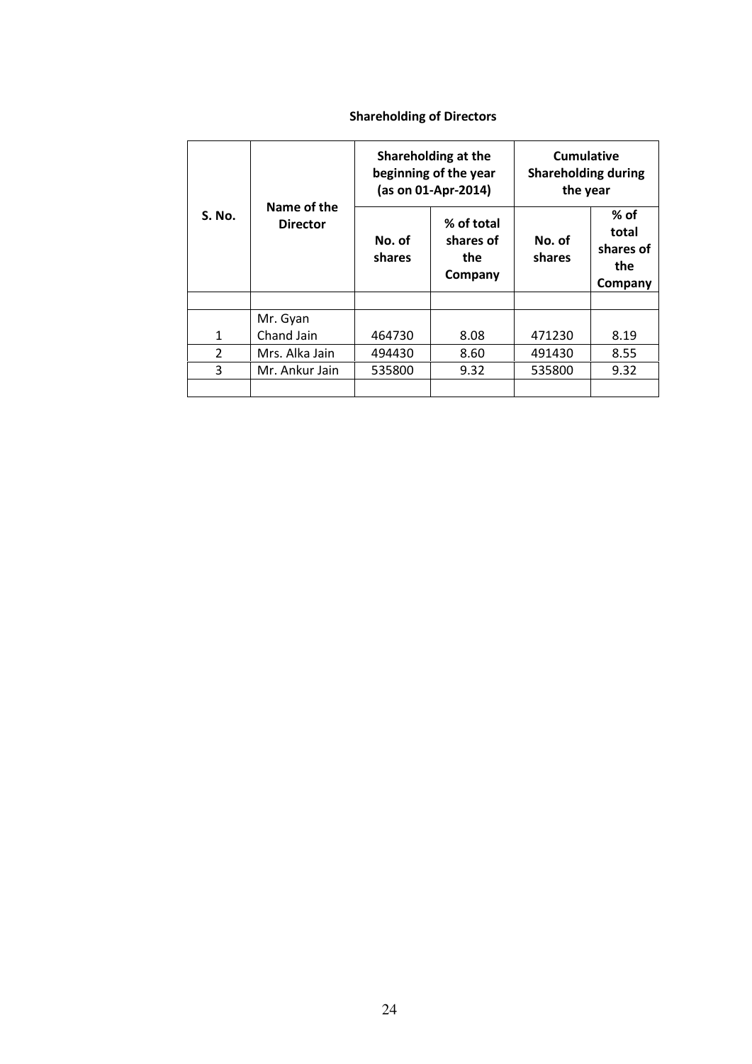**Shareholding of Directors**

| S. No. | Name of the Director | Shareholding at the beginning of the year (as on 01-Apr-2014) | | Cumulative Shareholding during the year | |
|---|---|---|---|---|---|
| | | No. of shares | % of total shares of the Company | No. of shares | % of total shares of the Company |
| | | | | | |
| 1 | Mr. Gyan Chand Jain | 464730 | 8.08 | 471230 | 8.19 |
| 2 | Mrs. Alka Jain | 494430 | 8.60 | 491430 | 8.55 |
| 3 | Mr. Ankur Jain | 535800 | 9.32 | 535800 | 9.32 |
| | | | | | |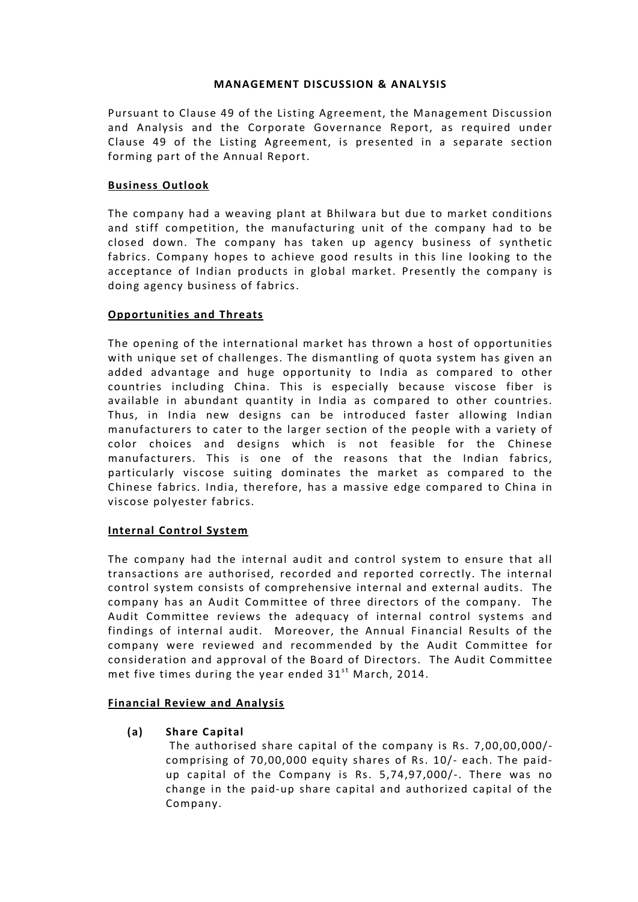## MANAGEMENT DISCUSSION & ANALYSIS

Pursuant to Clause 49 of the Listing Agreement, the Management Discussion and Analysis and the Corporate Governance Report, as required under Clause 49 of the Listing Agreement, is presented in a separate section forming part of the Annual Report.

### Business Outlook

The company had a weaving plant at Bhilwara but due to market conditions and stiff competition, the manufacturing unit of the company had to be closed down. The company has taken up agency business of synthetic fabrics. Company hopes to achieve good results in this line looking to the acceptance of Indian products in global market. Presently the company is doing agency business of fabrics.

### Opportunities and Threats

The opening of the international market has thrown a host of opportunities with unique set of challenges. The dismantling of quota system has given an added advantage and huge opportunity to India as compared to other countries including China. This is especially because viscose fiber is available in abundant quantity in India as compared to other countries. Thus, in India new designs can be introduced faster allowing Indian manufacturers to cater to the larger section of the people with a variety of color choices and designs which is not feasible for the Chinese manufacturers. This is one of the reasons that the Indian fabrics, particularly viscose suiting dominates the market as compared to the Chinese fabrics. India, therefore, has a massive edge compared to China in viscose polyester fabrics.

### Internal Control System

The company had the internal audit and control system to ensure that all transactions are authorised, recorded and reported correctly. The internal control system consists of comprehensive internal and external audits. The company has an Audit Committee of three directors of the company. The Audit Committee reviews the adequacy of internal control systems and findings of internal audit. Moreover, the Annual Financial Results of the company were reviewed and recommended by the Audit Committee for consideration and approval of the Board of Directors. The Audit Committee met five times during the year ended 31st March, 2014.

### Financial Review and Analysis

**(a) Share Capital**

The authorised share capital of the company is Rs. 7,00,00,000/- comprising of 70,00,000 equity shares of Rs. 10/- each. The paid-up capital of the Company is Rs. 5,74,97,000/-. There was no change in the paid-up share capital and authorized capital of the Company.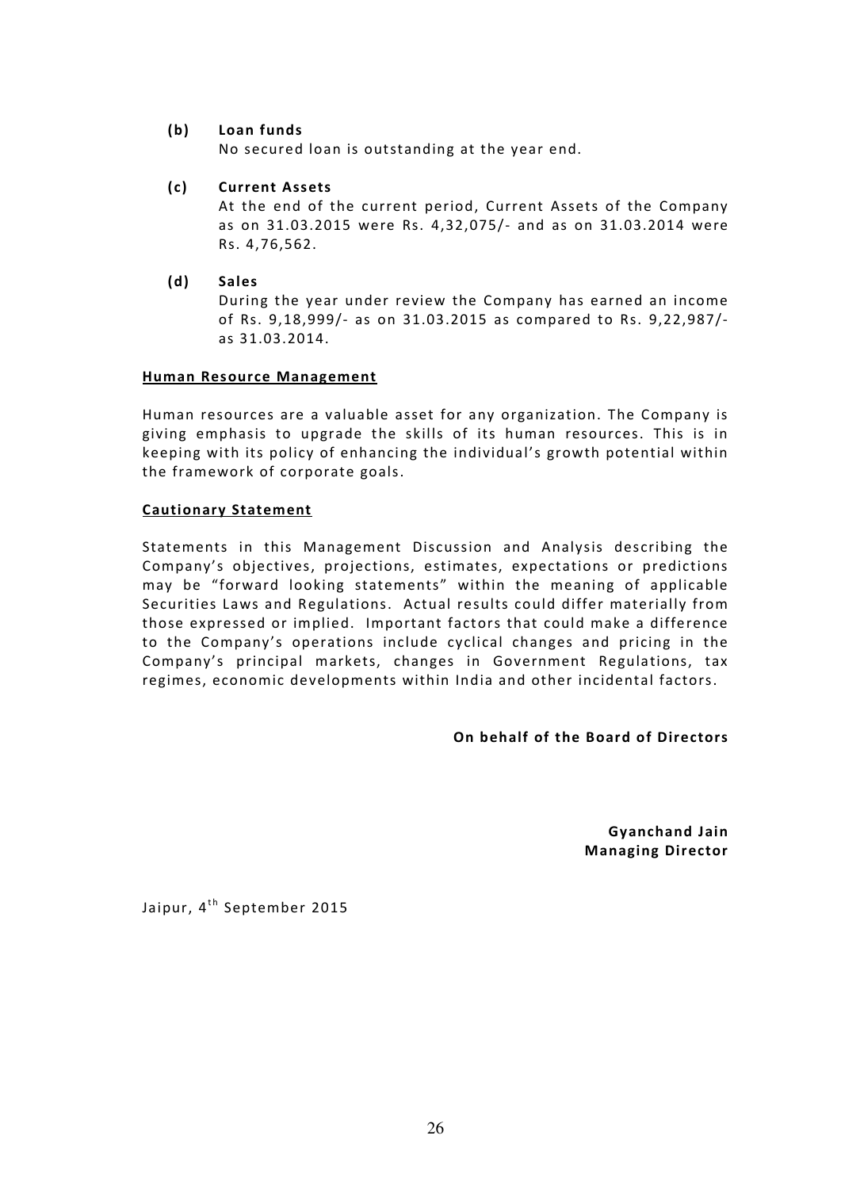**(b) Loan funds**

No secured loan is outstanding at the year end.

**(c) Current Assets**

At the end of the current period, Current Assets of the Company as on 31.03.2015 were Rs. 4,32,075/- and as on 31.03.2014 were Rs. 4,76,562.

**(d) Sales**

During the year under review the Company has earned an income of Rs. 9,18,999/- as on 31.03.2015 as compared to Rs. 9,22,987/- as 31.03.2014.

**Human Resource Management**

Human resources are a valuable asset for any organization. The Company is giving emphasis to upgrade the skills of its human resources. This is in keeping with its policy of enhancing the individual's growth potential within the framework of corporate goals.

**Cautionary Statement**

Statements in this Management Discussion and Analysis describing the Company's objectives, projections, estimates, expectations or predictions may be "forward looking statements" within the meaning of applicable Securities Laws and Regulations. Actual results could differ materially from those expressed or implied. Important factors that could make a difference to the Company's operations include cyclical changes and pricing in the Company's principal markets, changes in Government Regulations, tax regimes, economic developments within India and other incidental factors.

**On behalf of the Board of Directors**

**Gyanchand Jain**
**Managing Director**

Jaipur, 4th September 2015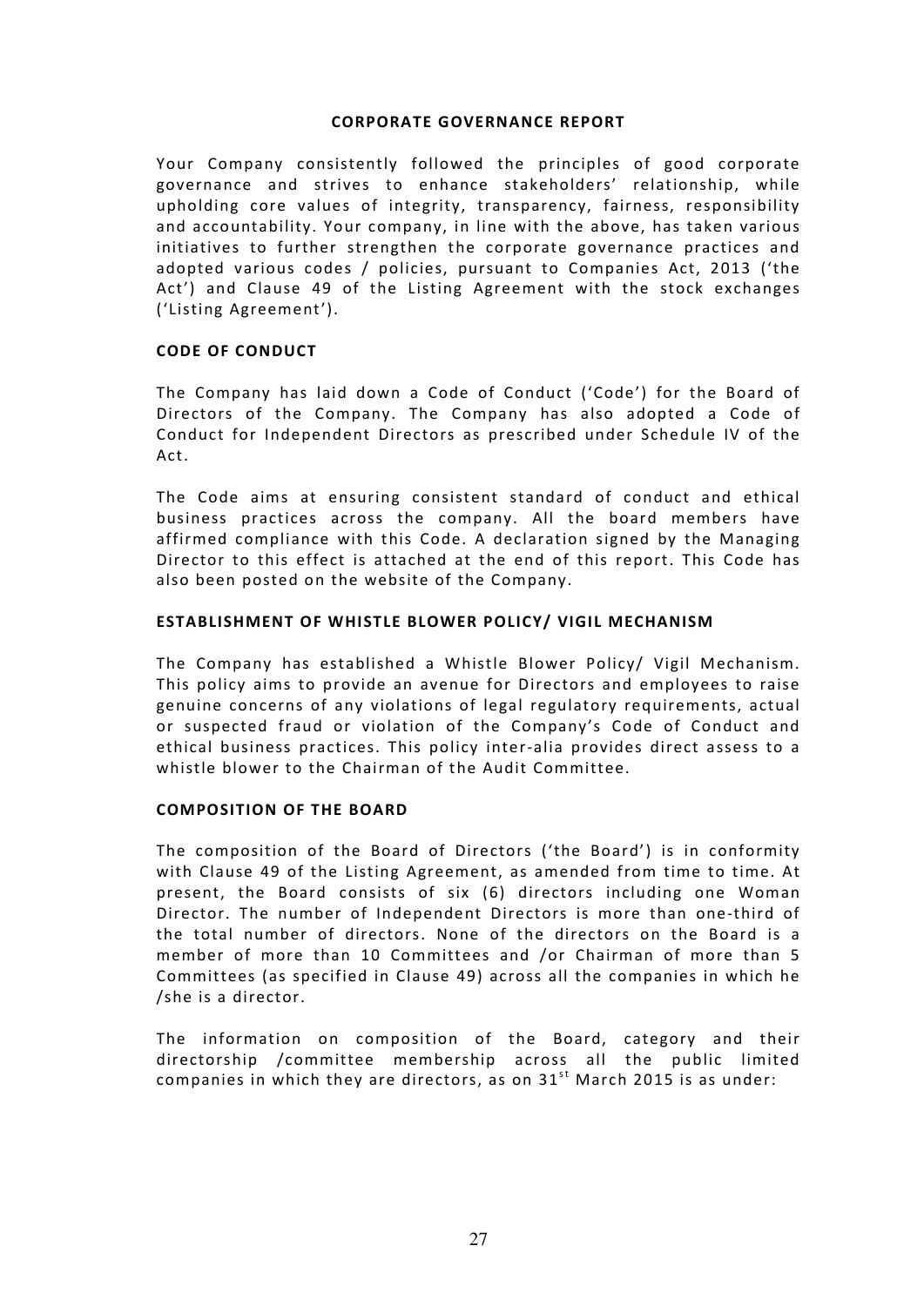# CORPORATE GOVERNANCE REPORT

Your Company consistently followed the principles of good corporate governance and strives to enhance stakeholders' relationship, while upholding core values of integrity, transparency, fairness, responsibility and accountability. Your company, in line with the above, has taken various initiatives to further strengthen the corporate governance practices and adopted various codes / policies, pursuant to Companies Act, 2013 ('the Act') and Clause 49 of the Listing Agreement with the stock exchanges ('Listing Agreement').

## CODE OF CONDUCT

The Company has laid down a Code of Conduct ('Code') for the Board of Directors of the Company. The Company has also adopted a Code of Conduct for Independent Directors as prescribed under Schedule IV of the Act.

The Code aims at ensuring consistent standard of conduct and ethical business practices across the company. All the board members have affirmed compliance with this Code. A declaration signed by the Managing Director to this effect is attached at the end of this report. This Code has also been posted on the website of the Company.

## ESTABLISHMENT OF WHISTLE BLOWER POLICY/ VIGIL MECHANISM

The Company has established a Whistle Blower Policy/ Vigil Mechanism. This policy aims to provide an avenue for Directors and employees to raise genuine concerns of any violations of legal regulatory requirements, actual or suspected fraud or violation of the Company's Code of Conduct and ethical business practices. This policy inter-alia provides direct assess to a whistle blower to the Chairman of the Audit Committee.

## COMPOSITION OF THE BOARD

The composition of the Board of Directors ('the Board') is in conformity with Clause 49 of the Listing Agreement, as amended from time to time. At present, the Board consists of six (6) directors including one Woman Director. The number of Independent Directors is more than one-third of the total number of directors. None of the directors on the Board is a member of more than 10 Committees and /or Chairman of more than 5 Committees (as specified in Clause 49) across all the companies in which he /she is a director.

The information on composition of the Board, category and their directorship /committee membership across all the public limited companies in which they are directors, as on 31st March 2015 is as under: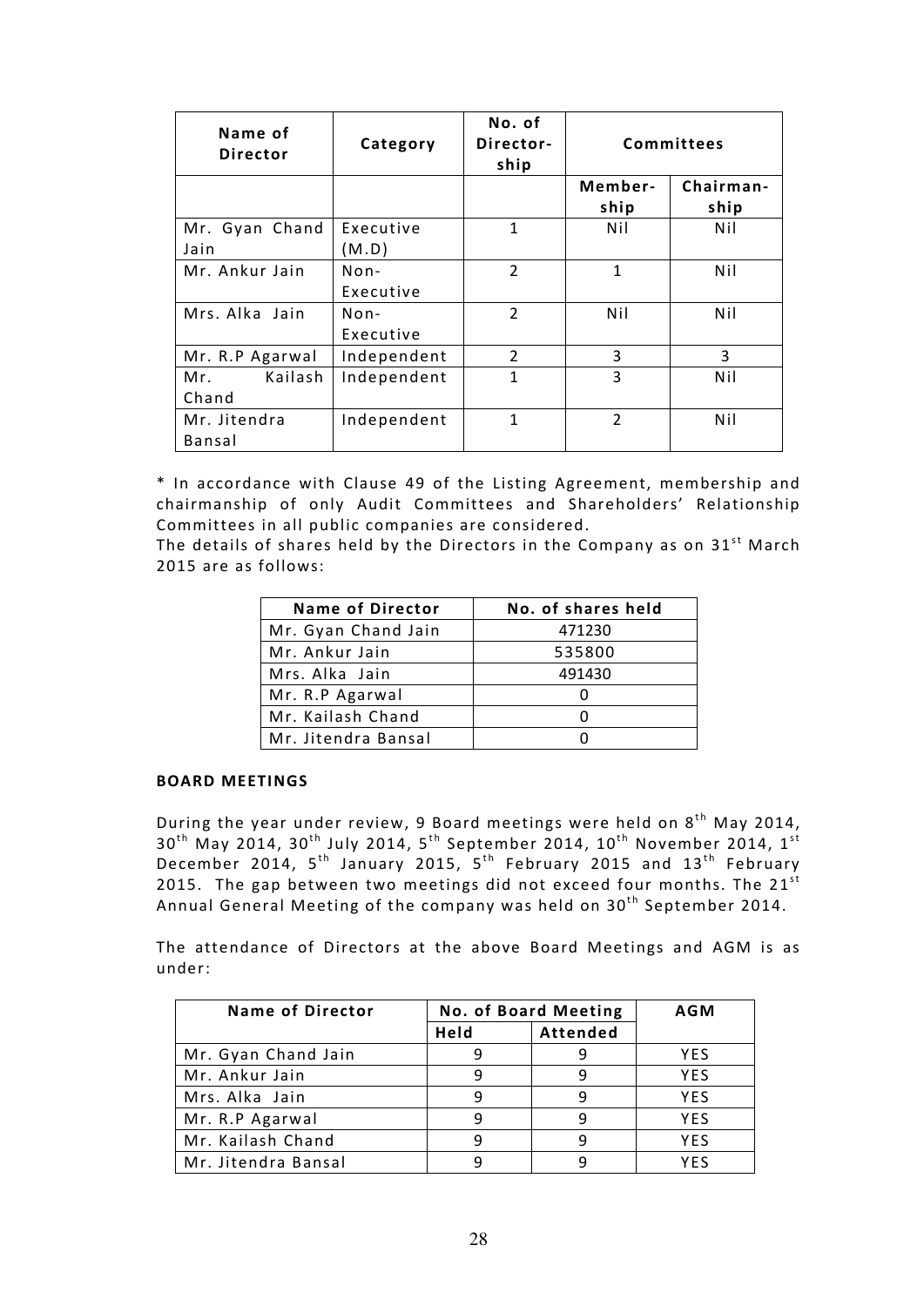| Name of Director | Category | No. of Director-ship | Committees | |
|---|---|---|---|---|
| | | | Member-ship | Chairman-ship |
| Mr. Gyan Chand Jain | Executive (M.D) | 1 | Nil | Nil |
| Mr. Ankur Jain | Non-Executive | 2 | 1 | Nil |
| Mrs. Alka Jain | Non-Executive | 2 | Nil | Nil |
| Mr. R.P Agarwal | Independent | 2 | 3 | 3 |
| Mr. Kailash Chand | Independent | 1 | 3 | Nil |
| Mr. Jitendra Bansal | Independent | 1 | 2 | Nil |

* In accordance with Clause 49 of the Listing Agreement, membership and chairmanship of only Audit Committees and Shareholders' Relationship Committees in all public companies are considered.

The details of shares held by the Directors in the Company as on 31st March 2015 are as follows:

| Name of Director | No. of shares held |
|---|---|
| Mr. Gyan Chand Jain | 471230 |
| Mr. Ankur Jain | 535800 |
| Mrs. Alka Jain | 491430 |
| Mr. R.P Agarwal | 0 |
| Mr. Kailash Chand | 0 |
| Mr. Jitendra Bansal | 0 |

**BOARD MEETINGS**

During the year under review, 9 Board meetings were held on 8th May 2014, 30th May 2014, 30th July 2014, 5th September 2014, 10th November 2014, 1st December 2014, 5th January 2015, 5th February 2015 and 13th February 2015. The gap between two meetings did not exceed four months. The 21st Annual General Meeting of the company was held on 30th September 2014.

The attendance of Directors at the above Board Meetings and AGM is as under:

| Name of Director | No. of Board Meeting | | AGM |
|---|---|---|---|
| | Held | Attended | |
| Mr. Gyan Chand Jain | 9 | 9 | YES |
| Mr. Ankur Jain | 9 | 9 | YES |
| Mrs. Alka Jain | 9 | 9 | YES |
| Mr. R.P Agarwal | 9 | 9 | YES |
| Mr. Kailash Chand | 9 | 9 | YES |
| Mr. Jitendra Bansal | 9 | 9 | YES |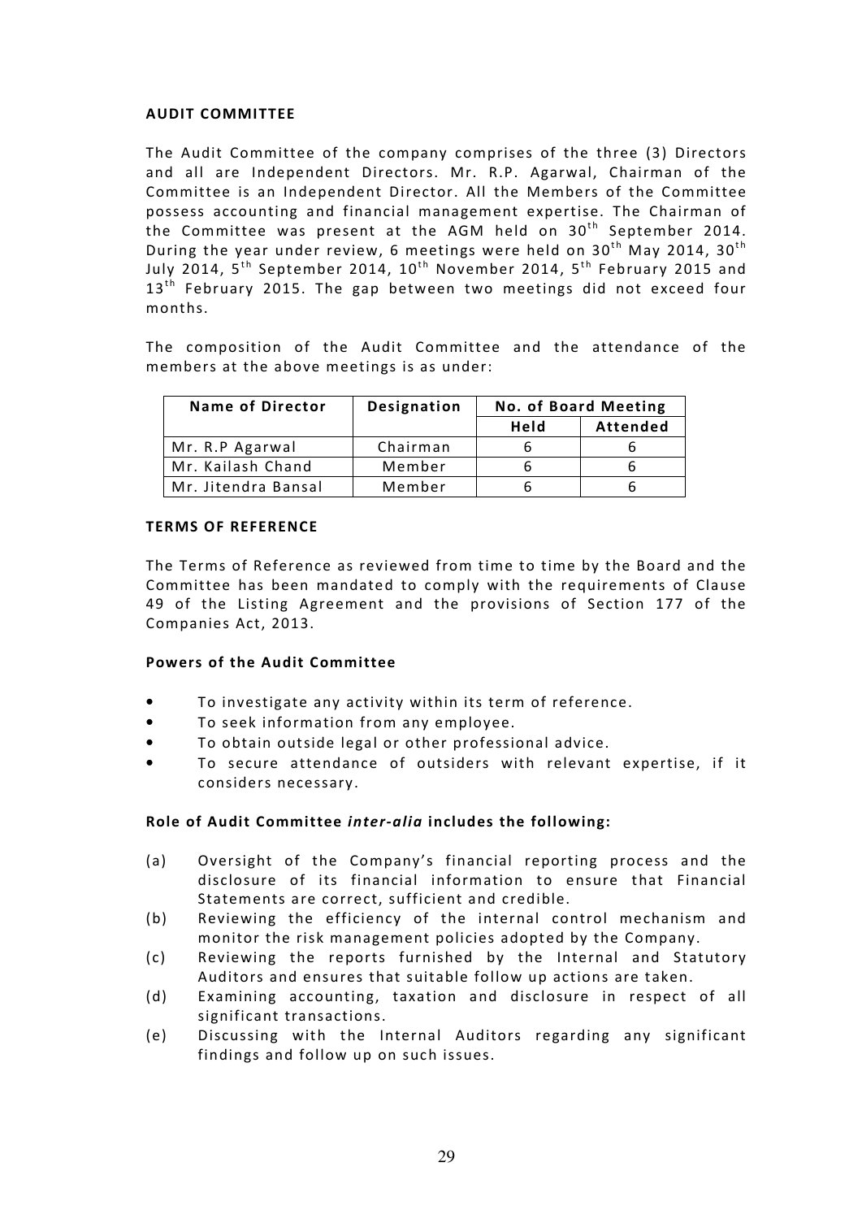## AUDIT COMMITTEE

The Audit Committee of the company comprises of the three (3) Directors and all are Independent Directors. Mr. R.P. Agarwal, Chairman of the Committee is an Independent Director. All the Members of the Committee possess accounting and financial management expertise. The Chairman of the Committee was present at the AGM held on 30th September 2014. During the year under review, 6 meetings were held on 30th May 2014, 30th July 2014, 5th September 2014, 10th November 2014, 5th February 2015 and 13th February 2015. The gap between two meetings did not exceed four months.

The composition of the Audit Committee and the attendance of the members at the above meetings is as under:

| Name of Director | Designation | No. of Board Meeting | |
|---|---|---|---|
| | | Held | Attended |
| Mr. R.P Agarwal | Chairman | 6 | 6 |
| Mr. Kailash Chand | Member | 6 | 6 |
| Mr. Jitendra Bansal | Member | 6 | 6 |

## TERMS OF REFERENCE

The Terms of Reference as reviewed from time to time by the Board and the Committee has been mandated to comply with the requirements of Clause 49 of the Listing Agreement and the provisions of Section 177 of the Companies Act, 2013.

### Powers of the Audit Committee

- To investigate any activity within its term of reference.
- To seek information from any employee.
- To obtain outside legal or other professional advice.
- To secure attendance of outsiders with relevant expertise, if it considers necessary.

### Role of Audit Committee *inter-alia* includes the following:

(a) Oversight of the Company's financial reporting process and the disclosure of its financial information to ensure that Financial Statements are correct, sufficient and credible.

(b) Reviewing the efficiency of the internal control mechanism and monitor the risk management policies adopted by the Company.

(c) Reviewing the reports furnished by the Internal and Statutory Auditors and ensures that suitable follow up actions are taken.

(d) Examining accounting, taxation and disclosure in respect of all significant transactions.

(e) Discussing with the Internal Auditors regarding any significant findings and follow up on such issues.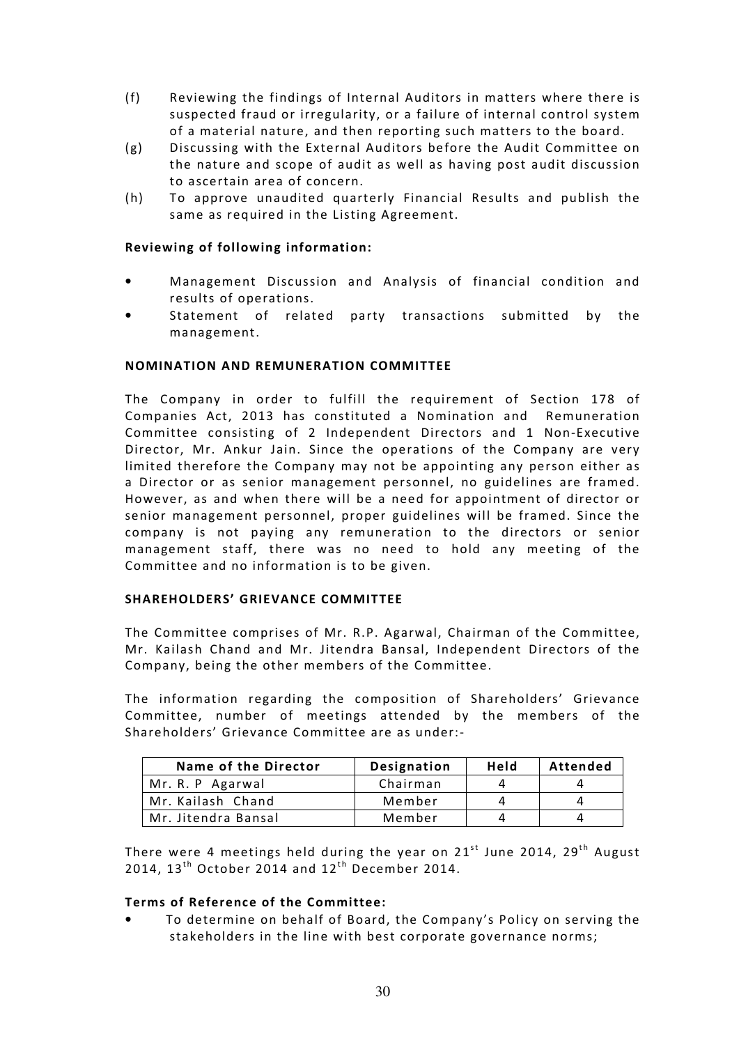(f) Reviewing the findings of Internal Auditors in matters where there is suspected fraud or irregularity, or a failure of internal control system of a material nature, and then reporting such matters to the board.

(g) Discussing with the External Auditors before the Audit Committee on the nature and scope of audit as well as having post audit discussion to ascertain area of concern.

(h) To approve unaudited quarterly Financial Results and publish the same as required in the Listing Agreement.

**Reviewing of following information:**

- Management Discussion and Analysis of financial condition and results of operations.
- Statement of related party transactions submitted by the management.

**NOMINATION AND REMUNERATION COMMITTEE**

The Company in order to fulfill the requirement of Section 178 of Companies Act, 2013 has constituted a Nomination and Remuneration Committee consisting of 2 Independent Directors and 1 Non-Executive Director, Mr. Ankur Jain. Since the operations of the Company are very limited therefore the Company may not be appointing any person either as a Director or as senior management personnel, no guidelines are framed. However, as and when there will be a need for appointment of director or senior management personnel, proper guidelines will be framed. Since the company is not paying any remuneration to the directors or senior management staff, there was no need to hold any meeting of the Committee and no information is to be given.

**SHAREHOLDERS' GRIEVANCE COMMITTEE**

The Committee comprises of Mr. R.P. Agarwal, Chairman of the Committee, Mr. Kailash Chand and Mr. Jitendra Bansal, Independent Directors of the Company, being the other members of the Committee.

The information regarding the composition of Shareholders' Grievance Committee, number of meetings attended by the members of the Shareholders' Grievance Committee are as under:-

| Name of the Director | Designation | Held | Attended |
|---|---|---|---|
| Mr. R. P Agarwal | Chairman | 4 | 4 |
| Mr. Kailash Chand | Member | 4 | 4 |
| Mr. Jitendra Bansal | Member | 4 | 4 |

There were 4 meetings held during the year on 21st June 2014, 29th August 2014, 13th October 2014 and 12th December 2014.

**Terms of Reference of the Committee:**

- To determine on behalf of Board, the Company's Policy on serving the stakeholders in the line with best corporate governance norms;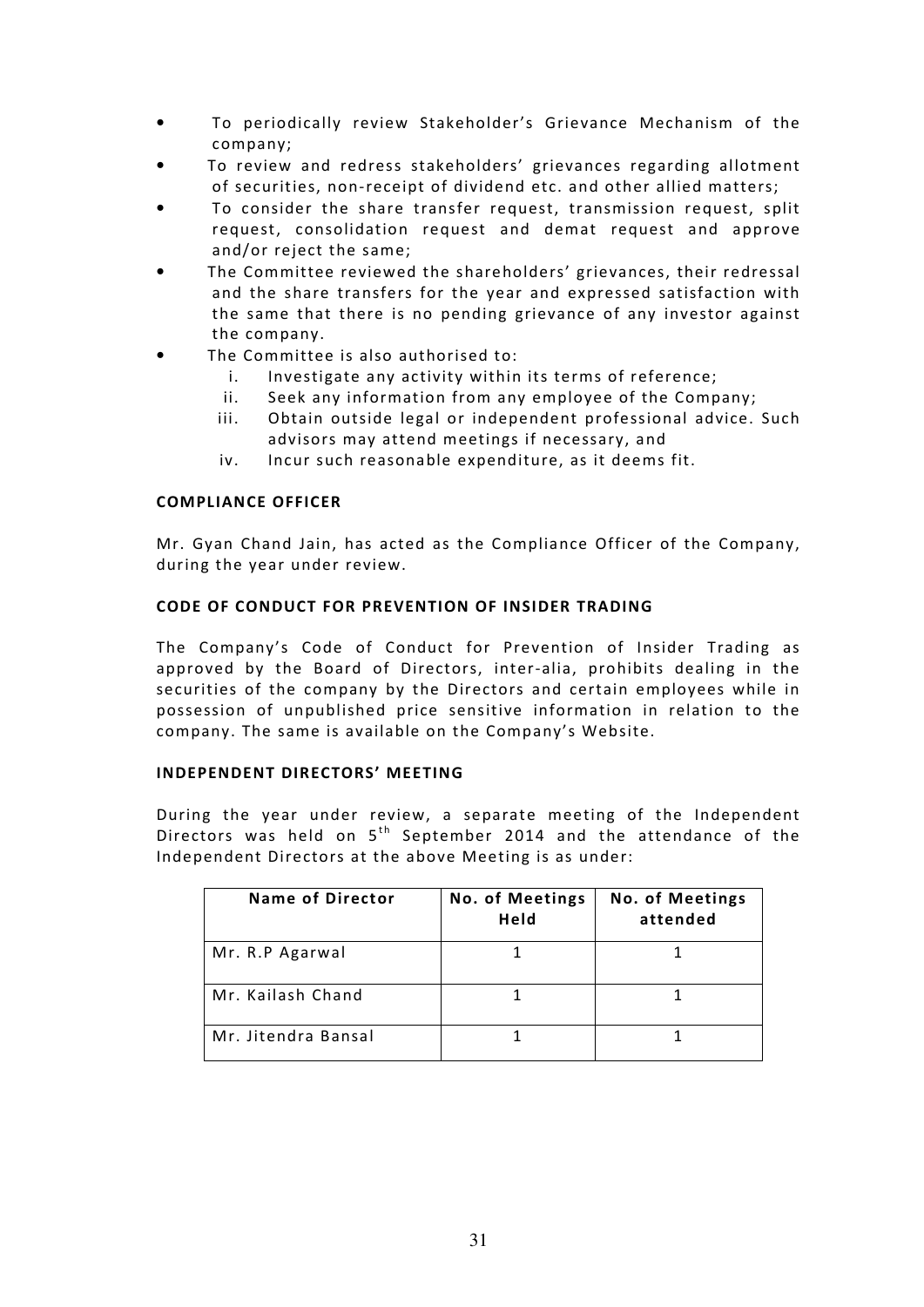- To periodically review Stakeholder's Grievance Mechanism of the company;
- To review and redress stakeholders' grievances regarding allotment of securities, non-receipt of dividend etc. and other allied matters;
- To consider the share transfer request, transmission request, split request, consolidation request and demat request and approve and/or reject the same;
- The Committee reviewed the shareholders' grievances, their redressal and the share transfers for the year and expressed satisfaction with the same that there is no pending grievance of any investor against the company.
- The Committee is also authorised to:
    i. Investigate any activity within its terms of reference;
    ii. Seek any information from any employee of the Company;
    iii. Obtain outside legal or independent professional advice. Such advisors may attend meetings if necessary, and
    iv. Incur such reasonable expenditure, as it deems fit.

**COMPLIANCE OFFICER**

Mr. Gyan Chand Jain, has acted as the Compliance Officer of the Company, during the year under review.

**CODE OF CONDUCT FOR PREVENTION OF INSIDER TRADING**

The Company's Code of Conduct for Prevention of Insider Trading as approved by the Board of Directors, inter-alia, prohibits dealing in the securities of the company by the Directors and certain employees while in possession of unpublished price sensitive information in relation to the company. The same is available on the Company's Website.

**INDEPENDENT DIRECTORS' MEETING**

During the year under review, a separate meeting of the Independent Directors was held on 5th September 2014 and the attendance of the Independent Directors at the above Meeting is as under:

| Name of Director | No. of Meetings Held | No. of Meetings attended |
|---|---|---|
| Mr. R.P Agarwal | 1 | 1 |
| Mr. Kailash Chand | 1 | 1 |
| Mr. Jitendra Bansal | 1 | 1 |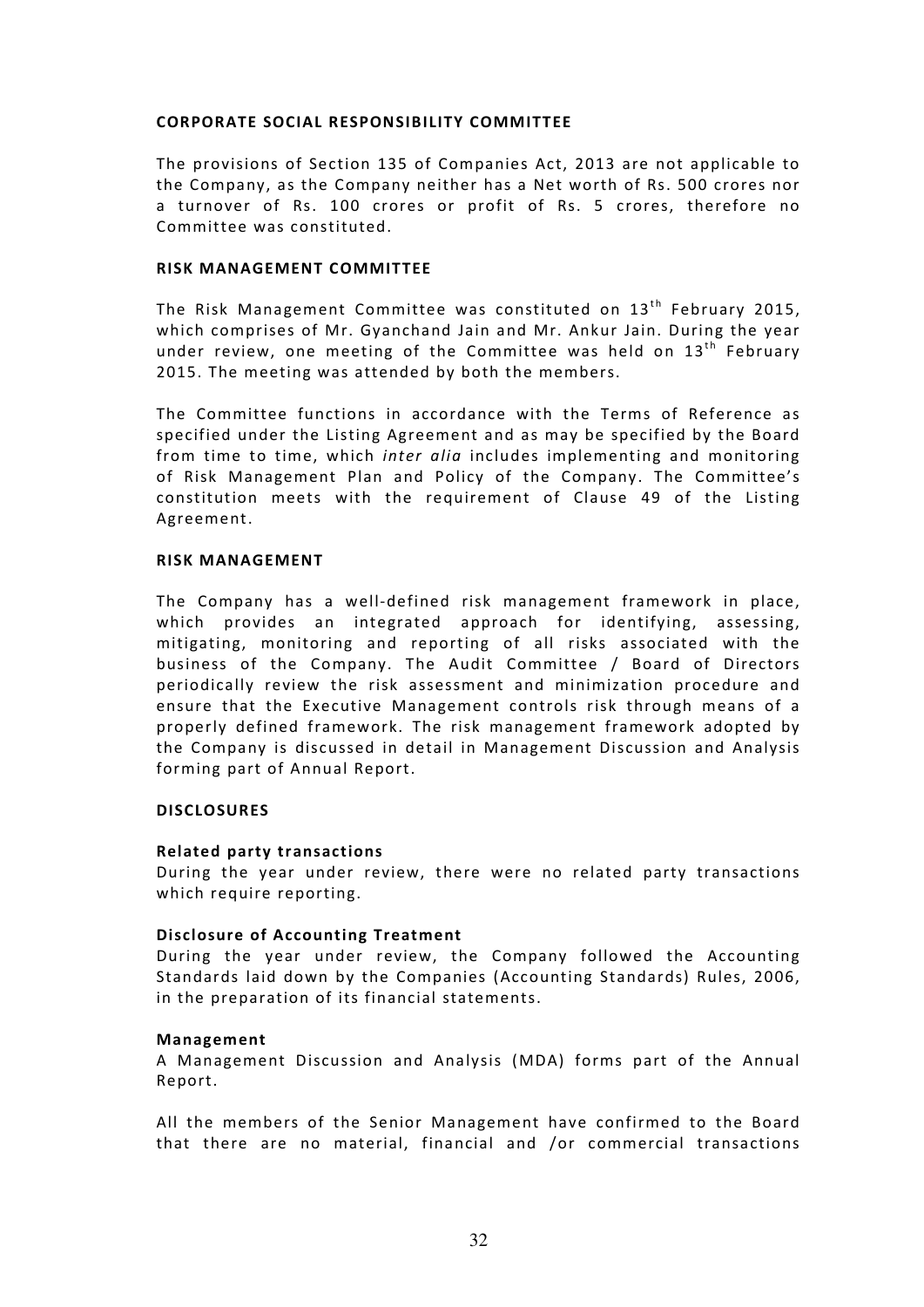**CORPORATE SOCIAL RESPONSIBILITY COMMITTEE**

The provisions of Section 135 of Companies Act, 2013 are not applicable to the Company, as the Company neither has a Net worth of Rs. 500 crores nor a turnover of Rs. 100 crores or profit of Rs. 5 crores, therefore no Committee was constituted.

**RISK MANAGEMENT COMMITTEE**

The Risk Management Committee was constituted on 13th February 2015, which comprises of Mr. Gyanchand Jain and Mr. Ankur Jain. During the year under review, one meeting of the Committee was held on 13th February 2015. The meeting was attended by both the members.

The Committee functions in accordance with the Terms of Reference as specified under the Listing Agreement and as may be specified by the Board from time to time, which *inter alia* includes implementing and monitoring of Risk Management Plan and Policy of the Company. The Committee's constitution meets with the requirement of Clause 49 of the Listing Agreement.

**RISK MANAGEMENT**

The Company has a well-defined risk management framework in place, which provides an integrated approach for identifying, assessing, mitigating, monitoring and reporting of all risks associated with the business of the Company. The Audit Committee / Board of Directors periodically review the risk assessment and minimization procedure and ensure that the Executive Management controls risk through means of a properly defined framework. The risk management framework adopted by the Company is discussed in detail in Management Discussion and Analysis forming part of Annual Report.

**DISCLOSURES**

**Related party transactions**
During the year under review, there were no related party transactions which require reporting.

**Disclosure of Accounting Treatment**
During the year under review, the Company followed the Accounting Standards laid down by the Companies (Accounting Standards) Rules, 2006, in the preparation of its financial statements.

**Management**
A Management Discussion and Analysis (MDA) forms part of the Annual Report.

All the members of the Senior Management have confirmed to the Board that there are no material, financial and /or commercial transactions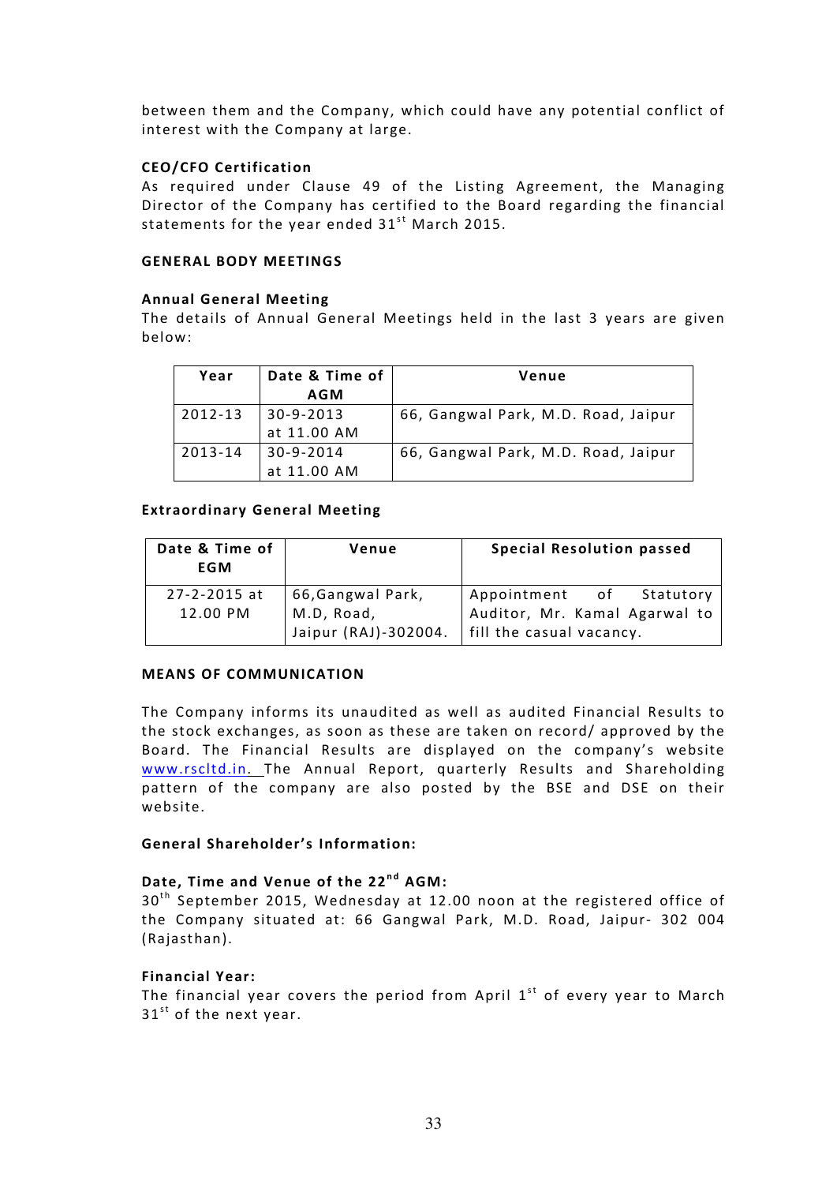between them and the Company, which could have any potential conflict of interest with the Company at large.

**CEO/CFO Certification**

As required under Clause 49 of the Listing Agreement, the Managing Director of the Company has certified to the Board regarding the financial statements for the year ended 31st March 2015.

**GENERAL BODY MEETINGS**

**Annual General Meeting**

The details of Annual General Meetings held in the last 3 years are given below:

| Year | Date & Time of AGM | Venue |
|---|---|---|
| 2012-13 | 30-9-2013 at 11.00 AM | 66, Gangwal Park, M.D. Road, Jaipur |
| 2013-14 | 30-9-2014 at 11.00 AM | 66, Gangwal Park, M.D. Road, Jaipur |

**Extraordinary General Meeting**

| Date & Time of EGM | Venue | Special Resolution passed |
|---|---|---|
| 27-2-2015 at 12.00 PM | 66,Gangwal Park, M.D, Road, Jaipur (RAJ)-302004. | Appointment of Statutory Auditor, Mr. Kamal Agarwal to fill the casual vacancy. |

**MEANS OF COMMUNICATION**

The Company informs its unaudited as well as audited Financial Results to the stock exchanges, as soon as these are taken on record/ approved by the Board. The Financial Results are displayed on the company's website www.rscltd.in. The Annual Report, quarterly Results and Shareholding pattern of the company are also posted by the BSE and DSE on their website.

**General Shareholder's Information:**

**Date, Time and Venue of the 22nd AGM:**

30th September 2015, Wednesday at 12.00 noon at the registered office of the Company situated at: 66 Gangwal Park, M.D. Road, Jaipur- 302 004 (Rajasthan).

**Financial Year:**

The financial year covers the period from April 1st of every year to March 31st of the next year.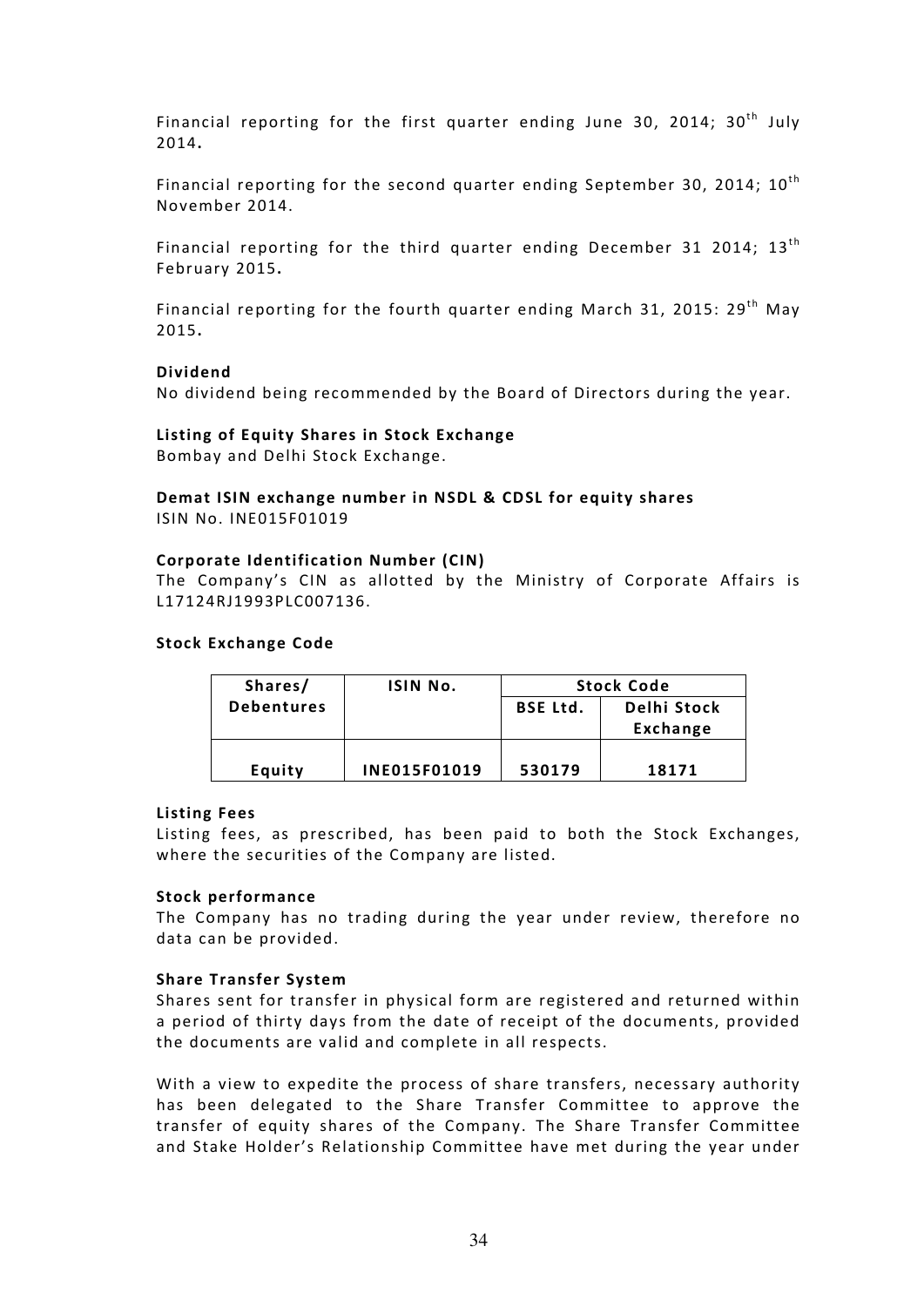Financial reporting for the first quarter ending June 30, 2014; 30th July 2014.

Financial reporting for the second quarter ending September 30, 2014; 10th November 2014.

Financial reporting for the third quarter ending December 31 2014; 13th February 2015.

Financial reporting for the fourth quarter ending March 31, 2015: 29th May 2015.

**Dividend**

No dividend being recommended by the Board of Directors during the year.

**Listing of Equity Shares in Stock Exchange**

Bombay and Delhi Stock Exchange.

**Demat ISIN exchange number in NSDL & CDSL for equity shares**

ISIN No. INE015F01019

**Corporate Identification Number (CIN)**

The Company's CIN as allotted by the Ministry of Corporate Affairs is L17124RJ1993PLC007136.

**Stock Exchange Code**

| Shares/ Debentures | ISIN No. | Stock Code | |
|---|---|---|---|
| | | BSE Ltd. | Delhi Stock Exchange |
| Equity | INE015F01019 | 530179 | 18171 |

**Listing Fees**

Listing fees, as prescribed, has been paid to both the Stock Exchanges, where the securities of the Company are listed.

**Stock performance**

The Company has no trading during the year under review, therefore no data can be provided.

**Share Transfer System**

Shares sent for transfer in physical form are registered and returned within a period of thirty days from the date of receipt of the documents, provided the documents are valid and complete in all respects.

With a view to expedite the process of share transfers, necessary authority has been delegated to the Share Transfer Committee to approve the transfer of equity shares of the Company. The Share Transfer Committee and Stake Holder's Relationship Committee have met during the year under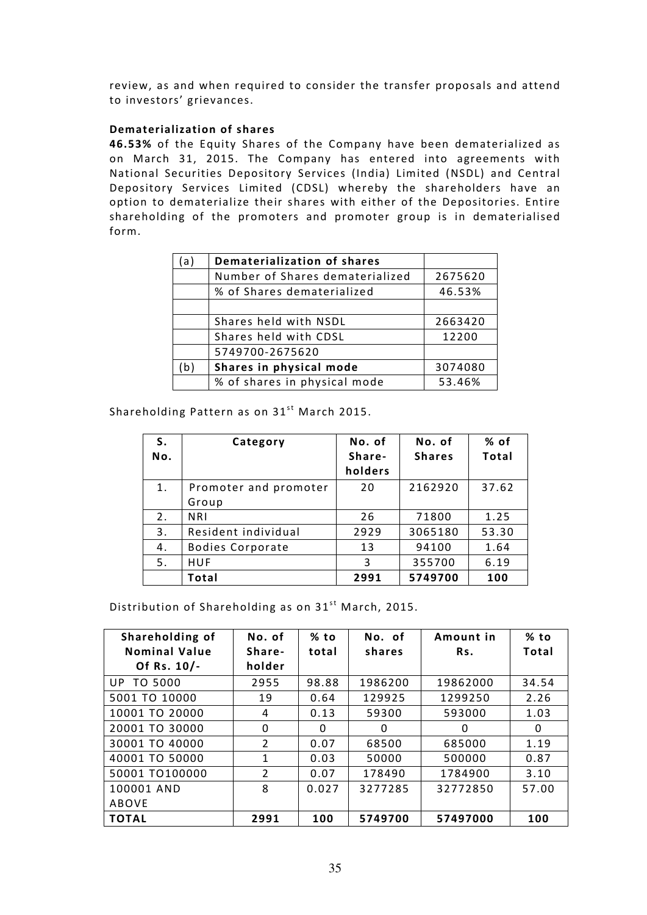review, as and when required to consider the transfer proposals and attend to investors' grievances.

**Dematerialization of shares**

**46.53%** of the Equity Shares of the Company have been dematerialized as on March 31, 2015. The Company has entered into agreements with National Securities Depository Services (India) Limited (NSDL) and Central Depository Services Limited (CDSL) whereby the shareholders have an option to dematerialize their shares with either of the Depositories. Entire shareholding of the promoters and promoter group is in dematerialised form.

| (a) | **Dematerialization of shares** | |
|---|---|---|
| | Number of Shares dematerialized | 2675620 |
| | % of Shares dematerialized | 46.53% |
| | | |
| | Shares held with NSDL | 2663420 |
| | Shares held with CDSL | 12200 |
| | 5749700-2675620 | |
| (b) | **Shares in physical mode** | 3074080 |
| | % of shares in physical mode | 53.46% |

Shareholding Pattern as on 31st March 2015.

| S. No. | Category | No. of Share-holders | No. of Shares | % of Total |
|---|---|---|---|---|
| 1. | Promoter and promoter Group | 20 | 2162920 | 37.62 |
| 2. | NRI | 26 | 71800 | 1.25 |
| 3. | Resident individual | 2929 | 3065180 | 53.30 |
| 4. | Bodies Corporate | 13 | 94100 | 1.64 |
| 5. | HUF | 3 | 355700 | 6.19 |
| | **Total** | **2991** | **5749700** | **100** |

Distribution of Shareholding as on 31st March, 2015.

| Shareholding of Nominal Value Of Rs. 10/- | No. of Share-holder | % to total | No. of shares | Amount in Rs. | % to Total |
|---|---|---|---|---|---|
| UP TO 5000 | 2955 | 98.88 | 1986200 | 19862000 | 34.54 |
| 5001 TO 10000 | 19 | 0.64 | 129925 | 1299250 | 2.26 |
| 10001 TO 20000 | 4 | 0.13 | 59300 | 593000 | 1.03 |
| 20001 TO 30000 | 0 | 0 | 0 | 0 | 0 |
| 30001 TO 40000 | 2 | 0.07 | 68500 | 685000 | 1.19 |
| 40001 TO 50000 | 1 | 0.03 | 50000 | 500000 | 0.87 |
| 50001 TO100000 | 2 | 0.07 | 178490 | 1784900 | 3.10 |
| 100001 AND ABOVE | 8 | 0.027 | 3277285 | 32772850 | 57.00 |
| **TOTAL** | **2991** | **100** | **5749700** | **57497000** | **100** |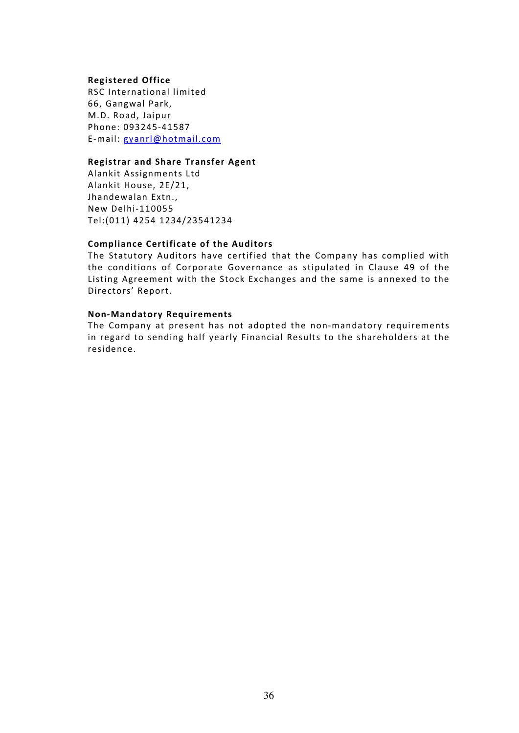**Registered Office**

RSC International limited
66, Gangwal Park,
M.D. Road, Jaipur
Phone: 093245-41587
E-mail: gyanrl@hotmail.com

**Registrar and Share Transfer Agent**

Alankit Assignments Ltd
Alankit House, 2E/21,
Jhandewalan Extn.,
New Delhi-110055
Tel:(011) 4254 1234/23541234

**Compliance Certificate of the Auditors**

The Statutory Auditors have certified that the Company has complied with the conditions of Corporate Governance as stipulated in Clause 49 of the Listing Agreement with the Stock Exchanges and the same is annexed to the Directors' Report.

**Non-Mandatory Requirements**

The Company at present has not adopted the non-mandatory requirements in regard to sending half yearly Financial Results to the shareholders at the residence.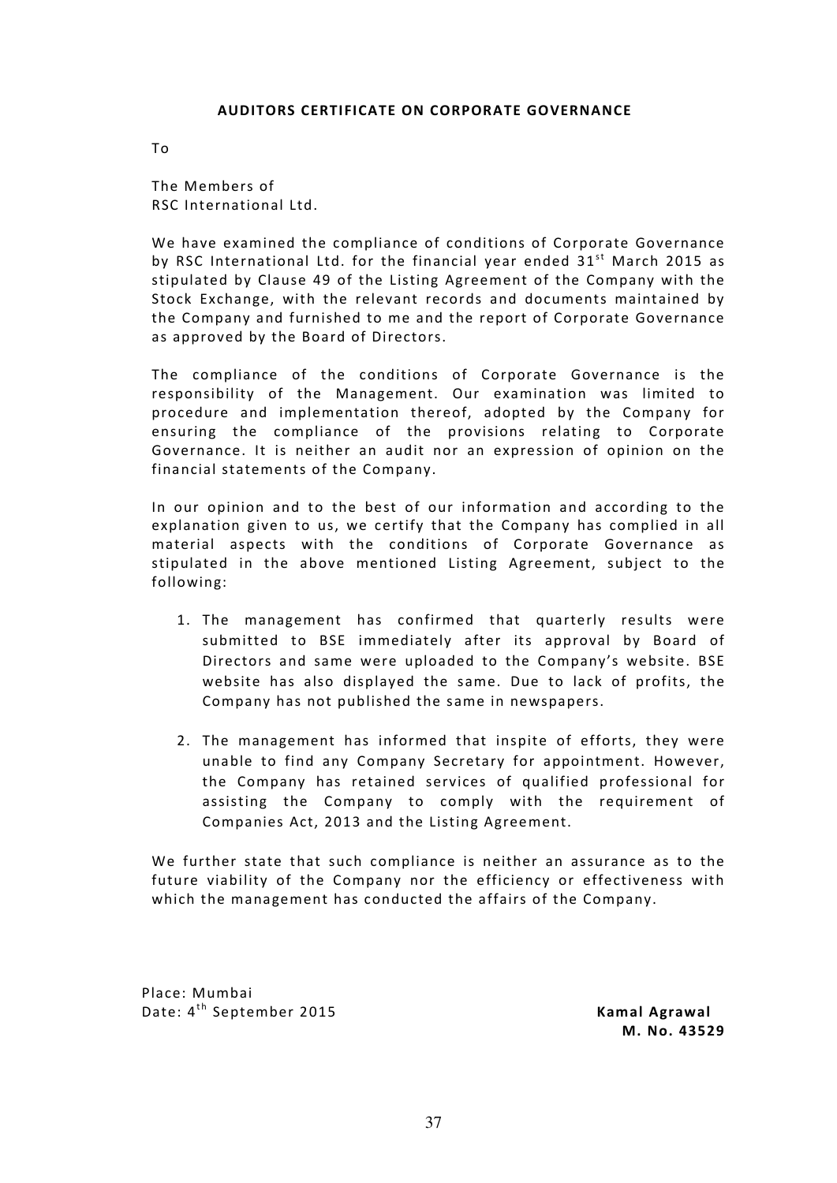## AUDITORS CERTIFICATE ON CORPORATE GOVERNANCE

To

The Members of
RSC International Ltd.

We have examined the compliance of conditions of Corporate Governance by RSC International Ltd. for the financial year ended 31st March 2015 as stipulated by Clause 49 of the Listing Agreement of the Company with the Stock Exchange, with the relevant records and documents maintained by the Company and furnished to me and the report of Corporate Governance as approved by the Board of Directors.

The compliance of the conditions of Corporate Governance is the responsibility of the Management. Our examination was limited to procedure and implementation thereof, adopted by the Company for ensuring the compliance of the provisions relating to Corporate Governance. It is neither an audit nor an expression of opinion on the financial statements of the Company.

In our opinion and to the best of our information and according to the explanation given to us, we certify that the Company has complied in all material aspects with the conditions of Corporate Governance as stipulated in the above mentioned Listing Agreement, subject to the following:

1. The management has confirmed that quarterly results were submitted to BSE immediately after its approval by Board of Directors and same were uploaded to the Company's website. BSE website has also displayed the same. Due to lack of profits, the Company has not published the same in newspapers.

2. The management has informed that inspite of efforts, they were unable to find any Company Secretary for appointment. However, the Company has retained services of qualified professional for assisting the Company to comply with the requirement of Companies Act, 2013 and the Listing Agreement.

We further state that such compliance is neither an assurance as to the future viability of the Company nor the efficiency or effectiveness with which the management has conducted the affairs of the Company.

Place: Mumbai
Date: 4th September 2015

**Kamal Agrawal**
**M. No. 43529**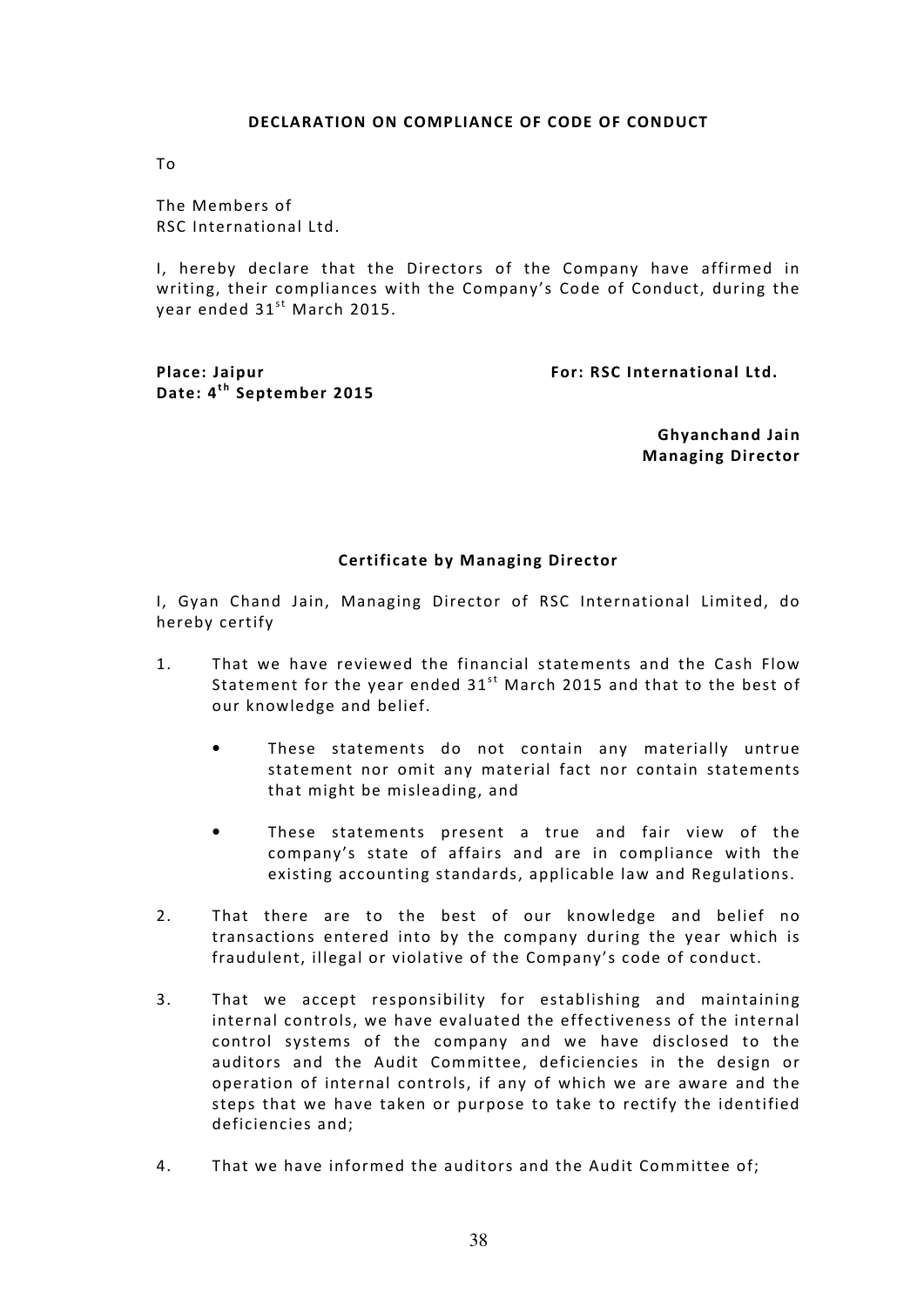**DECLARATION ON COMPLIANCE OF CODE OF CONDUCT**

To

The Members of
RSC International Ltd.

I, hereby declare that the Directors of the Company have affirmed in writing, their compliances with the Company's Code of Conduct, during the year ended 31st March 2015.

**Place: Jaipur**
**Date: 4th September 2015**

**For: RSC International Ltd.**

**Ghyanchand Jain**
**Managing Director**

**Certificate by Managing Director**

I, Gyan Chand Jain, Managing Director of RSC International Limited, do hereby certify

1. That we have reviewed the financial statements and the Cash Flow Statement for the year ended 31st March 2015 and that to the best of our knowledge and belief.

    - These statements do not contain any materially untrue statement nor omit any material fact nor contain statements that might be misleading, and

    - These statements present a true and fair view of the company's state of affairs and are in compliance with the existing accounting standards, applicable law and Regulations.

2. That there are to the best of our knowledge and belief no transactions entered into by the company during the year which is fraudulent, illegal or violative of the Company's code of conduct.

3. That we accept responsibility for establishing and maintaining internal controls, we have evaluated the effectiveness of the internal control systems of the company and we have disclosed to the auditors and the Audit Committee, deficiencies in the design or operation of internal controls, if any of which we are aware and the steps that we have taken or purpose to take to rectify the identified deficiencies and;

4. That we have informed the auditors and the Audit Committee of;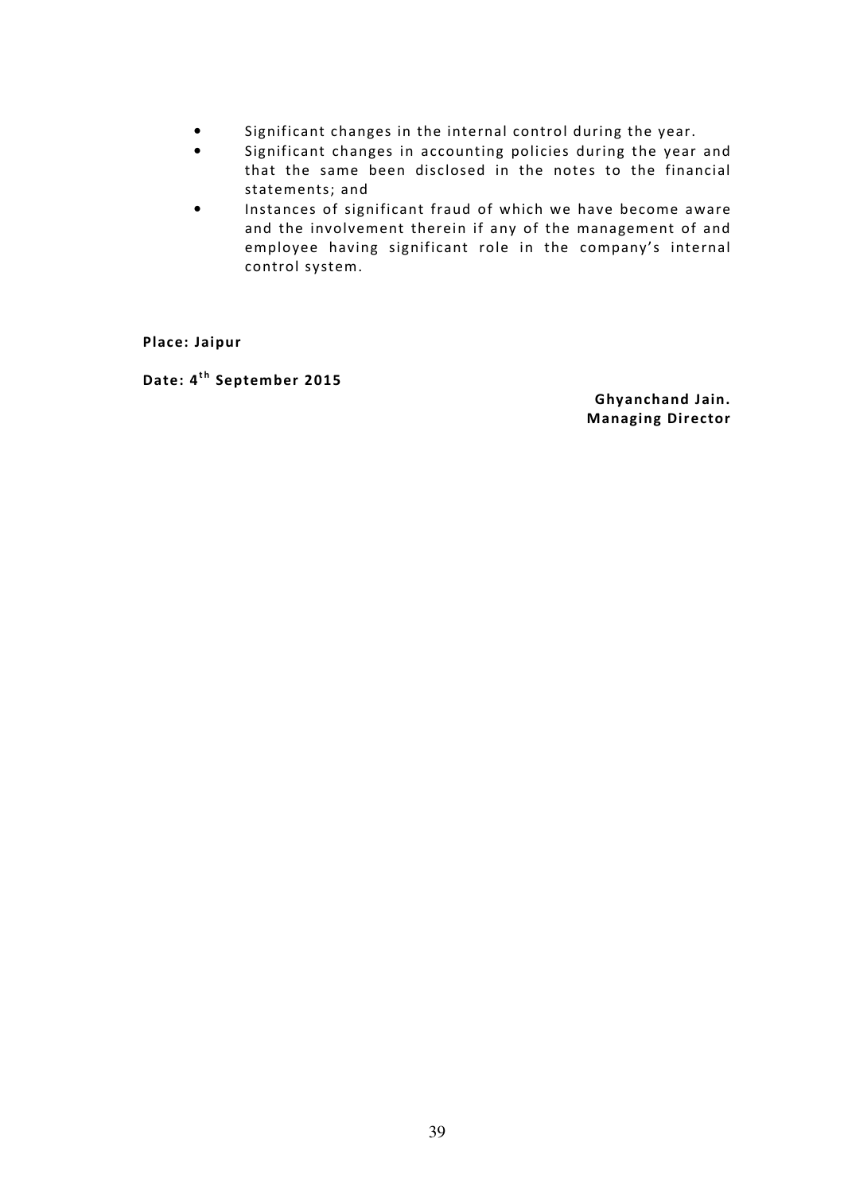- Significant changes in the internal control during the year.
- Significant changes in accounting policies during the year and that the same been disclosed in the notes to the financial statements; and
- Instances of significant fraud of which we have become aware and the involvement therein if any of the management of and employee having significant role in the company's internal control system.

**Place: Jaipur**

**Date: 4th September 2015**

**Ghyanchand Jain.**
**Managing Director**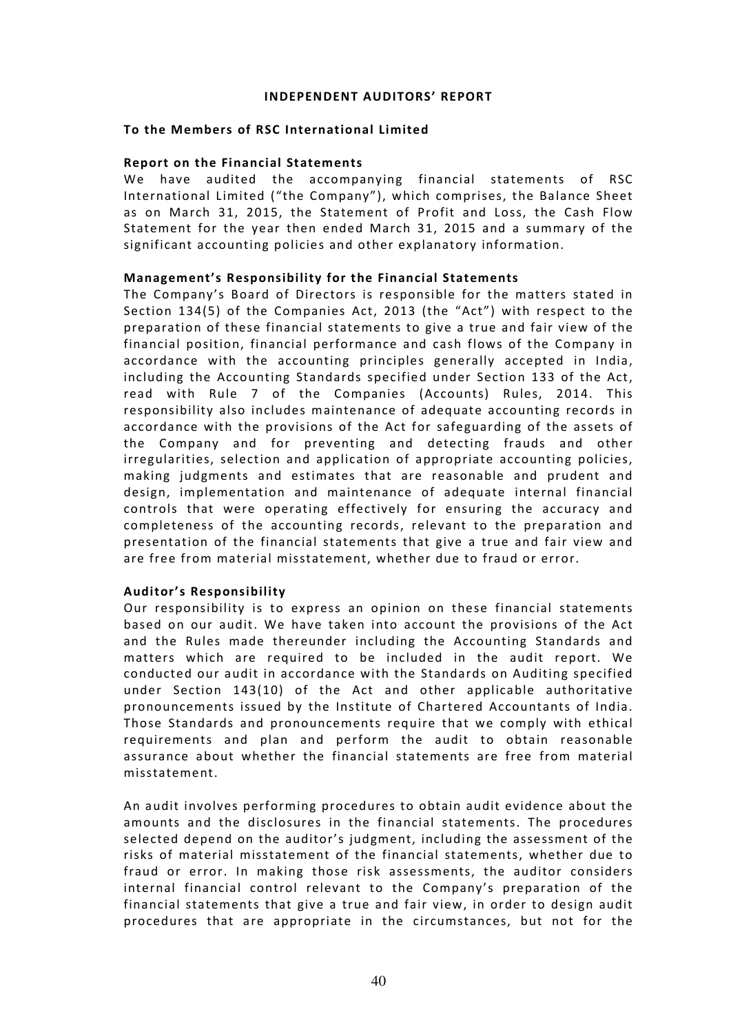## INDEPENDENT AUDITORS' REPORT

**To the Members of RSC International Limited**

### Report on the Financial Statements

We have audited the accompanying financial statements of RSC International Limited ("the Company"), which comprises, the Balance Sheet as on March 31, 2015, the Statement of Profit and Loss, the Cash Flow Statement for the year then ended March 31, 2015 and a summary of the significant accounting policies and other explanatory information.

### Management's Responsibility for the Financial Statements

The Company's Board of Directors is responsible for the matters stated in Section 134(5) of the Companies Act, 2013 (the "Act") with respect to the preparation of these financial statements to give a true and fair view of the financial position, financial performance and cash flows of the Company in accordance with the accounting principles generally accepted in India, including the Accounting Standards specified under Section 133 of the Act, read with Rule 7 of the Companies (Accounts) Rules, 2014. This responsibility also includes maintenance of adequate accounting records in accordance with the provisions of the Act for safeguarding of the assets of the Company and for preventing and detecting frauds and other irregularities, selection and application of appropriate accounting policies, making judgments and estimates that are reasonable and prudent and design, implementation and maintenance of adequate internal financial controls that were operating effectively for ensuring the accuracy and completeness of the accounting records, relevant to the preparation and presentation of the financial statements that give a true and fair view and are free from material misstatement, whether due to fraud or error.

### Auditor's Responsibility

Our responsibility is to express an opinion on these financial statements based on our audit. We have taken into account the provisions of the Act and the Rules made thereunder including the Accounting Standards and matters which are required to be included in the audit report. We conducted our audit in accordance with the Standards on Auditing specified under Section 143(10) of the Act and other applicable authoritative pronouncements issued by the Institute of Chartered Accountants of India. Those Standards and pronouncements require that we comply with ethical requirements and plan and perform the audit to obtain reasonable assurance about whether the financial statements are free from material misstatement.

An audit involves performing procedures to obtain audit evidence about the amounts and the disclosures in the financial statements. The procedures selected depend on the auditor's judgment, including the assessment of the risks of material misstatement of the financial statements, whether due to fraud or error. In making those risk assessments, the auditor considers internal financial control relevant to the Company's preparation of the financial statements that give a true and fair view, in order to design audit procedures that are appropriate in the circumstances, but not for the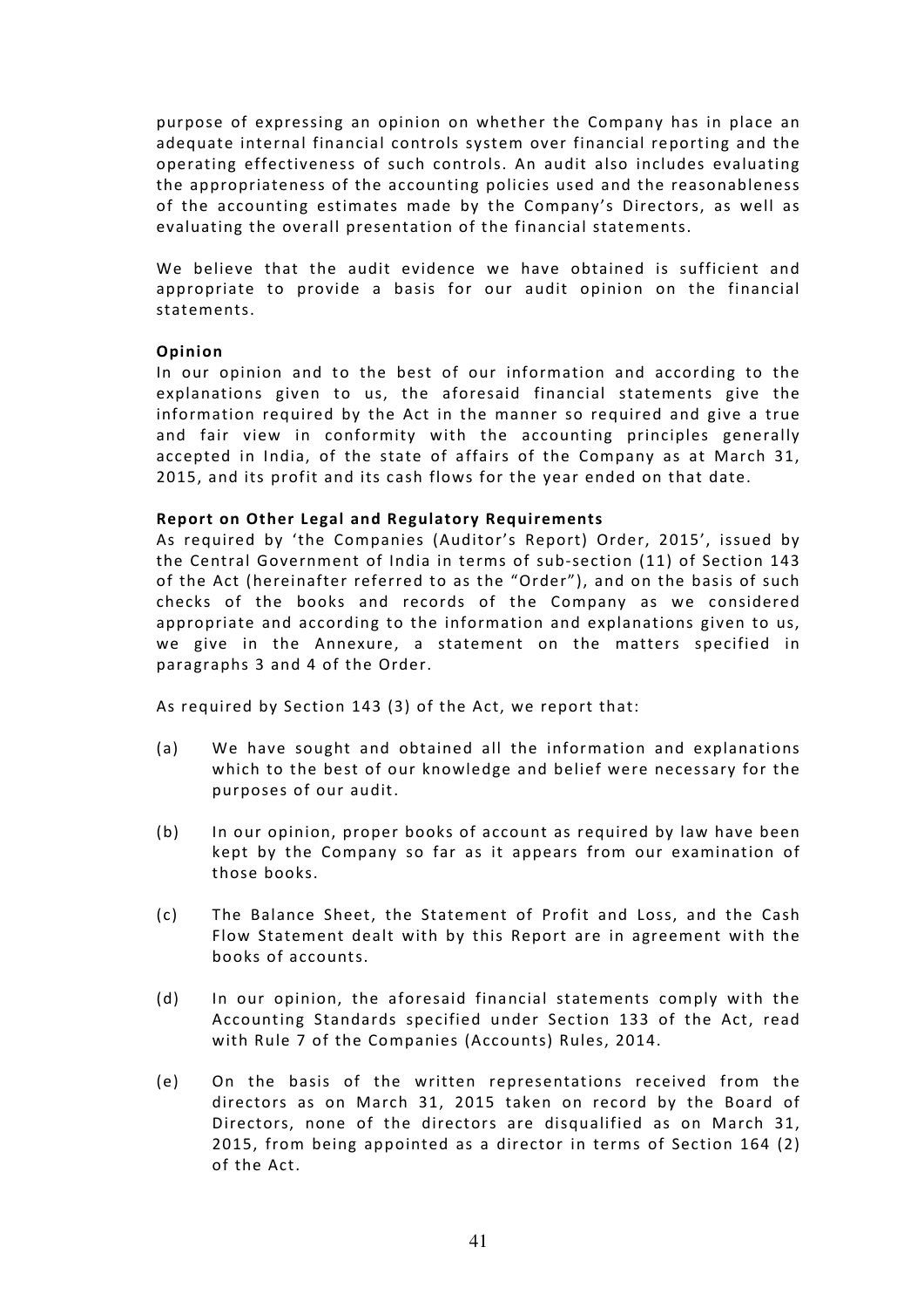purpose of expressing an opinion on whether the Company has in place an adequate internal financial controls system over financial reporting and the operating effectiveness of such controls. An audit also includes evaluating the appropriateness of the accounting policies used and the reasonableness of the accounting estimates made by the Company's Directors, as well as evaluating the overall presentation of the financial statements.

We believe that the audit evidence we have obtained is sufficient and appropriate to provide a basis for our audit opinion on the financial statements.

**Opinion**

In our opinion and to the best of our information and according to the explanations given to us, the aforesaid financial statements give the information required by the Act in the manner so required and give a true and fair view in conformity with the accounting principles generally accepted in India, of the state of affairs of the Company as at March 31, 2015, and its profit and its cash flows for the year ended on that date.

**Report on Other Legal and Regulatory Requirements**

As required by 'the Companies (Auditor's Report) Order, 2015', issued by the Central Government of India in terms of sub-section (11) of Section 143 of the Act (hereinafter referred to as the "Order"), and on the basis of such checks of the books and records of the Company as we considered appropriate and according to the information and explanations given to us, we give in the Annexure, a statement on the matters specified in paragraphs 3 and 4 of the Order.

As required by Section 143 (3) of the Act, we report that:

(a) We have sought and obtained all the information and explanations which to the best of our knowledge and belief were necessary for the purposes of our audit.

(b) In our opinion, proper books of account as required by law have been kept by the Company so far as it appears from our examination of those books.

(c) The Balance Sheet, the Statement of Profit and Loss, and the Cash Flow Statement dealt with by this Report are in agreement with the books of accounts.

(d) In our opinion, the aforesaid financial statements comply with the Accounting Standards specified under Section 133 of the Act, read with Rule 7 of the Companies (Accounts) Rules, 2014.

(e) On the basis of the written representations received from the directors as on March 31, 2015 taken on record by the Board of Directors, none of the directors are disqualified as on March 31, 2015, from being appointed as a director in terms of Section 164 (2) of the Act.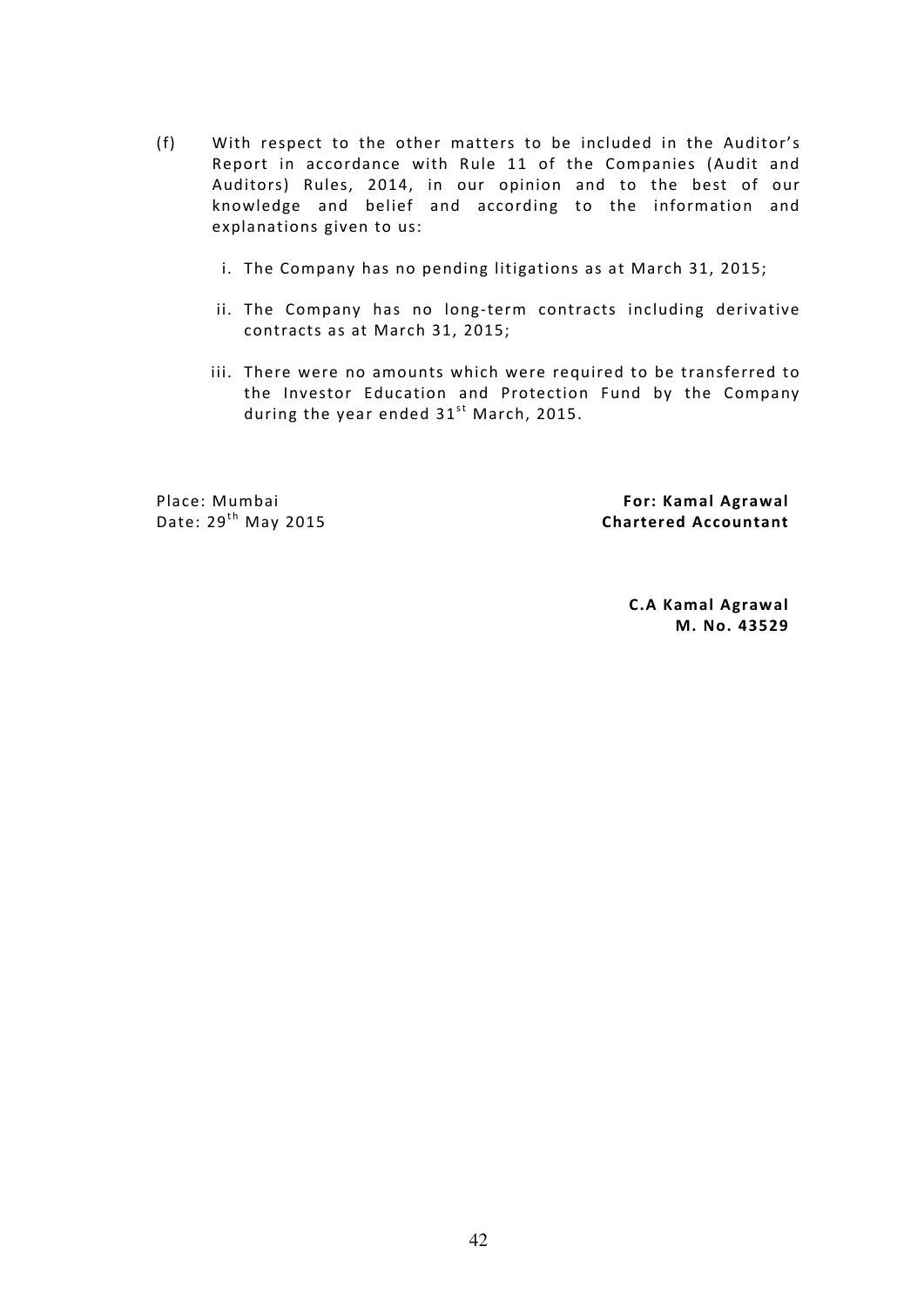(f) With respect to the other matters to be included in the Auditor's Report in accordance with Rule 11 of the Companies (Audit and Auditors) Rules, 2014, in our opinion and to the best of our knowledge and belief and according to the information and explanations given to us:

i. The Company has no pending litigations as at March 31, 2015;

ii. The Company has no long-term contracts including derivative contracts as at March 31, 2015;

iii. There were no amounts which were required to be transferred to the Investor Education and Protection Fund by the Company during the year ended 31st March, 2015.

Place: Mumbai
Date: 29th May 2015

**For: Kamal Agrawal**
**Chartered Accountant**

**C.A Kamal Agrawal**
**M. No. 43529**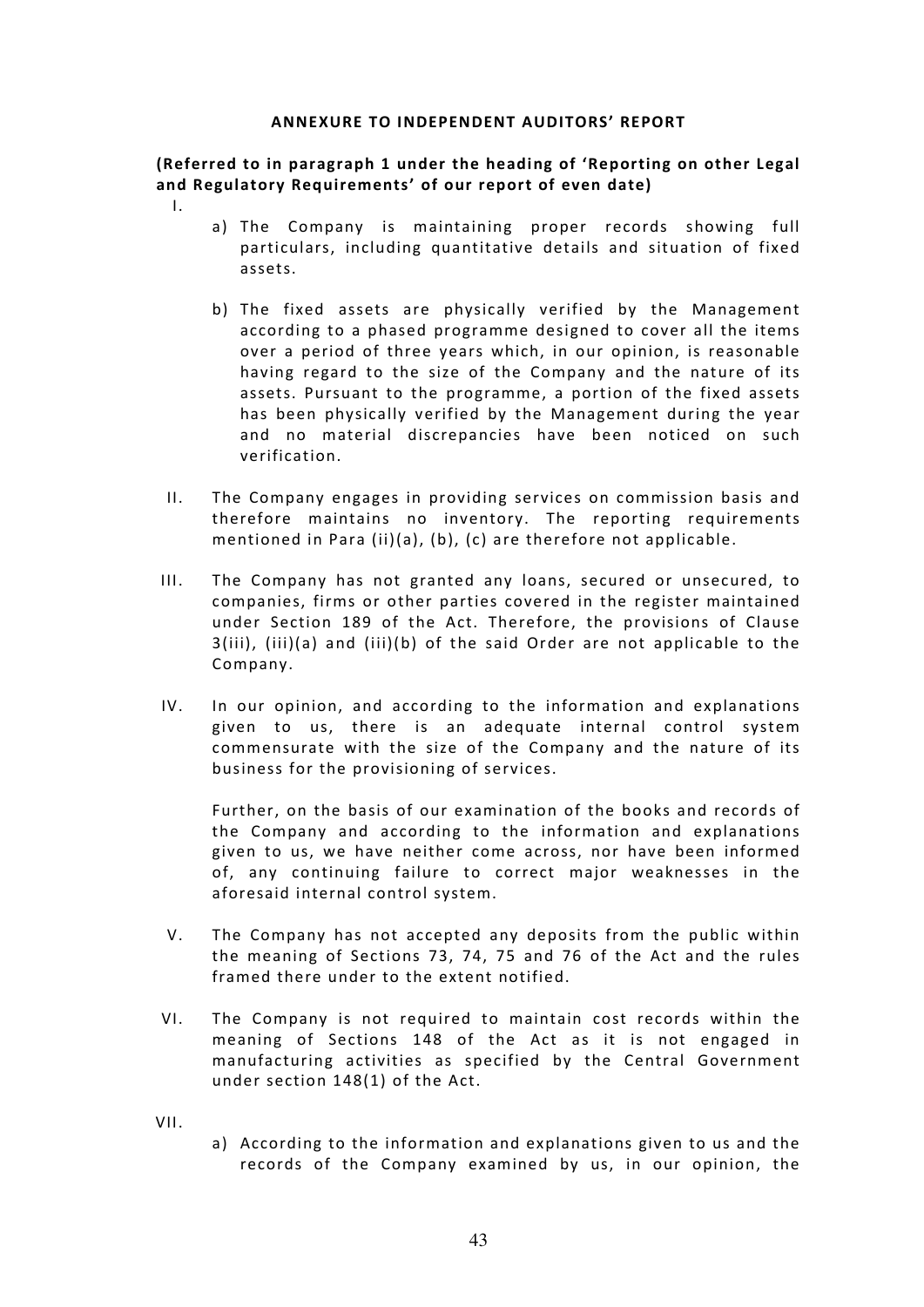## ANNEXURE TO INDEPENDENT AUDITORS' REPORT

**(Referred to in paragraph 1 under the heading of 'Reporting on other Legal and Regulatory Requirements' of our report of even date)**

I.

a) The Company is maintaining proper records showing full particulars, including quantitative details and situation of fixed assets.

b) The fixed assets are physically verified by the Management according to a phased programme designed to cover all the items over a period of three years which, in our opinion, is reasonable having regard to the size of the Company and the nature of its assets. Pursuant to the programme, a portion of the fixed assets has been physically verified by the Management during the year and no material discrepancies have been noticed on such verification.

II. The Company engages in providing services on commission basis and therefore maintains no inventory. The reporting requirements mentioned in Para (ii)(a), (b), (c) are therefore not applicable.

III. The Company has not granted any loans, secured or unsecured, to companies, firms or other parties covered in the register maintained under Section 189 of the Act. Therefore, the provisions of Clause 3(iii), (iii)(a) and (iii)(b) of the said Order are not applicable to the Company.

IV. In our opinion, and according to the information and explanations given to us, there is an adequate internal control system commensurate with the size of the Company and the nature of its business for the provisioning of services.

Further, on the basis of our examination of the books and records of the Company and according to the information and explanations given to us, we have neither come across, nor have been informed of, any continuing failure to correct major weaknesses in the aforesaid internal control system.

V. The Company has not accepted any deposits from the public within the meaning of Sections 73, 74, 75 and 76 of the Act and the rules framed there under to the extent notified.

VI. The Company is not required to maintain cost records within the meaning of Sections 148 of the Act as it is not engaged in manufacturing activities as specified by the Central Government under section 148(1) of the Act.

VII.

a) According to the information and explanations given to us and the records of the Company examined by us, in our opinion, the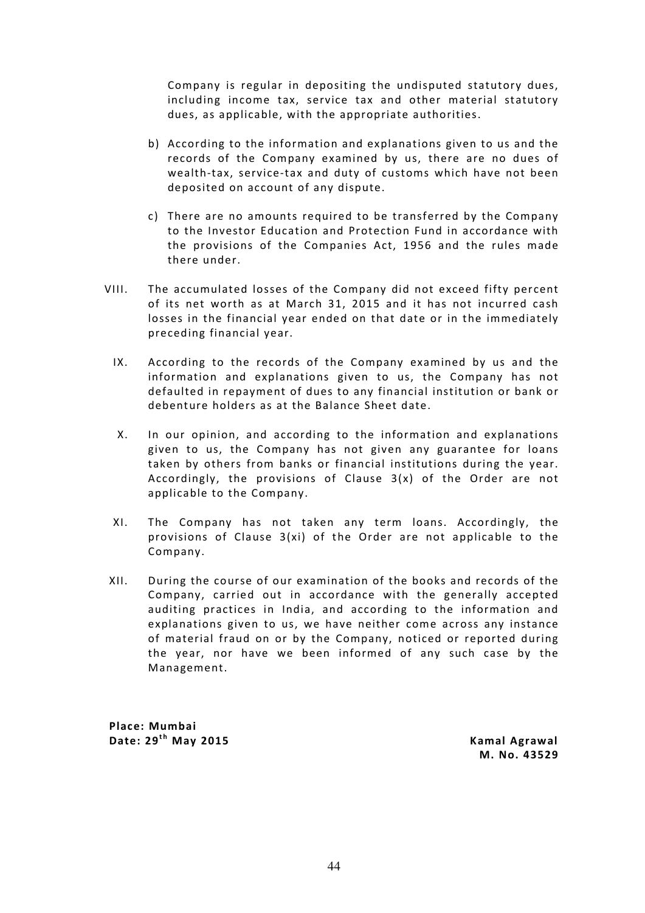Company is regular in depositing the undisputed statutory dues, including income tax, service tax and other material statutory dues, as applicable, with the appropriate authorities.

b) According to the information and explanations given to us and the records of the Company examined by us, there are no dues of wealth-tax, service-tax and duty of customs which have not been deposited on account of any dispute.

c) There are no amounts required to be transferred by the Company to the Investor Education and Protection Fund in accordance with the provisions of the Companies Act, 1956 and the rules made there under.

VIII. The accumulated losses of the Company did not exceed fifty percent of its net worth as at March 31, 2015 and it has not incurred cash losses in the financial year ended on that date or in the immediately preceding financial year.

IX. According to the records of the Company examined by us and the information and explanations given to us, the Company has not defaulted in repayment of dues to any financial institution or bank or debenture holders as at the Balance Sheet date.

X. In our opinion, and according to the information and explanations given to us, the Company has not given any guarantee for loans taken by others from banks or financial institutions during the year. Accordingly, the provisions of Clause 3(x) of the Order are not applicable to the Company.

XI. The Company has not taken any term loans. Accordingly, the provisions of Clause 3(xi) of the Order are not applicable to the Company.

XII. During the course of our examination of the books and records of the Company, carried out in accordance with the generally accepted auditing practices in India, and according to the information and explanations given to us, we have neither come across any instance of material fraud on or by the Company, noticed or reported during the year, nor have we been informed of any such case by the Management.

**Place: Mumbai**
**Date: 29th May 2015**

**Kamal Agrawal**
**M. No. 43529**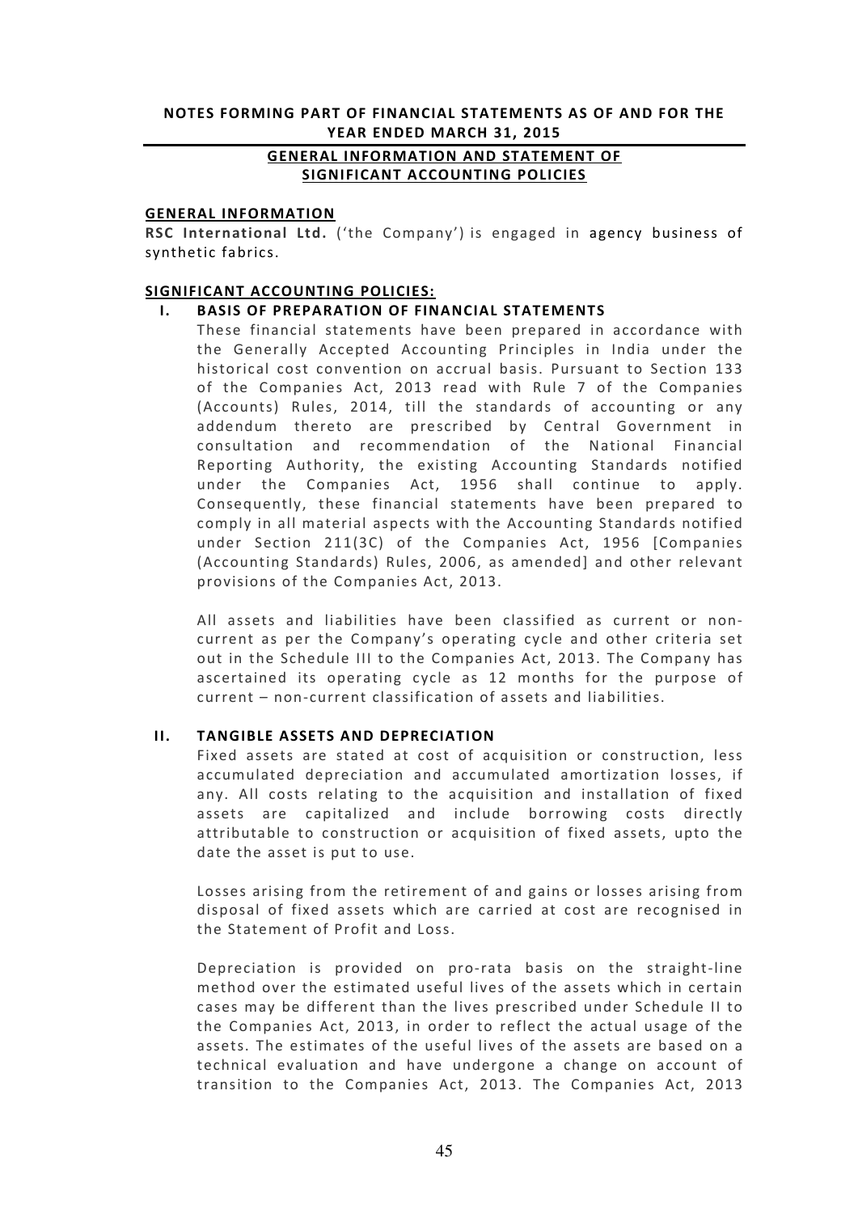**NOTES FORMING PART OF FINANCIAL STATEMENTS AS OF AND FOR THE YEAR ENDED MARCH 31, 2015**

## GENERAL INFORMATION AND STATEMENT OF SIGNIFICANT ACCOUNTING POLICIES

### GENERAL INFORMATION

**RSC International Ltd.** ('the Company') is engaged in agency business of synthetic fabrics.

### SIGNIFICANT ACCOUNTING POLICIES:

**I. BASIS OF PREPARATION OF FINANCIAL STATEMENTS**

These financial statements have been prepared in accordance with the Generally Accepted Accounting Principles in India under the historical cost convention on accrual basis. Pursuant to Section 133 of the Companies Act, 2013 read with Rule 7 of the Companies (Accounts) Rules, 2014, till the standards of accounting or any addendum thereto are prescribed by Central Government in consultation and recommendation of the National Financial Reporting Authority, the existing Accounting Standards notified under the Companies Act, 1956 shall continue to apply. Consequently, these financial statements have been prepared to comply in all material aspects with the Accounting Standards notified under Section 211(3C) of the Companies Act, 1956 [Companies (Accounting Standards) Rules, 2006, as amended] and other relevant provisions of the Companies Act, 2013.

All assets and liabilities have been classified as current or non-current as per the Company's operating cycle and other criteria set out in the Schedule III to the Companies Act, 2013. The Company has ascertained its operating cycle as 12 months for the purpose of current – non-current classification of assets and liabilities.

**II. TANGIBLE ASSETS AND DEPRECIATION**

Fixed assets are stated at cost of acquisition or construction, less accumulated depreciation and accumulated amortization losses, if any. All costs relating to the acquisition and installation of fixed assets are capitalized and include borrowing costs directly attributable to construction or acquisition of fixed assets, upto the date the asset is put to use.

Losses arising from the retirement of and gains or losses arising from disposal of fixed assets which are carried at cost are recognised in the Statement of Profit and Loss.

Depreciation is provided on pro-rata basis on the straight-line method over the estimated useful lives of the assets which in certain cases may be different than the lives prescribed under Schedule II to the Companies Act, 2013, in order to reflect the actual usage of the assets. The estimates of the useful lives of the assets are based on a technical evaluation and have undergone a change on account of transition to the Companies Act, 2013. The Companies Act, 2013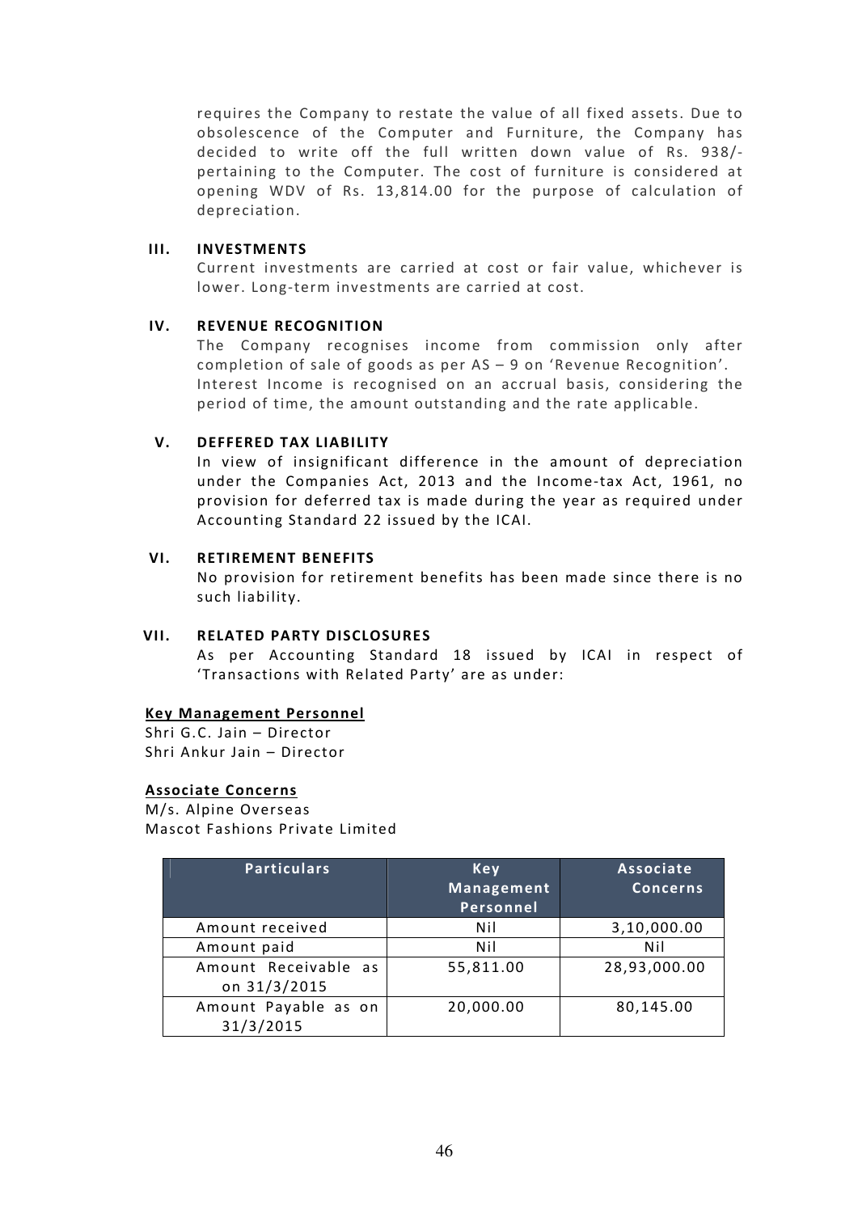requires the Company to restate the value of all fixed assets. Due to obsolescence of the Computer and Furniture, the Company has decided to write off the full written down value of Rs. 938/- pertaining to the Computer. The cost of furniture is considered at opening WDV of Rs. 13,814.00 for the purpose of calculation of depreciation.

### III. INVESTMENTS

Current investments are carried at cost or fair value, whichever is lower. Long-term investments are carried at cost.

### IV. REVENUE RECOGNITION

The Company recognises income from commission only after completion of sale of goods as per AS – 9 on 'Revenue Recognition'. Interest Income is recognised on an accrual basis, considering the period of time, the amount outstanding and the rate applicable.

### V. DEFFERED TAX LIABILITY

In view of insignificant difference in the amount of depreciation under the Companies Act, 2013 and the Income-tax Act, 1961, no provision for deferred tax is made during the year as required under Accounting Standard 22 issued by the ICAI.

### VI. RETIREMENT BENEFITS

No provision for retirement benefits has been made since there is no such liability.

### VII. RELATED PARTY DISCLOSURES

As per Accounting Standard 18 issued by ICAI in respect of 'Transactions with Related Party' are as under:

**Key Management Personnel**

Shri G.C. Jain – Director
Shri Ankur Jain – Director

**Associate Concerns**

M/s. Alpine Overseas
Mascot Fashions Private Limited

| Particulars | Key Management Personnel | Associate Concerns |
|---|---|---|
| Amount received | Nil | 3,10,000.00 |
| Amount paid | Nil | Nil |
| Amount Receivable as on 31/3/2015 | 55,811.00 | 28,93,000.00 |
| Amount Payable as on 31/3/2015 | 20,000.00 | 80,145.00 |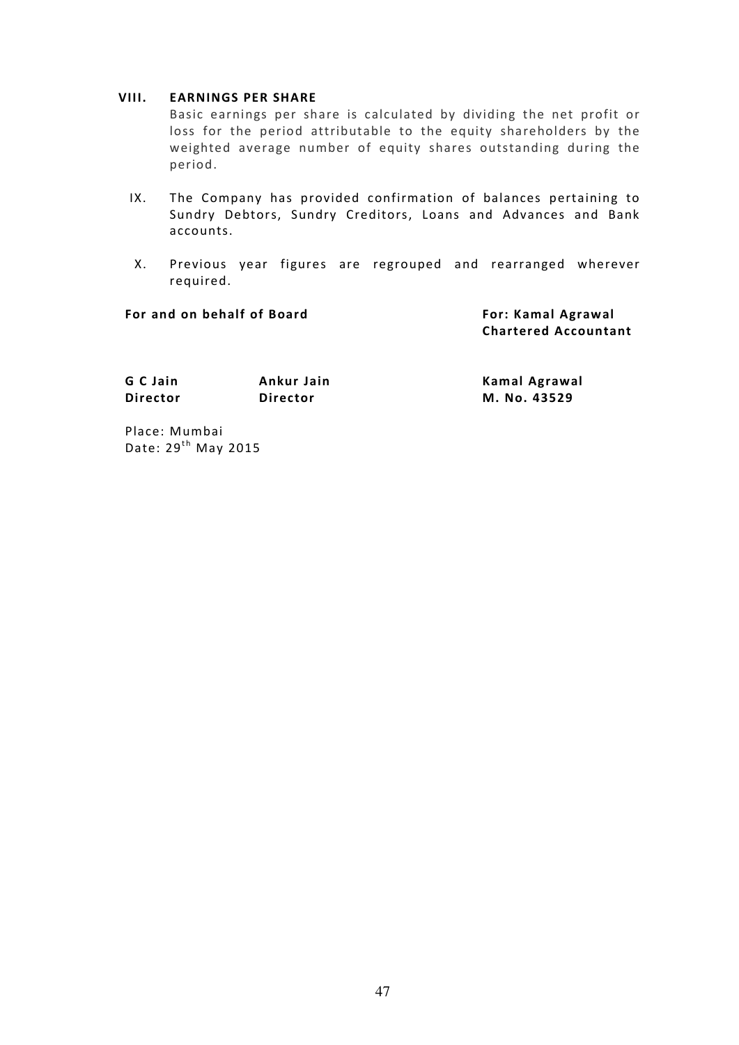**VIII. EARNINGS PER SHARE**

Basic earnings per share is calculated by dividing the net profit or loss for the period attributable to the equity shareholders by the weighted average number of equity shares outstanding during the period.

IX. The Company has provided confirmation of balances pertaining to Sundry Debtors, Sundry Creditors, Loans and Advances and Bank accounts.

X. Previous year figures are regrouped and rearranged wherever required.

| **For and on behalf of Board** | | **For: Kamal Agrawal**<br>**Chartered Accountant** |
|---|---|---|
| **G C Jain**<br>**Director** | **Ankur Jain**<br>**Director** | **Kamal Agrawal**<br>**M. No. 43529** |

Place: Mumbai
Date: 29th May 2015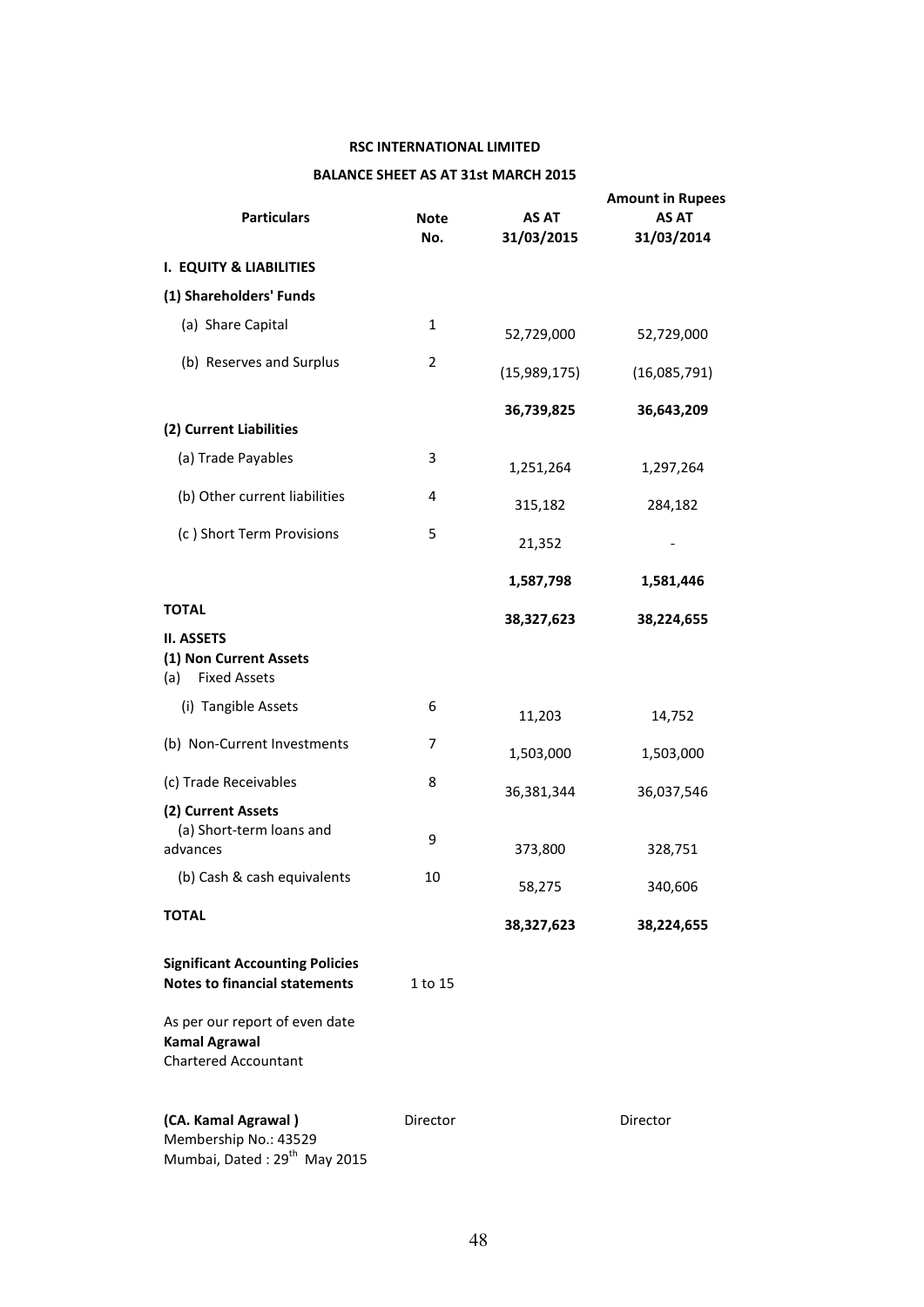**RSC INTERNATIONAL LIMITED**

**BALANCE SHEET AS AT 31st MARCH 2015**

**Amount in Rupees**

| Particulars | Note No. | AS AT 31/03/2015 | AS AT 31/03/2014 |
|---|---|---|---|
| **I. EQUITY & LIABILITIES** | | | |
| **(1) Shareholders' Funds** | | | |
| (a) Share Capital | 1 | 52,729,000 | 52,729,000 |
| (b) Reserves and Surplus | 2 | (15,989,175) | (16,085,791) |
| | | **36,739,825** | **36,643,209** |
| **(2) Current Liabilities** | | | |
| (a) Trade Payables | 3 | 1,251,264 | 1,297,264 |
| (b) Other current liabilities | 4 | 315,182 | 284,182 |
| (c ) Short Term Provisions | 5 | 21,352 | - |
| | | **1,587,798** | **1,581,446** |
| **TOTAL** | | **38,327,623** | **38,224,655** |
| **II. ASSETS** | | | |
| **(1) Non Current Assets** | | | |
| (a) Fixed Assets | | | |
| (i) Tangible Assets | 6 | 11,203 | 14,752 |
| (b) Non-Current Investments | 7 | 1,503,000 | 1,503,000 |
| (c) Trade Receivables | 8 | 36,381,344 | 36,037,546 |
| **(2) Current Assets** | | | |
| (a) Short-term loans and advances | 9 | 373,800 | 328,751 |
| (b) Cash & cash equivalents | 10 | 58,275 | 340,606 |
| **TOTAL** | | **38,327,623** | **38,224,655** |

**Significant Accounting Policies**
**Notes to financial statements** 1 to 15

As per our report of even date
**Kamal Agrawal**
Chartered Accountant

**(CA. Kamal Agrawal )** Director Director
Membership No.: 43529
Mumbai, Dated : 29th May 2015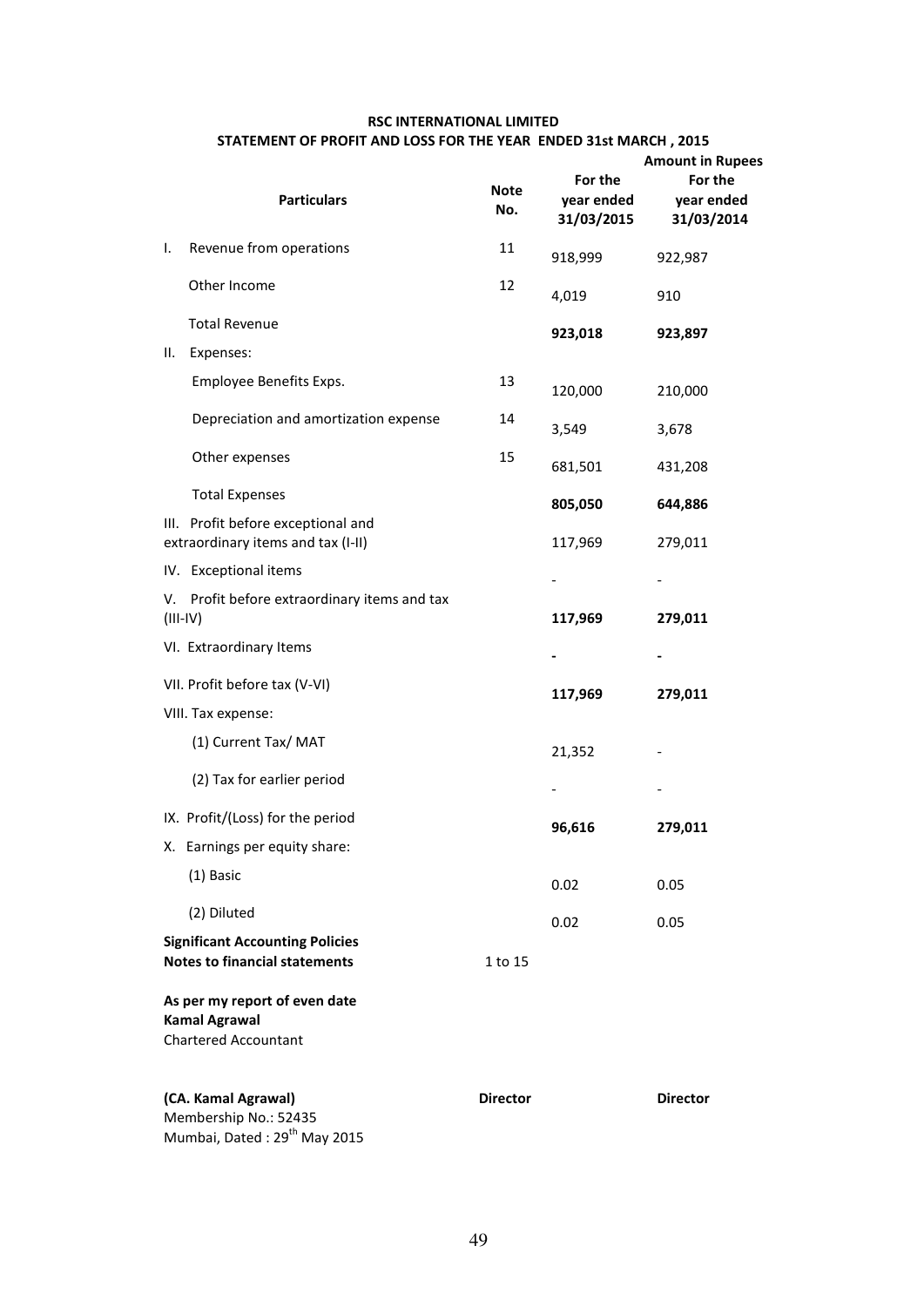## RSC INTERNATIONAL LIMITED

### STATEMENT OF PROFIT AND LOSS FOR THE YEAR ENDED 31st MARCH , 2015

**Amount in Rupees**

| Particulars | Note No. | For the year ended 31/03/2015 | For the year ended 31/03/2014 |
|---|---|---|---|
| I. Revenue from operations | 11 | 918,999 | 922,987 |
| Other Income | 12 | 4,019 | 910 |
| Total Revenue | | **923,018** | **923,897** |
| II. Expenses: | | | |
| Employee Benefits Exps. | 13 | 120,000 | 210,000 |
| Depreciation and amortization expense | 14 | 3,549 | 3,678 |
| Other expenses | 15 | 681,501 | 431,208 |
| Total Expenses | | **805,050** | **644,886** |
| III. Profit before exceptional and extraordinary items and tax (I-II) | | 117,969 | 279,011 |
| IV. Exceptional items | | - | - |
| V. Profit before extraordinary items and tax (III-IV) | | **117,969** | **279,011** |
| VI. Extraordinary Items | | **-** | **-** |
| VII. Profit before tax (V-VI) | | **117,969** | **279,011** |
| VIII. Tax expense: | | | |
| (1) Current Tax/ MAT | | 21,352 | - |
| (2) Tax for earlier period | | - | - |
| IX. Profit/(Loss) for the period | | **96,616** | **279,011** |
| X. Earnings per equity share: | | | |
| (1) Basic | | 0.02 | 0.05 |
| (2) Diluted | | 0.02 | 0.05 |
| **Significant Accounting Policies** **Notes to financial statements** | 1 to 15 | | |

**As per my report of even date**
**Kamal Agrawal**
Chartered Accountant

**(CA. Kamal Agrawal)** — **Director** — **Director**
Membership No.: 52435
Mumbai, Dated : 29th May 2015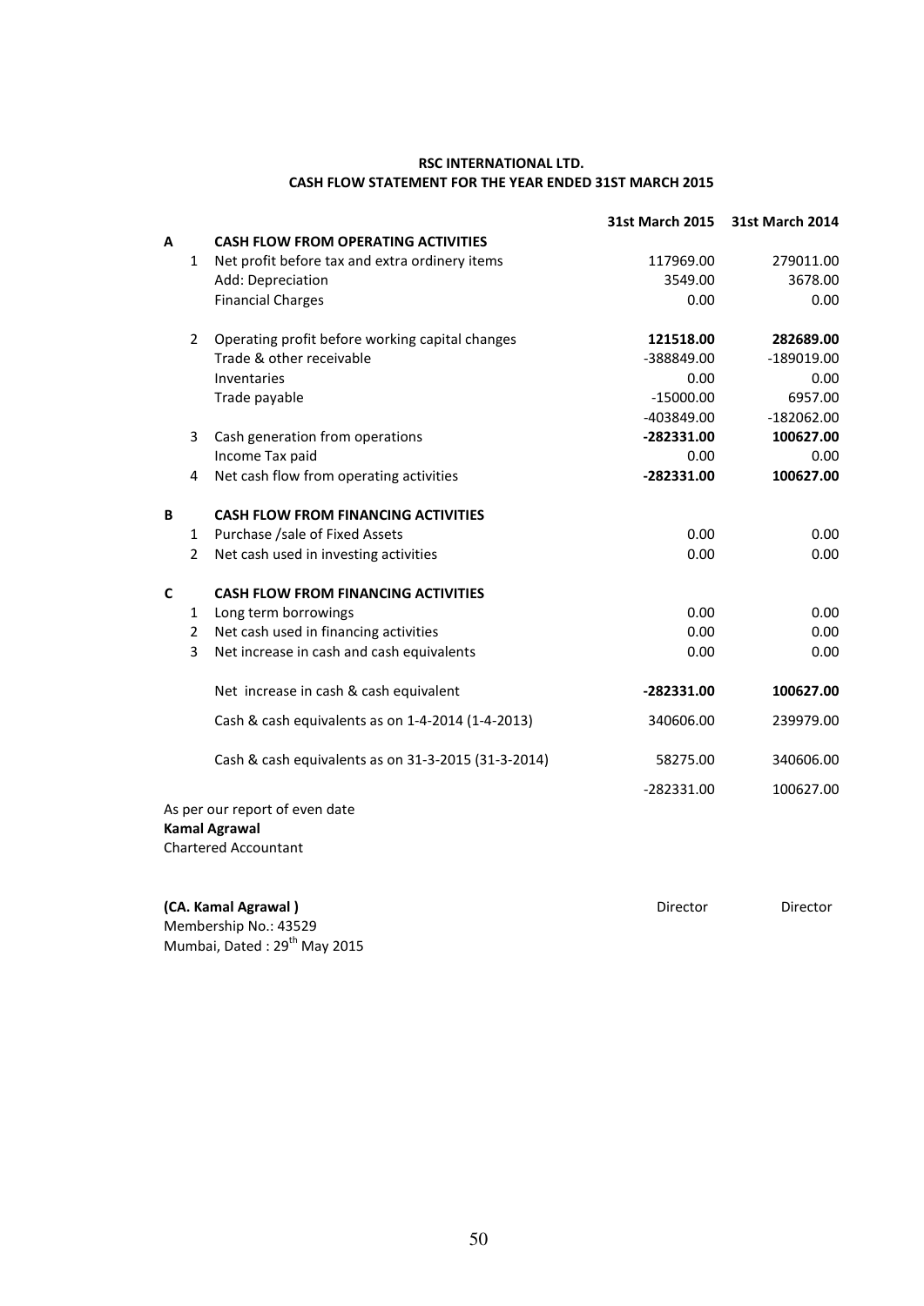**RSC INTERNATIONAL LTD.**
**CASH FLOW STATEMENT FOR THE YEAR ENDED 31ST MARCH 2015**

| | | | **31st March 2015** | **31st March 2014** |
|---|---|---|---|---|
| **A** | | **CASH FLOW FROM OPERATING ACTIVITIES** | | |
| | 1 | Net profit before tax and extra ordinery items | 117969.00 | 279011.00 |
| | | Add: Depreciation | 3549.00 | 3678.00 |
| | | Financial Charges | 0.00 | 0.00 |
| | 2 | Operating profit before working capital changes | **121518.00** | **282689.00** |
| | | Trade & other receivable | -388849.00 | -189019.00 |
| | | Inventaries | 0.00 | 0.00 |
| | | Trade payable | -15000.00 | 6957.00 |
| | | | -403849.00 | -182062.00 |
| | 3 | Cash generation from operations | **-282331.00** | **100627.00** |
| | | Income Tax paid | 0.00 | 0.00 |
| | 4 | Net cash flow from operating activities | **-282331.00** | **100627.00** |
| **B** | | **CASH FLOW FROM FINANCING ACTIVITIES** | | |
| | 1 | Purchase /sale of Fixed Assets | 0.00 | 0.00 |
| | 2 | Net cash used in investing activities | 0.00 | 0.00 |
| **C** | | **CASH FLOW FROM FINANCING ACTIVITIES** | | |
| | 1 | Long term borrowings | 0.00 | 0.00 |
| | 2 | Net cash used in financing activities | 0.00 | 0.00 |
| | 3 | Net increase in cash and cash equivalents | 0.00 | 0.00 |
| | | Net increase in cash & cash equivalent | **-282331.00** | **100627.00** |
| | | Cash & cash equivalents as on 1-4-2014 (1-4-2013) | 340606.00 | 239979.00 |
| | | Cash & cash equivalents as on 31-3-2015 (31-3-2014) | 58275.00 | 340606.00 |
| | | | -282331.00 | 100627.00 |

As per our report of even date
**Kamal Agrawal**
Chartered Accountant

**(CA. Kamal Agrawal )**
Membership No.: 43529
Mumbai, Dated : 29th May 2015

Director Director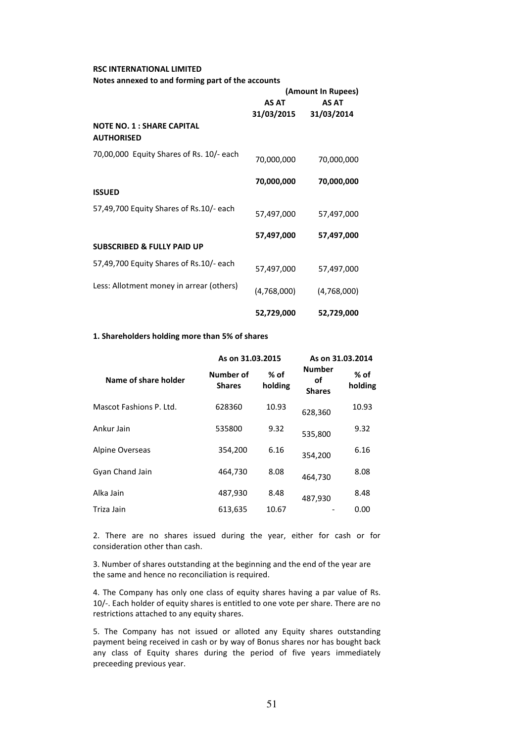**RSC INTERNATIONAL LIMITED**

**Notes annexed to and forming part of the accounts**

| | (Amount In Rupees) | |
|---|---|---|
| | **AS AT 31/03/2015** | **AS AT 31/03/2014** |
| **NOTE NO. 1 : SHARE CAPITAL** | | |
| **AUTHORISED** | | |
| 70,00,000 Equity Shares of Rs. 10/- each | 70,000,000 | 70,000,000 |
| | **70,000,000** | **70,000,000** |
| **ISSUED** | | |
| 57,49,700 Equity Shares of Rs.10/- each | 57,497,000 | 57,497,000 |
| | **57,497,000** | **57,497,000** |
| **SUBSCRIBED & FULLY PAID UP** | | |
| 57,49,700 Equity Shares of Rs.10/- each | 57,497,000 | 57,497,000 |
| Less: Allotment money in arrear (others) | (4,768,000) | (4,768,000) |
| | **52,729,000** | **52,729,000** |

**1. Shareholders holding more than 5% of shares**

| | As on 31.03.2015 | | As on 31.03.2014 | |
|---|---|---|---|---|
| **Name of share holder** | **Number of Shares** | **% of holding** | **Number of Shares** | **% of holding** |
| Mascot Fashions P. Ltd. | 628360 | 10.93 | 628,360 | 10.93 |
| Ankur Jain | 535800 | 9.32 | 535,800 | 9.32 |
| Alpine Overseas | 354,200 | 6.16 | 354,200 | 6.16 |
| Gyan Chand Jain | 464,730 | 8.08 | 464,730 | 8.08 |
| Alka Jain | 487,930 | 8.48 | 487,930 | 8.48 |
| Triza Jain | 613,635 | 10.67 | - | 0.00 |

2. There are no shares issued during the year, either for cash or for consideration other than cash.

3. Number of shares outstanding at the beginning and the end of the year are the same and hence no reconciliation is required.

4. The Company has only one class of equity shares having a par value of Rs. 10/-. Each holder of equity shares is entitled to one vote per share. There are no restrictions attached to any equity shares.

5. The Company has not issued or alloted any Equity shares outstanding payment being received in cash or by way of Bonus shares nor has bought back any class of Equity shares during the period of five years immediately preceeding previous year.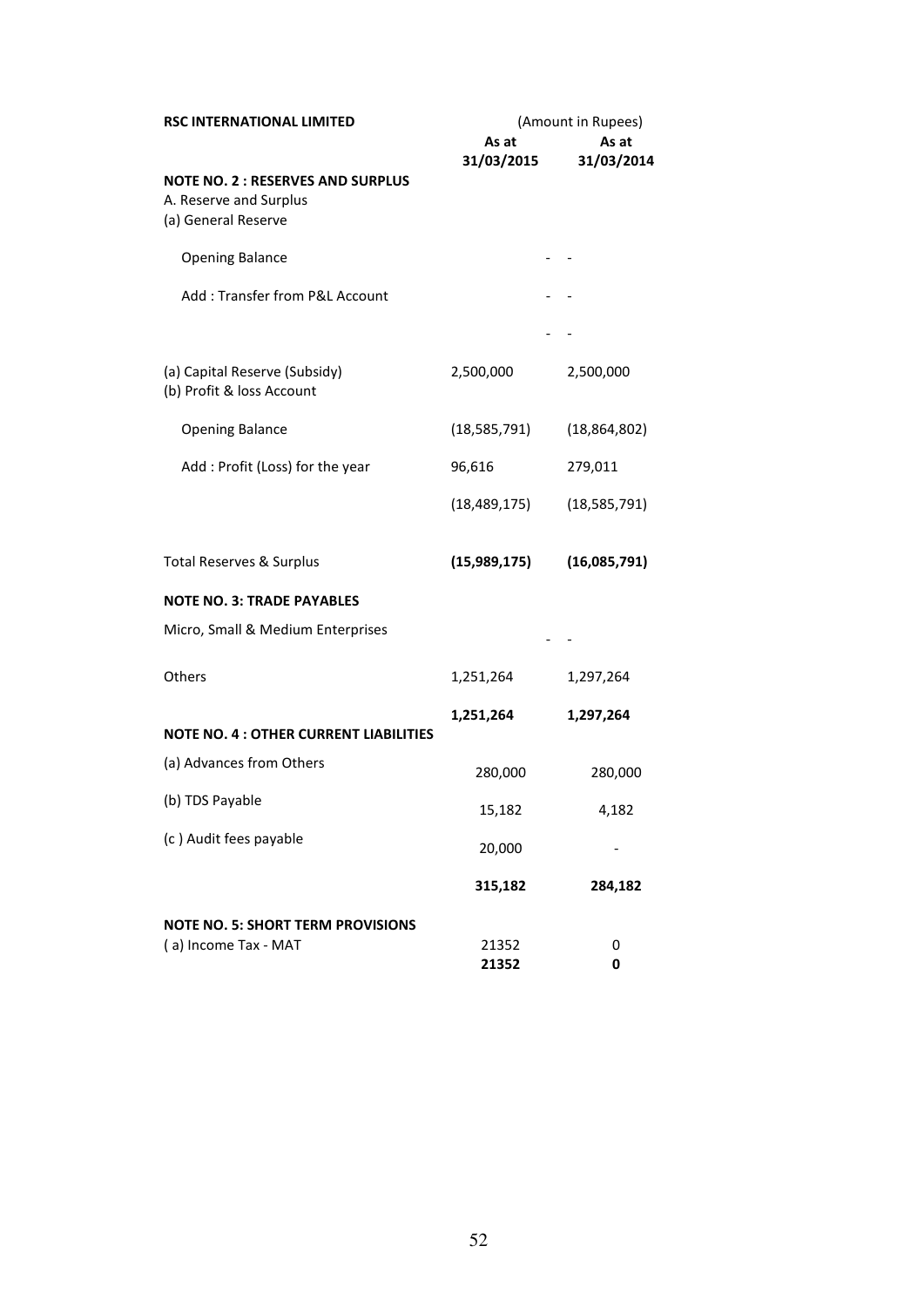**RSC INTERNATIONAL LIMITED** (Amount in Rupees)

| | As at 31/03/2015 | As at 31/03/2014 |
|---|---|---|
| **NOTE NO. 2 : RESERVES AND SURPLUS** | | |
| A. Reserve and Surplus | | |
| (a) General Reserve | | |
| Opening Balance | - | - |
| Add : Transfer from P&L Account | - | - |
| | - | - |
| (a) Capital Reserve (Subsidy) | 2,500,000 | 2,500,000 |
| (b) Profit & loss Account | | |
| Opening Balance | (18,585,791) | (18,864,802) |
| Add : Profit (Loss) for the year | 96,616 | 279,011 |
| | (18,489,175) | (18,585,791) |
| Total Reserves & Surplus | **(15,989,175)** | **(16,085,791)** |
| **NOTE NO. 3: TRADE PAYABLES** | | |
| Micro, Small & Medium Enterprises | - | - |
| Others | 1,251,264 | 1,297,264 |
| | **1,251,264** | **1,297,264** |
| **NOTE NO. 4 : OTHER CURRENT LIABILITIES** | | |
| (a) Advances from Others | 280,000 | 280,000 |
| (b) TDS Payable | 15,182 | 4,182 |
| (c ) Audit fees payable | 20,000 | - |
| | **315,182** | **284,182** |
| **NOTE NO. 5: SHORT TERM PROVISIONS** | | |
| ( a) Income Tax - MAT | 21352 | 0 |
| | **21352** | **0** |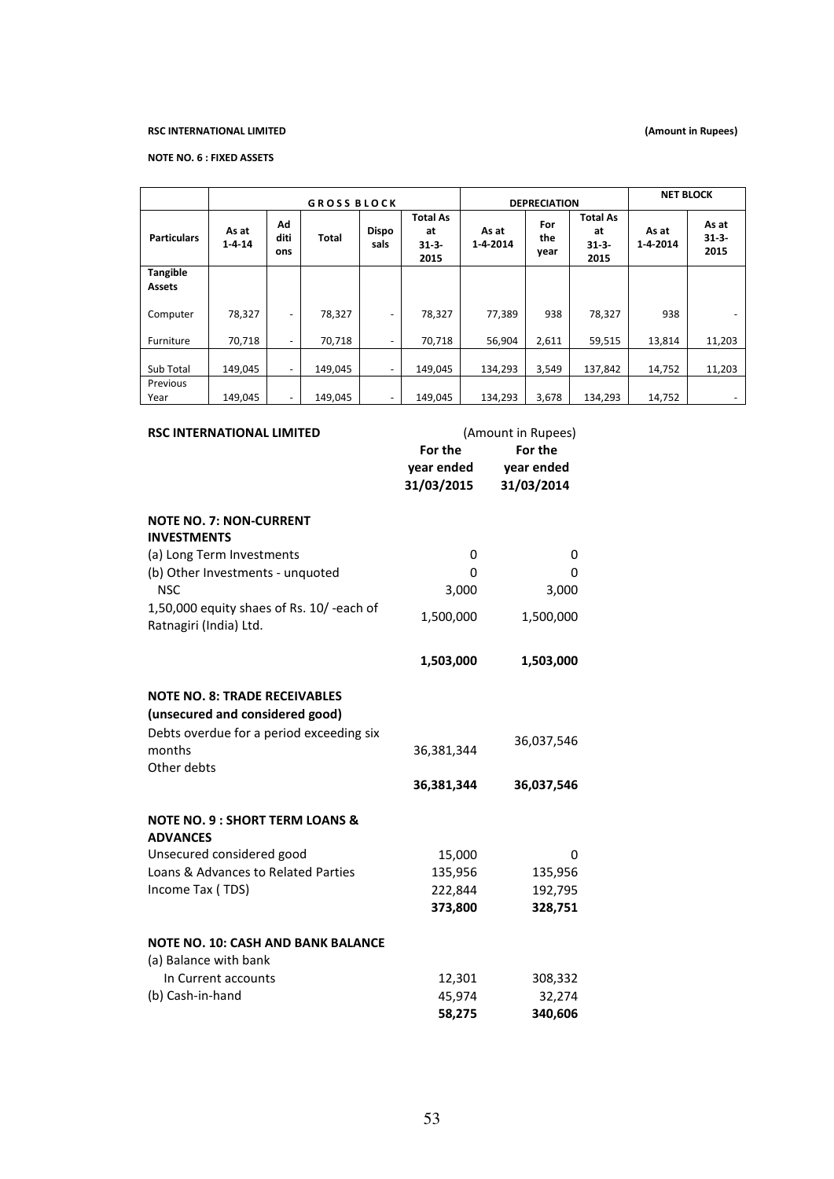**RSC INTERNATIONAL LIMITED** **(Amount in Rupees)**

**NOTE NO. 6 : FIXED ASSETS**

| | GROSS BLOCK | | | | | DEPRECIATION | | | NET BLOCK | |
|---|---|---|---|---|---|---|---|---|---|---|
| **Particulars** | **As at 1-4-14** | **Additions** | **Total** | **Disposals** | **Total As at 31-3-2015** | **As at 1-4-2014** | **For the year** | **Total As at 31-3-2015** | **As at 1-4-2014** | **As at 31-3-2015** |
| **Tangible Assets** | | | | | | | | | | |
| Computer | 78,327 | - | 78,327 | - | 78,327 | 77,389 | 938 | 78,327 | 938 | - |
| Furniture | 70,718 | - | 70,718 | - | 70,718 | 56,904 | 2,611 | 59,515 | 13,814 | 11,203 |
| Sub Total | 149,045 | - | 149,045 | - | 149,045 | 134,293 | 3,549 | 137,842 | 14,752 | 11,203 |
| Previous Year | 149,045 | - | 149,045 | - | 149,045 | 134,293 | 3,678 | 134,293 | 14,752 | - |

**RSC INTERNATIONAL LIMITED** (Amount in Rupees)

| | For the year ended 31/03/2015 | For the year ended 31/03/2014 |
|---|---|---|
| **NOTE NO. 7: NON-CURRENT INVESTMENTS** | | |
| (a) Long Term Investments | 0 | 0 |
| (b) Other Investments - unquoted | 0 | 0 |
| NSC | 3,000 | 3,000 |
| 1,50,000 equity shaes of Rs. 10/ -each of Ratnagiri (India) Ltd. | 1,500,000 | 1,500,000 |
| | **1,503,000** | **1,503,000** |
| **NOTE NO. 8: TRADE RECEIVABLES** | | |
| **(unsecured and considered good)** | | |
| Debts overdue for a period exceeding six months | 36,381,344 | 36,037,546 |
| Other debts | | |
| | **36,381,344** | **36,037,546** |
| **NOTE NO. 9 : SHORT TERM LOANS & ADVANCES** | | |
| Unsecured considered good | 15,000 | 0 |
| Loans & Advances to Related Parties | 135,956 | 135,956 |
| Income Tax ( TDS) | 222,844 | 192,795 |
| | **373,800** | **328,751** |
| **NOTE NO. 10: CASH AND BANK BALANCE** | | |
| (a) Balance with bank | | |
| In Current accounts | 12,301 | 308,332 |
| (b) Cash-in-hand | 45,974 | 32,274 |
| | **58,275** | **340,606** |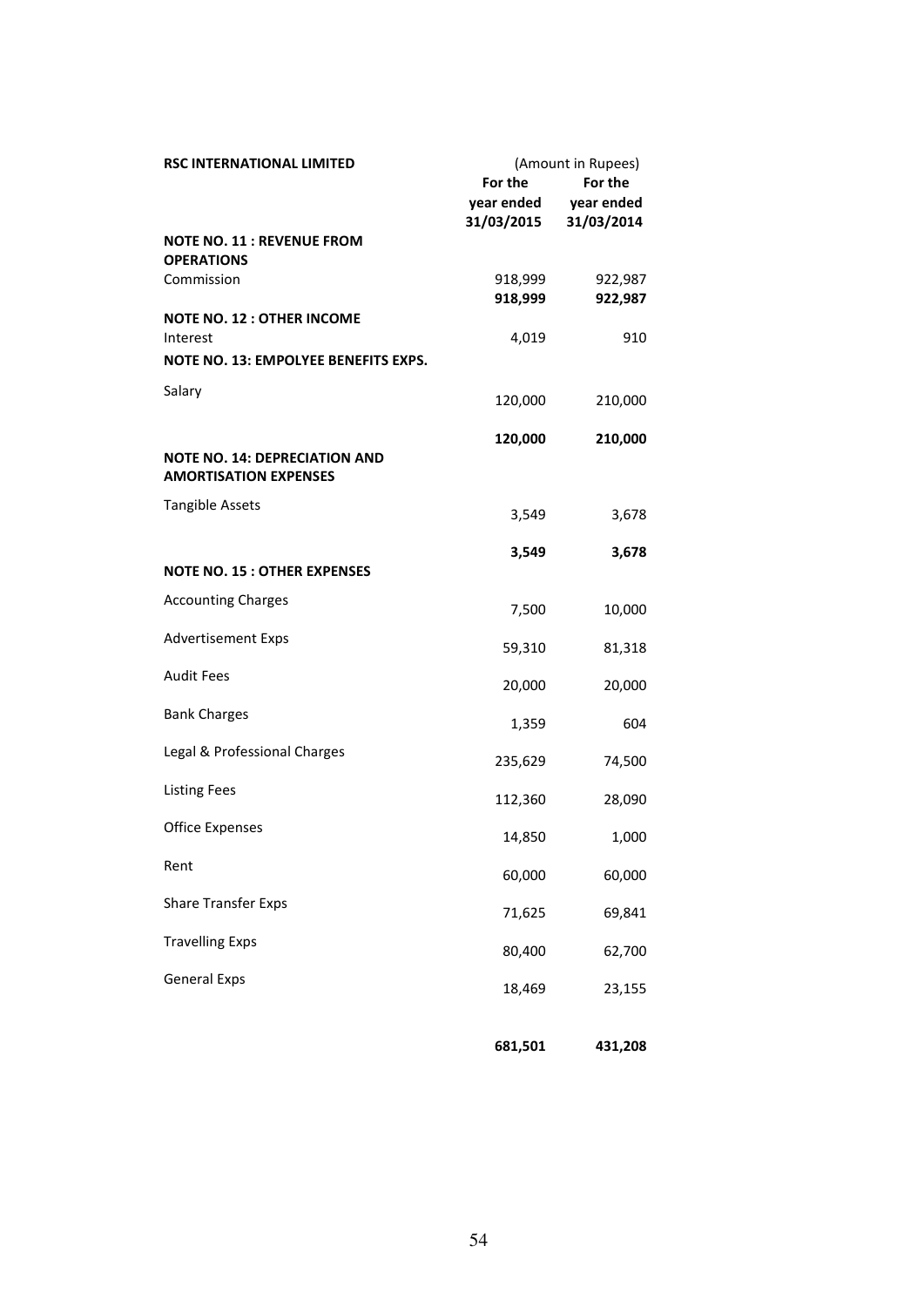**RSC INTERNATIONAL LIMITED**

(Amount in Rupees)

| | For the year ended 31/03/2015 | For the year ended 31/03/2014 |
|---|---|---|
| **NOTE NO. 11 : REVENUE FROM OPERATIONS** | | |
| Commission | 918,999 | 922,987 |
| | **918,999** | **922,987** |
| **NOTE NO. 12 : OTHER INCOME** | | |
| Interest | 4,019 | 910 |
| **NOTE NO. 13: EMPOLYEE BENEFITS EXPS.** | | |
| Salary | 120,000 | 210,000 |
| | **120,000** | **210,000** |
| **NOTE NO. 14: DEPRECIATION AND AMORTISATION EXPENSES** | | |
| Tangible Assets | 3,549 | 3,678 |
| | **3,549** | **3,678** |
| **NOTE NO. 15 : OTHER EXPENSES** | | |
| Accounting Charges | 7,500 | 10,000 |
| Advertisement Exps | 59,310 | 81,318 |
| Audit Fees | 20,000 | 20,000 |
| Bank Charges | 1,359 | 604 |
| Legal & Professional Charges | 235,629 | 74,500 |
| Listing Fees | 112,360 | 28,090 |
| Office Expenses | 14,850 | 1,000 |
| Rent | 60,000 | 60,000 |
| Share Transfer Exps | 71,625 | 69,841 |
| Travelling Exps | 80,400 | 62,700 |
| General Exps | 18,469 | 23,155 |
| | **681,501** | **431,208** |